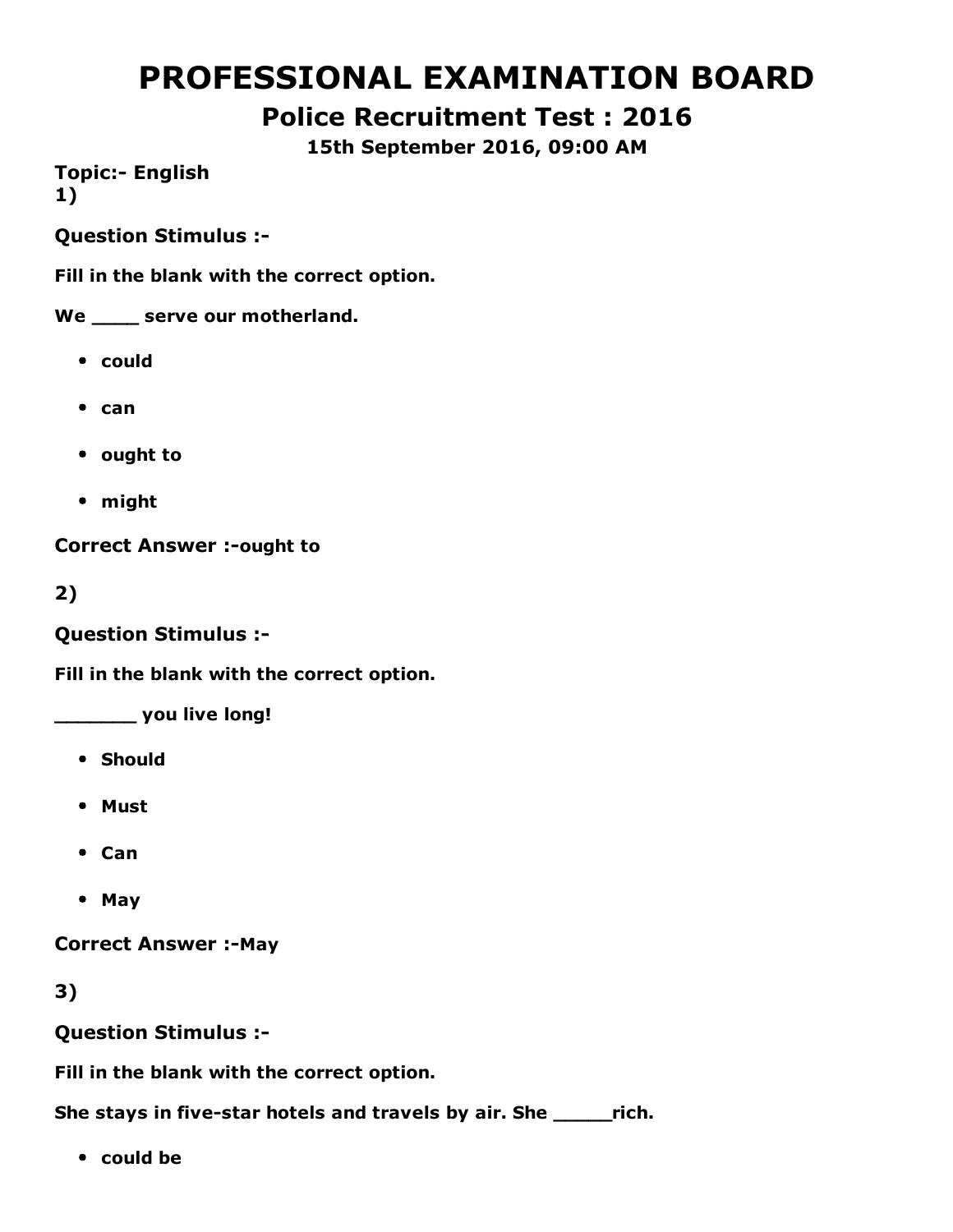# PROFESSIONAL EXAMINATION BOARD

## Police Recruitment Test : 2016

### 15th September 2016, 09:00 AM

**Topic:- English**

**1)**

**Question Stimulus :-**

**Fill in the blank with the correct option.**

**We ____ serve our motherland.**

- **could**
- **can**
- **ought to**
- **might**

**Correct Answer :-ought to**

**2)**

**Question Stimulus :-**

**Fill in the blank with the correct option.**

**_______ you live long!**

- **Should**
- **Must**
- **Can**
- **May**

**Correct Answer :-May**

**3)**

**Question Stimulus :-**

**Fill in the blank with the correct option.**

**She stays in five-star hotels and travels by air. She _____rich.**

- **could be**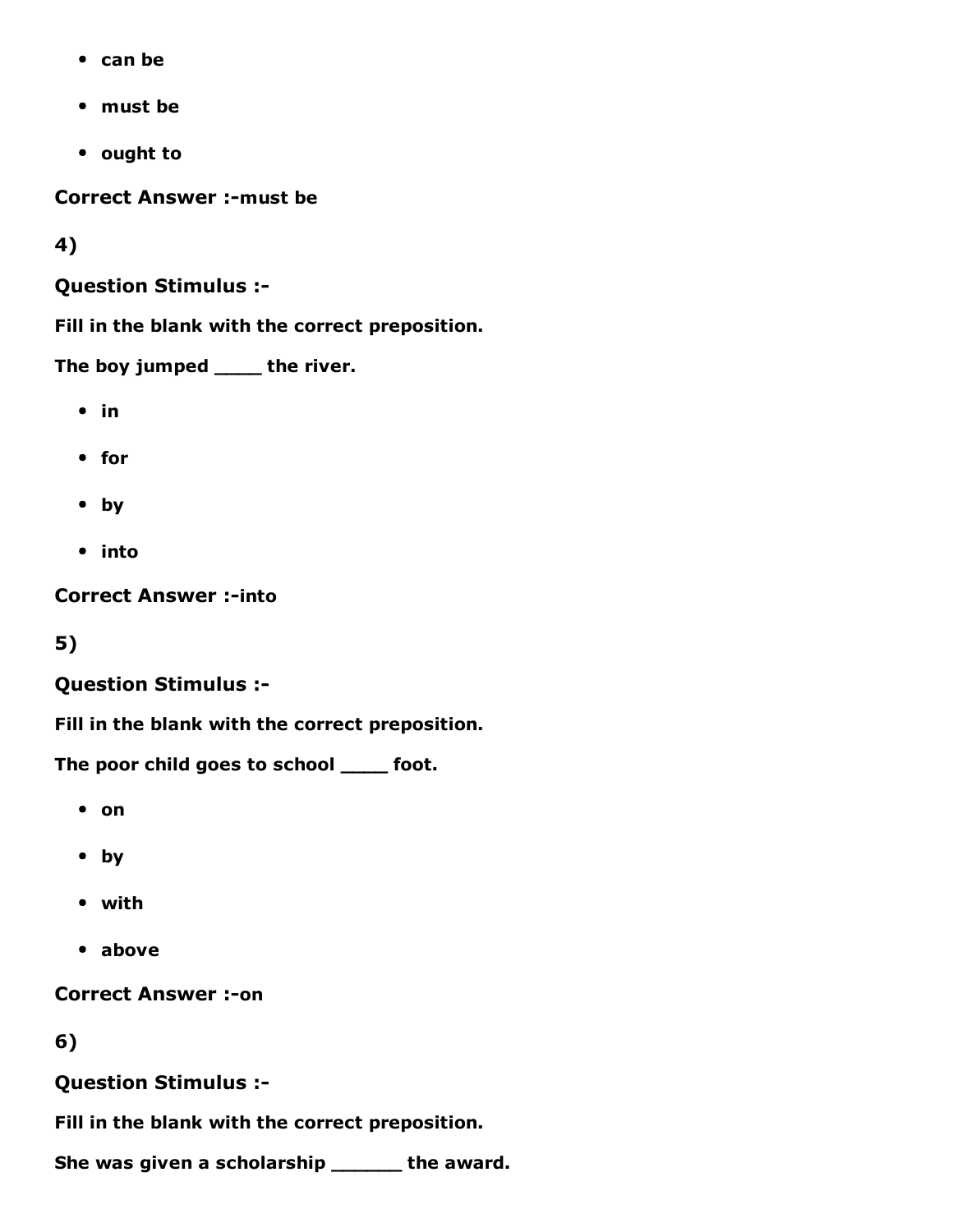- can be
- must be
- ought to

**Correct Answer :-must be**

**4)**

**Question Stimulus :-**

**Fill in the blank with the correct preposition.**

**The boy jumped ____ the river.**

- in
- for
- by
- into

**Correct Answer :-into**

**5)**

**Question Stimulus :-**

**Fill in the blank with the correct preposition.**

**The poor child goes to school ____ foot.**

- on
- by
- with
- above

**Correct Answer :-on**

**6)**

**Question Stimulus :-**

**Fill in the blank with the correct preposition.**

**She was given a scholarship ______ the award.**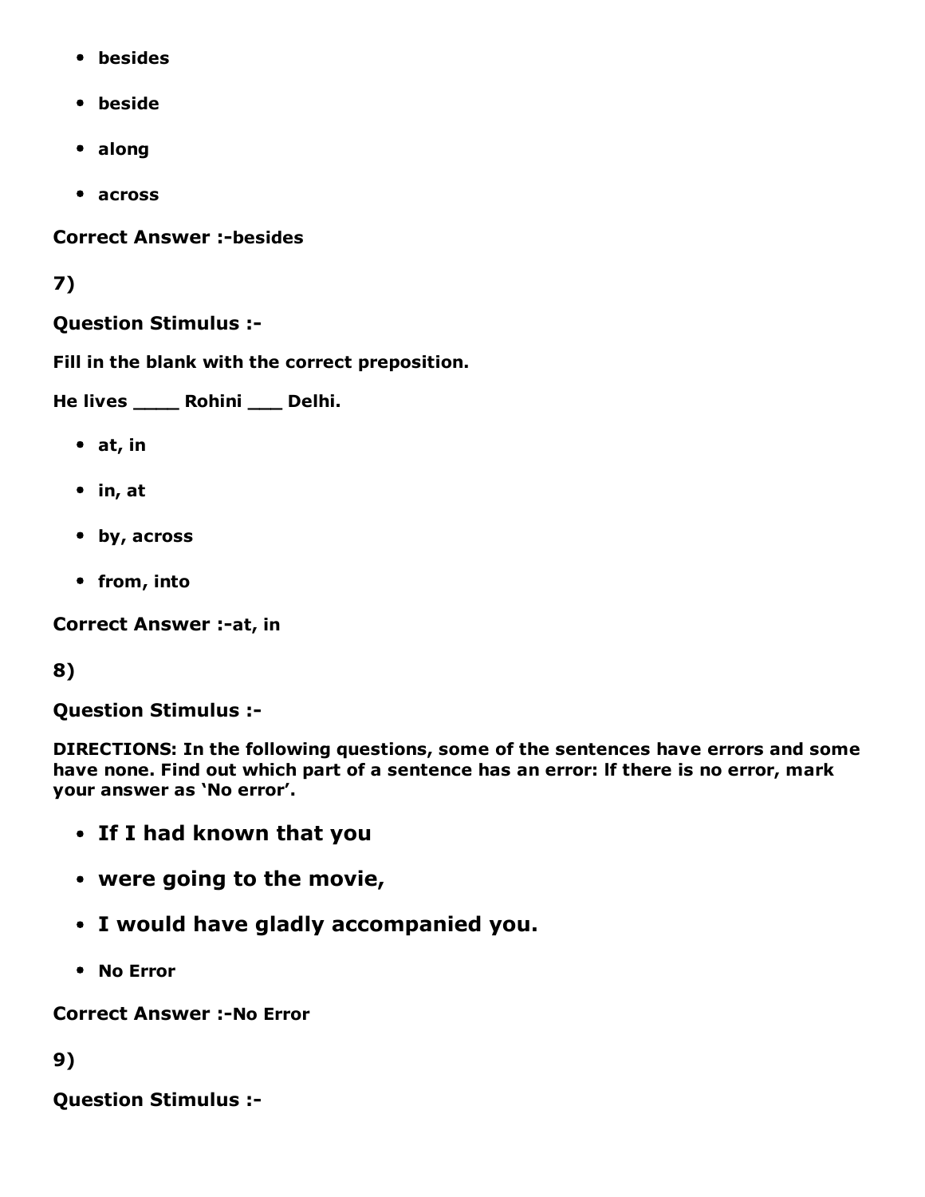- **besides**
- **beside**
- **along**
- **across**

**Correct Answer :-besides**

**7)**

**Question Stimulus :-**

**Fill in the blank with the correct preposition.**

**He lives ____ Rohini ___ Delhi.**

- **at, in**
- **in, at**
- **by, across**
- **from, into**

**Correct Answer :-at, in**

**8)**

**Question Stimulus :-**

**DIRECTIONS: In the following questions, some of the sentences have errors and some have none. Find out which part of a sentence has an error: If there is no error, mark your answer as 'No error'.**

- **If I had known that you**
- **were going to the movie,**
- **I would have gladly accompanied you.**
- **No Error**

**Correct Answer :-No Error**

**9)**

**Question Stimulus :-**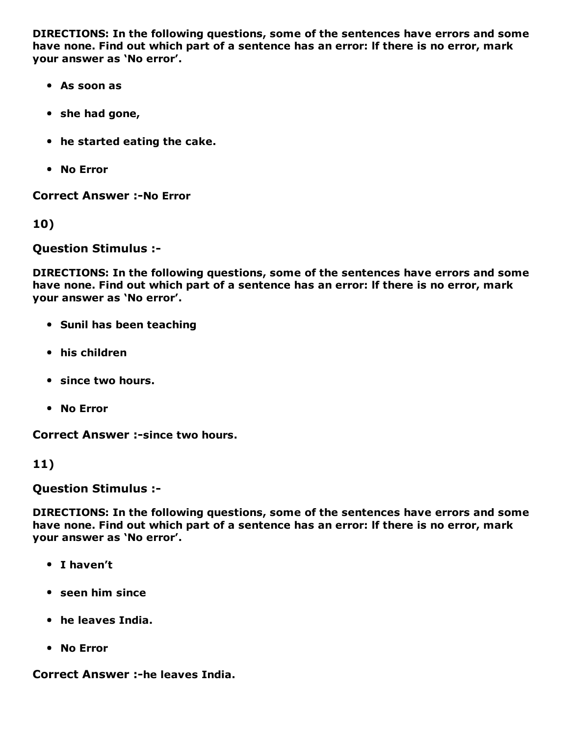**DIRECTIONS: In the following questions, some of the sentences have errors and some have none. Find out which part of a sentence has an error: If there is no error, mark your answer as 'No error'.**

- **As soon as**
- **she had gone,**
- **he started eating the cake.**
- **No Error**

**Correct Answer :-No Error**

**10)**

**Question Stimulus :-**

**DIRECTIONS: In the following questions, some of the sentences have errors and some have none. Find out which part of a sentence has an error: If there is no error, mark your answer as 'No error'.**

- **Sunil has been teaching**
- **his children**
- **since two hours.**
- **No Error**

**Correct Answer :-since two hours.**

**11)**

**Question Stimulus :-**

**DIRECTIONS: In the following questions, some of the sentences have errors and some have none. Find out which part of a sentence has an error: If there is no error, mark your answer as 'No error'.**

- **I haven't**
- **seen him since**
- **he leaves India.**
- **No Error**

**Correct Answer :-he leaves India.**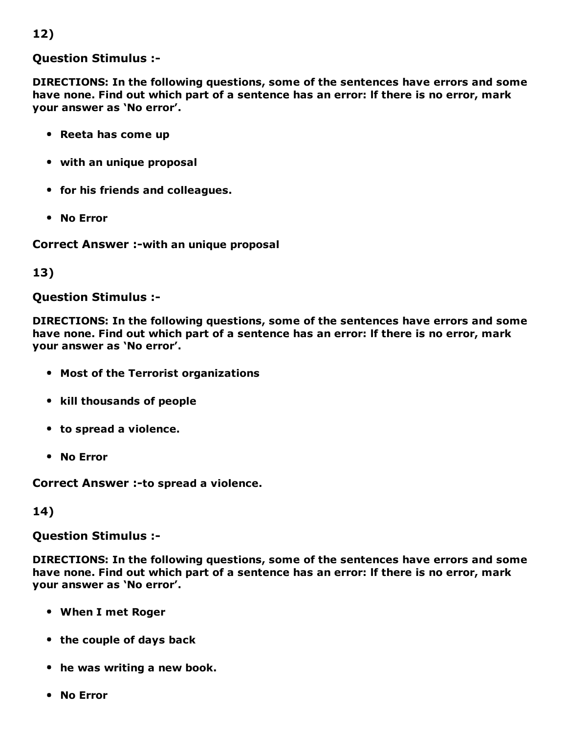12)

**Question Stimulus :-**

**DIRECTIONS: In the following questions, some of the sentences have errors and some have none. Find out which part of a sentence has an error: If there is no error, mark your answer as 'No error'.**

- **Reeta has come up**
- **with an unique proposal**
- **for his friends and colleagues.**
- **No Error**

**Correct Answer :-with an unique proposal**

13)

**Question Stimulus :-**

**DIRECTIONS: In the following questions, some of the sentences have errors and some have none. Find out which part of a sentence has an error: If there is no error, mark your answer as 'No error'.**

- **Most of the Terrorist organizations**
- **kill thousands of people**
- **to spread a violence.**
- **No Error**

**Correct Answer :-to spread a violence.**

14)

**Question Stimulus :-**

**DIRECTIONS: In the following questions, some of the sentences have errors and some have none. Find out which part of a sentence has an error: If there is no error, mark your answer as 'No error'.**

- **When I met Roger**
- **the couple of days back**
- **he was writing a new book.**
- **No Error**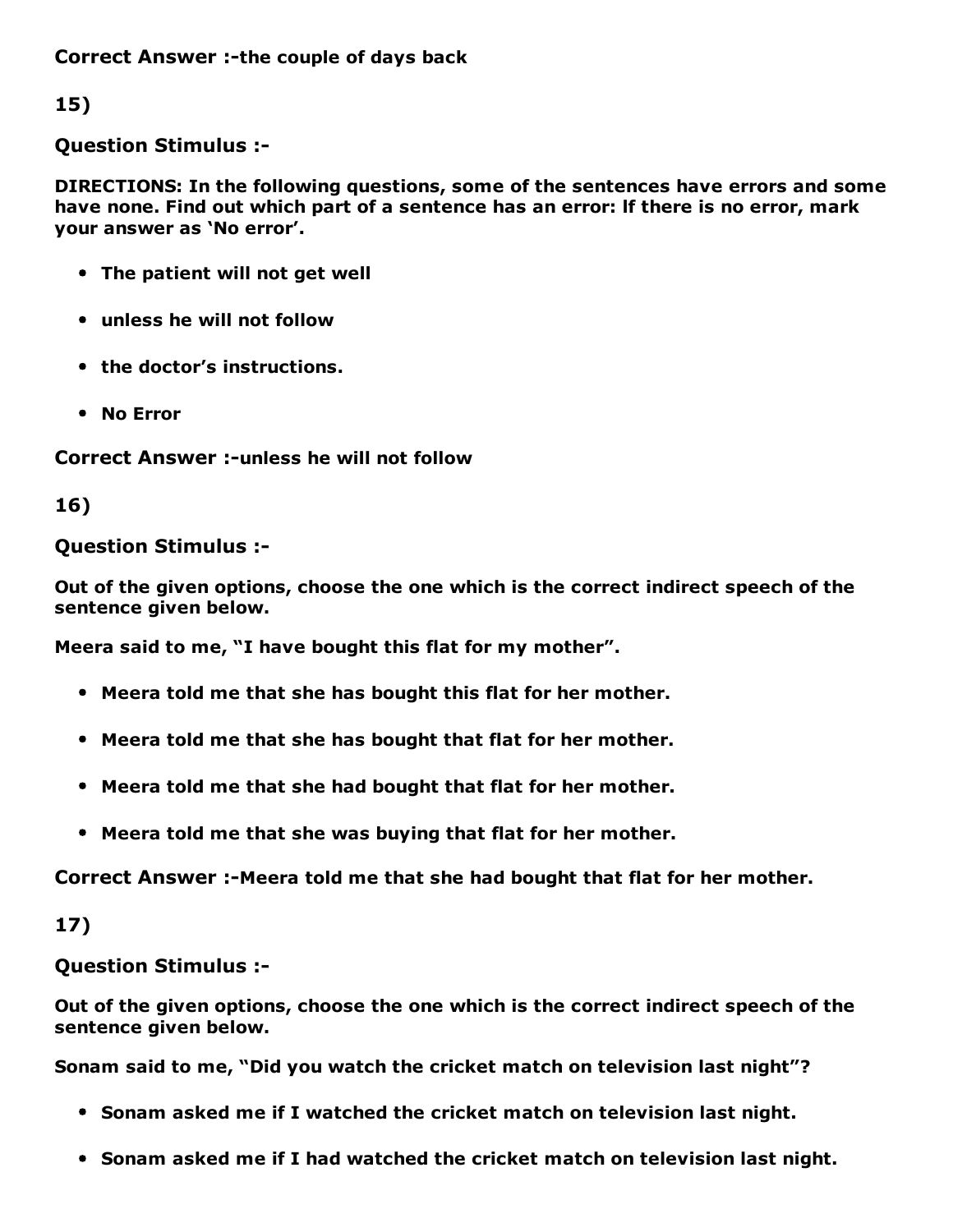**Correct Answer :-the couple of days back**

**15)**

**Question Stimulus :-**

**DIRECTIONS: In the following questions, some of the sentences have errors and some have none. Find out which part of a sentence has an error: If there is no error, mark your answer as 'No error'.**

- **The patient will not get well**
- **unless he will not follow**
- **the doctor's instructions.**
- **No Error**

**Correct Answer :-unless he will not follow**

**16)**

**Question Stimulus :-**

**Out of the given options, choose the one which is the correct indirect speech of the sentence given below.**

**Meera said to me, "I have bought this flat for my mother".**

- **Meera told me that she has bought this flat for her mother.**
- **Meera told me that she has bought that flat for her mother.**
- **Meera told me that she had bought that flat for her mother.**
- **Meera told me that she was buying that flat for her mother.**

**Correct Answer :-Meera told me that she had bought that flat for her mother.**

**17)**

**Question Stimulus :-**

**Out of the given options, choose the one which is the correct indirect speech of the sentence given below.**

**Sonam said to me, "Did you watch the cricket match on television last night"?**

- **Sonam asked me if I watched the cricket match on television last night.**
- **Sonam asked me if I had watched the cricket match on television last night.**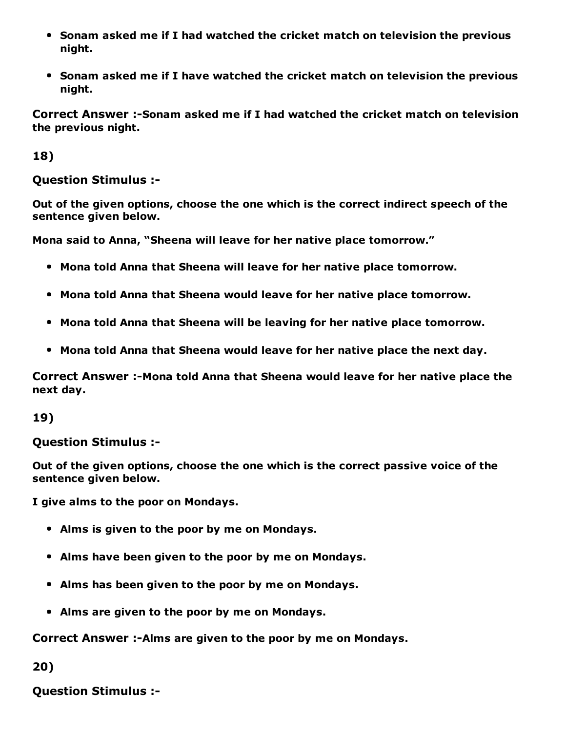- Sonam asked me if I had watched the cricket match on television the previous night.
- Sonam asked me if I have watched the cricket match on television the previous night.

**Correct Answer :-Sonam asked me if I had watched the cricket match on television the previous night.**

**18)**

**Question Stimulus :-**

**Out of the given options, choose the one which is the correct indirect speech of the sentence given below.**

**Mona said to Anna, "Sheena will leave for her native place tomorrow."**

- Mona told Anna that Sheena will leave for her native place tomorrow.
- Mona told Anna that Sheena would leave for her native place tomorrow.
- Mona told Anna that Sheena will be leaving for her native place tomorrow.
- Mona told Anna that Sheena would leave for her native place the next day.

**Correct Answer :-Mona told Anna that Sheena would leave for her native place the next day.**

**19)**

**Question Stimulus :-**

**Out of the given options, choose the one which is the correct passive voice of the sentence given below.**

**I give alms to the poor on Mondays.**

- Alms is given to the poor by me on Mondays.
- Alms have been given to the poor by me on Mondays.
- Alms has been given to the poor by me on Mondays.
- Alms are given to the poor by me on Mondays.

**Correct Answer :-Alms are given to the poor by me on Mondays.**

**20)**

**Question Stimulus :-**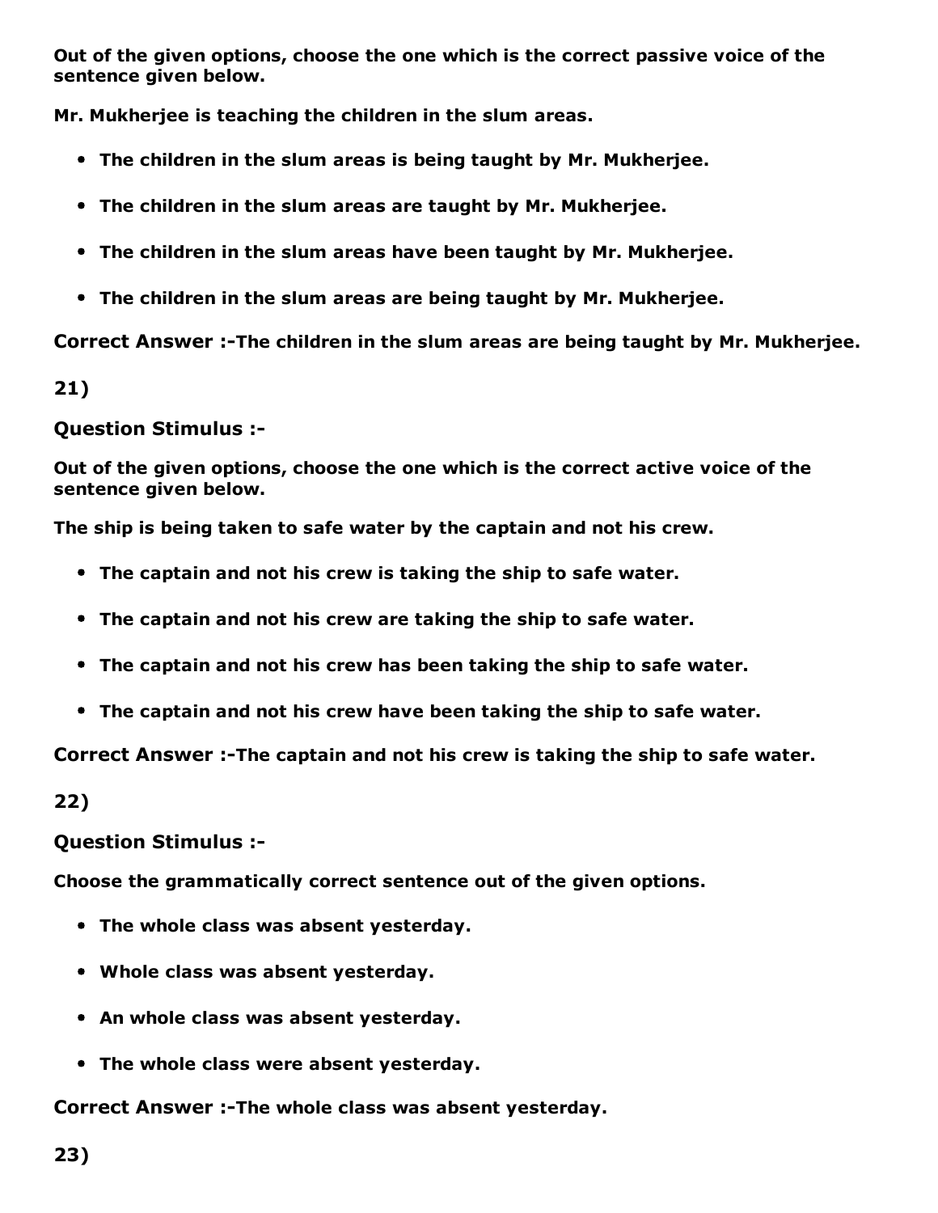**Out of the given options, choose the one which is the correct passive voice of the sentence given below.**

**Mr. Mukherjee is teaching the children in the slum areas.**

- **The children in the slum areas is being taught by Mr. Mukherjee.**
- **The children in the slum areas are taught by Mr. Mukherjee.**
- **The children in the slum areas have been taught by Mr. Mukherjee.**
- **The children in the slum areas are being taught by Mr. Mukherjee.**

**Correct Answer :-The children in the slum areas are being taught by Mr. Mukherjee.**

**21)**

**Question Stimulus :-**

**Out of the given options, choose the one which is the correct active voice of the sentence given below.**

**The ship is being taken to safe water by the captain and not his crew.**

- **The captain and not his crew is taking the ship to safe water.**
- **The captain and not his crew are taking the ship to safe water.**
- **The captain and not his crew has been taking the ship to safe water.**
- **The captain and not his crew have been taking the ship to safe water.**

**Correct Answer :-The captain and not his crew is taking the ship to safe water.**

**22)**

**Question Stimulus :-**

**Choose the grammatically correct sentence out of the given options.**

- **The whole class was absent yesterday.**
- **Whole class was absent yesterday.**
- **An whole class was absent yesterday.**
- **The whole class were absent yesterday.**

**Correct Answer :-The whole class was absent yesterday.**

**23)**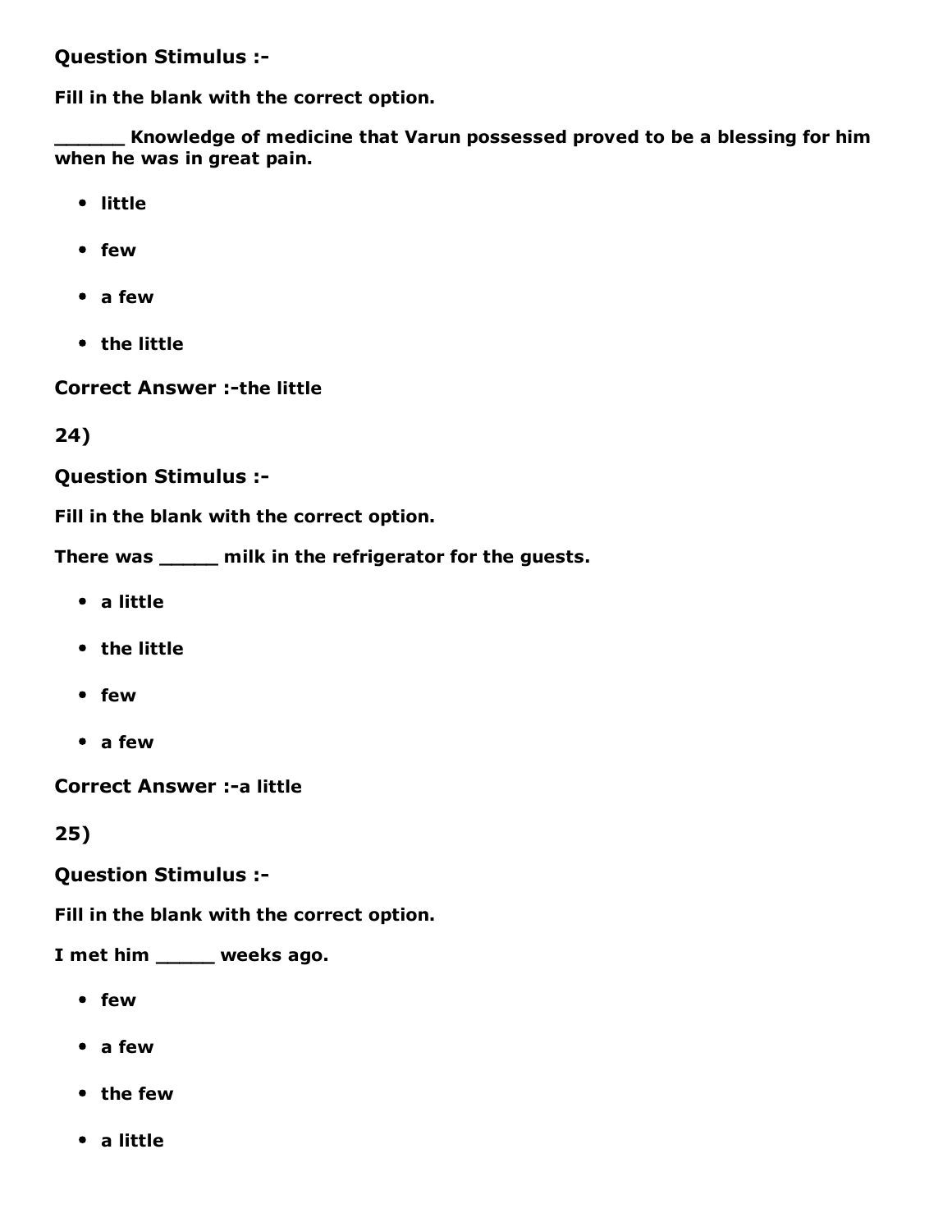**Question Stimulus :-**

**Fill in the blank with the correct option.**

**______ Knowledge of medicine that Varun possessed proved to be a blessing for him when he was in great pain.**

- **little**
- **few**
- **a few**
- **the little**

**Correct Answer :-the little**

**24)**

**Question Stimulus :-**

**Fill in the blank with the correct option.**

**There was _____ milk in the refrigerator for the guests.**

- **a little**
- **the little**
- **few**
- **a few**

**Correct Answer :-a little**

**25)**

**Question Stimulus :-**

**Fill in the blank with the correct option.**

**I met him _____ weeks ago.**

- **few**
- **a few**
- **the few**
- **a little**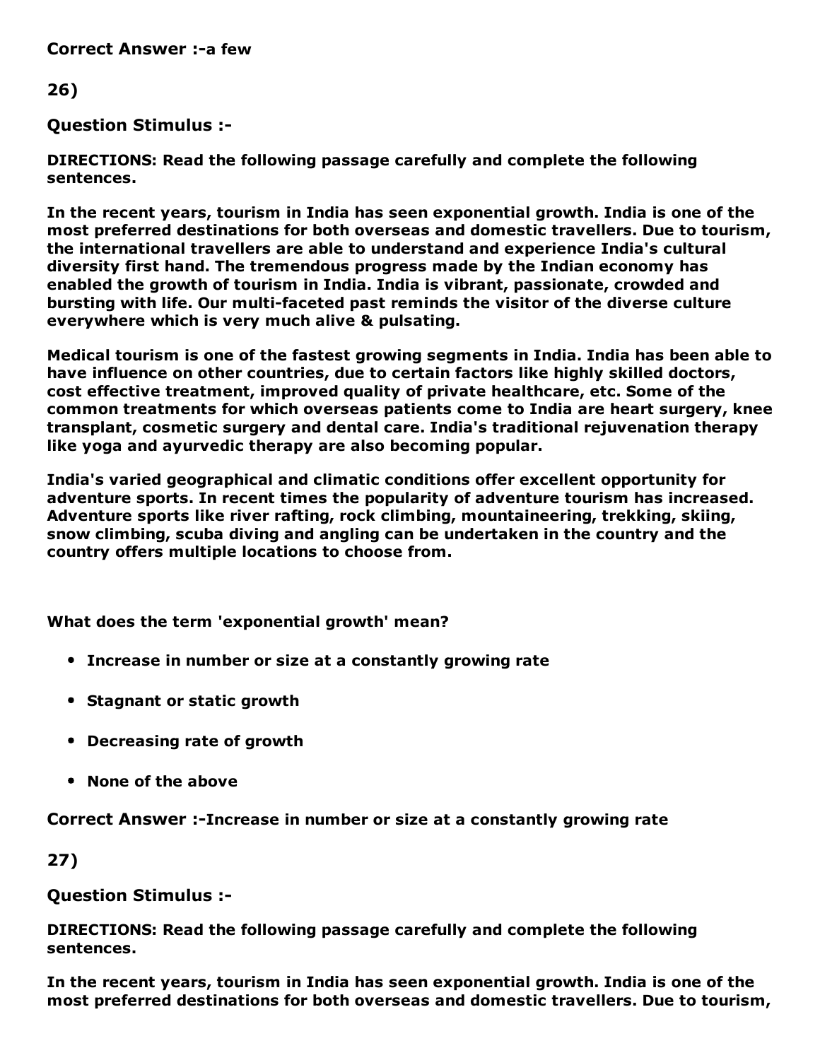**Correct Answer :-**a few

**26)**

**Question Stimulus :-**

**DIRECTIONS: Read the following passage carefully and complete the following sentences.**

**In the recent years, tourism in India has seen exponential growth. India is one of the most preferred destinations for both overseas and domestic travellers. Due to tourism, the international travellers are able to understand and experience India's cultural diversity first hand. The tremendous progress made by the Indian economy has enabled the growth of tourism in India. India is vibrant, passionate, crowded and bursting with life. Our multi-faceted past reminds the visitor of the diverse culture everywhere which is very much alive & pulsating.**

**Medical tourism is one of the fastest growing segments in India. India has been able to have influence on other countries, due to certain factors like highly skilled doctors, cost effective treatment, improved quality of private healthcare, etc. Some of the common treatments for which overseas patients come to India are heart surgery, knee transplant, cosmetic surgery and dental care. India's traditional rejuvenation therapy like yoga and ayurvedic therapy are also becoming popular.**

**India's varied geographical and climatic conditions offer excellent opportunity for adventure sports. In recent times the popularity of adventure tourism has increased. Adventure sports like river rafting, rock climbing, mountaineering, trekking, skiing, snow climbing, scuba diving and angling can be undertaken in the country and the country offers multiple locations to choose from.**

**What does the term 'exponential growth' mean?**

- **Increase in number or size at a constantly growing rate**
- **Stagnant or static growth**
- **Decreasing rate of growth**
- **None of the above**

**Correct Answer :-**Increase in number or size at a constantly growing rate

**27)**

**Question Stimulus :-**

**DIRECTIONS: Read the following passage carefully and complete the following sentences.**

**In the recent years, tourism in India has seen exponential growth. India is one of the most preferred destinations for both overseas and domestic travellers. Due to tourism,**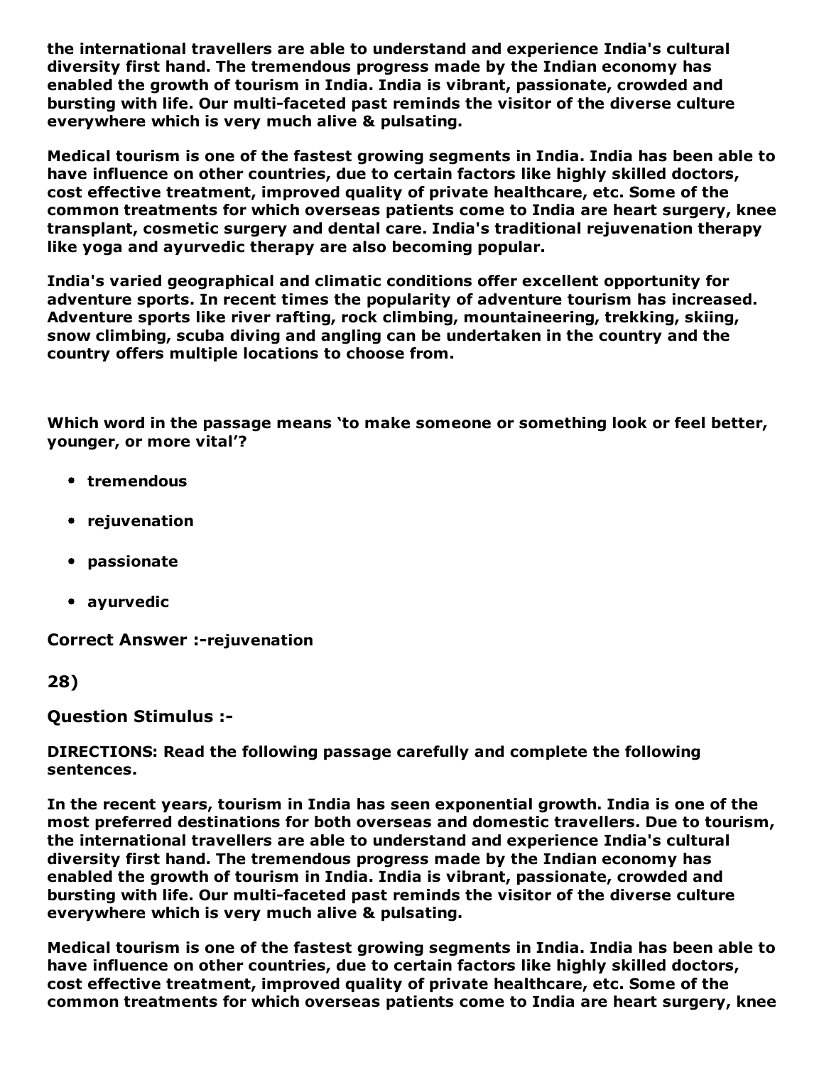**the international travellers are able to understand and experience India's cultural diversity first hand. The tremendous progress made by the Indian economy has enabled the growth of tourism in India. India is vibrant, passionate, crowded and bursting with life. Our multi-faceted past reminds the visitor of the diverse culture everywhere which is very much alive & pulsating.**

**Medical tourism is one of the fastest growing segments in India. India has been able to have influence on other countries, due to certain factors like highly skilled doctors, cost effective treatment, improved quality of private healthcare, etc. Some of the common treatments for which overseas patients come to India are heart surgery, knee transplant, cosmetic surgery and dental care. India's traditional rejuvenation therapy like yoga and ayurvedic therapy are also becoming popular.**

**India's varied geographical and climatic conditions offer excellent opportunity for adventure sports. In recent times the popularity of adventure tourism has increased. Adventure sports like river rafting, rock climbing, mountaineering, trekking, skiing, snow climbing, scuba diving and angling can be undertaken in the country and the country offers multiple locations to choose from.**

**Which word in the passage means 'to make someone or something look or feel better, younger, or more vital'?**

- **tremendous**
- **rejuvenation**
- **passionate**
- **ayurvedic**

**Correct Answer :-rejuvenation**

**28)**

**Question Stimulus :-**

**DIRECTIONS: Read the following passage carefully and complete the following sentences.**

**In the recent years, tourism in India has seen exponential growth. India is one of the most preferred destinations for both overseas and domestic travellers. Due to tourism, the international travellers are able to understand and experience India's cultural diversity first hand. The tremendous progress made by the Indian economy has enabled the growth of tourism in India. India is vibrant, passionate, crowded and bursting with life. Our multi-faceted past reminds the visitor of the diverse culture everywhere which is very much alive & pulsating.**

**Medical tourism is one of the fastest growing segments in India. India has been able to have influence on other countries, due to certain factors like highly skilled doctors, cost effective treatment, improved quality of private healthcare, etc. Some of the common treatments for which overseas patients come to India are heart surgery, knee**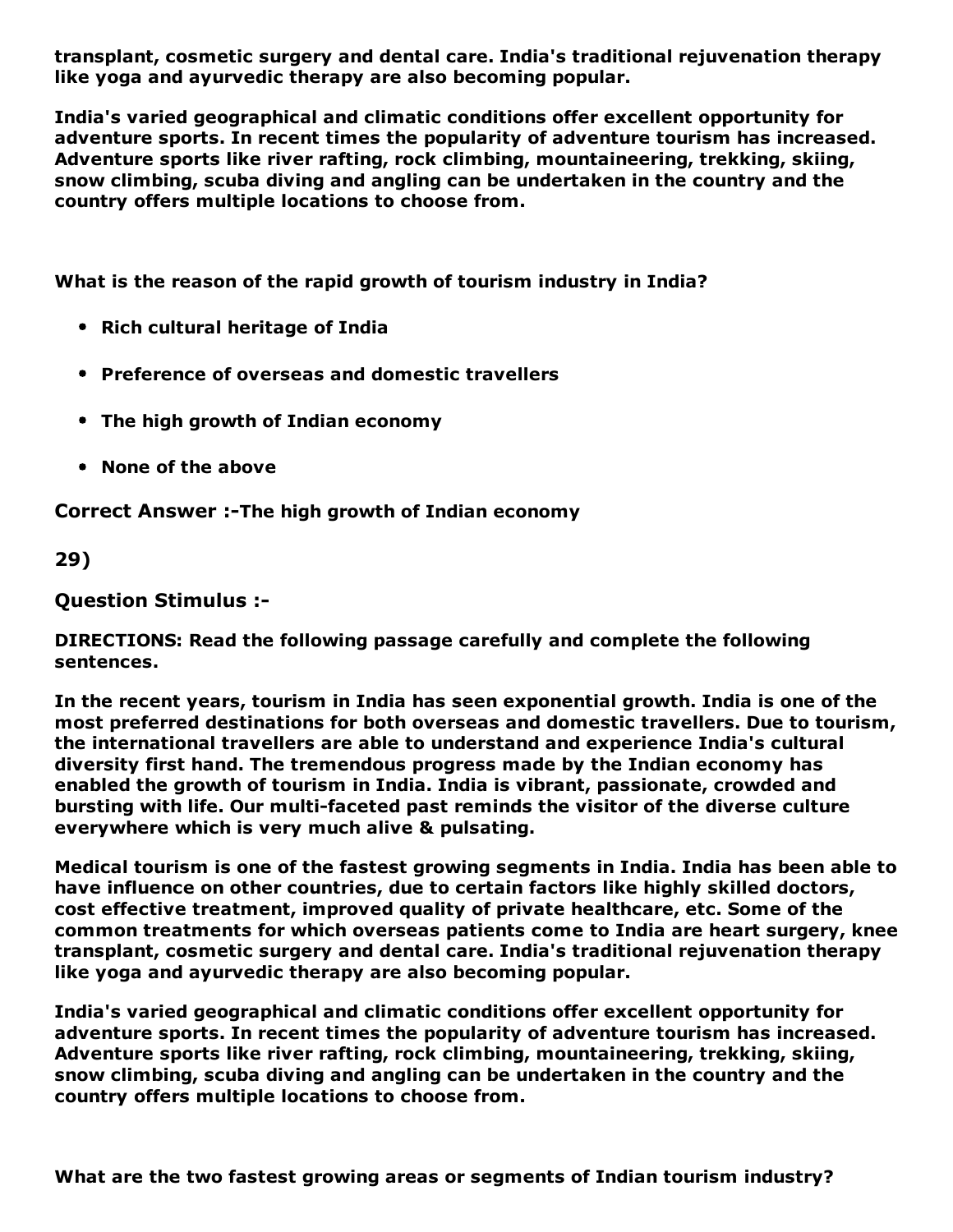**transplant, cosmetic surgery and dental care. India's traditional rejuvenation therapy like yoga and ayurvedic therapy are also becoming popular.**

**India's varied geographical and climatic conditions offer excellent opportunity for adventure sports. In recent times the popularity of adventure tourism has increased. Adventure sports like river rafting, rock climbing, mountaineering, trekking, skiing, snow climbing, scuba diving and angling can be undertaken in the country and the country offers multiple locations to choose from.**

**What is the reason of the rapid growth of tourism industry in India?**

- **Rich cultural heritage of India**
- **Preference of overseas and domestic travellers**
- **The high growth of Indian economy**
- **None of the above**

**Correct Answer :-The high growth of Indian economy**

**29)**

**Question Stimulus :-**

**DIRECTIONS: Read the following passage carefully and complete the following sentences.**

**In the recent years, tourism in India has seen exponential growth. India is one of the most preferred destinations for both overseas and domestic travellers. Due to tourism, the international travellers are able to understand and experience India's cultural diversity first hand. The tremendous progress made by the Indian economy has enabled the growth of tourism in India. India is vibrant, passionate, crowded and bursting with life. Our multi-faceted past reminds the visitor of the diverse culture everywhere which is very much alive & pulsating.**

**Medical tourism is one of the fastest growing segments in India. India has been able to have influence on other countries, due to certain factors like highly skilled doctors, cost effective treatment, improved quality of private healthcare, etc. Some of the common treatments for which overseas patients come to India are heart surgery, knee transplant, cosmetic surgery and dental care. India's traditional rejuvenation therapy like yoga and ayurvedic therapy are also becoming popular.**

**India's varied geographical and climatic conditions offer excellent opportunity for adventure sports. In recent times the popularity of adventure tourism has increased. Adventure sports like river rafting, rock climbing, mountaineering, trekking, skiing, snow climbing, scuba diving and angling can be undertaken in the country and the country offers multiple locations to choose from.**

**What are the two fastest growing areas or segments of Indian tourism industry?**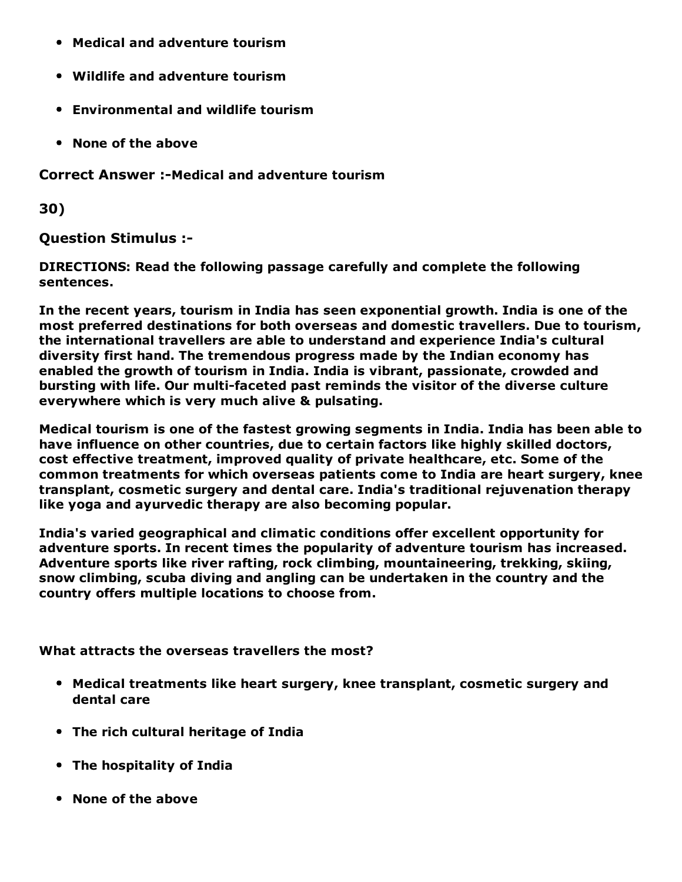- **Medical and adventure tourism**
- **Wildlife and adventure tourism**
- **Environmental and wildlife tourism**
- **None of the above**

**Correct Answer :-Medical and adventure tourism**

**30)**

**Question Stimulus :-**

**DIRECTIONS: Read the following passage carefully and complete the following sentences.**

**In the recent years, tourism in India has seen exponential growth. India is one of the most preferred destinations for both overseas and domestic travellers. Due to tourism, the international travellers are able to understand and experience India's cultural diversity first hand. The tremendous progress made by the Indian economy has enabled the growth of tourism in India. India is vibrant, passionate, crowded and bursting with life. Our multi-faceted past reminds the visitor of the diverse culture everywhere which is very much alive & pulsating.**

**Medical tourism is one of the fastest growing segments in India. India has been able to have influence on other countries, due to certain factors like highly skilled doctors, cost effective treatment, improved quality of private healthcare, etc. Some of the common treatments for which overseas patients come to India are heart surgery, knee transplant, cosmetic surgery and dental care. India's traditional rejuvenation therapy like yoga and ayurvedic therapy are also becoming popular.**

**India's varied geographical and climatic conditions offer excellent opportunity for adventure sports. In recent times the popularity of adventure tourism has increased. Adventure sports like river rafting, rock climbing, mountaineering, trekking, skiing, snow climbing, scuba diving and angling can be undertaken in the country and the country offers multiple locations to choose from.**

**What attracts the overseas travellers the most?**

- **Medical treatments like heart surgery, knee transplant, cosmetic surgery and dental care**
- **The rich cultural heritage of India**
- **The hospitality of India**
- **None of the above**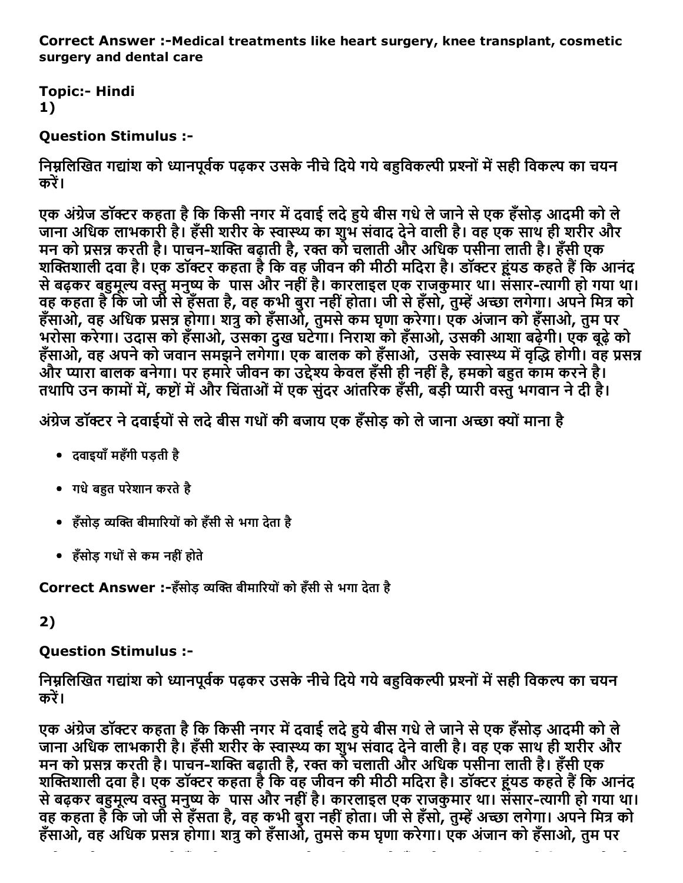**Correct Answer :-Medical treatments like heart surgery, knee transplant, cosmetic surgery and dental care**

**Topic:- Hindi**

**1)**

**Question Stimulus :-**

निम्नलिखित गद्यांश को ध्यानपूर्वक पढ़कर उसके नीचे दिये गये बहुविकल्पी प्रश्नों में सही विकल्प का चयन करें।

एक अंग्रेज डॉक्टर कहता है कि किसी नगर में दवाई लदे हुये बीस गधे ले जाने से एक हँसोड़ आदमी को ले जाना अधिक लाभकारी है। हँसी शरीर के स्वास्थ्य का शुभ संवाद देने वाली है। वह एक साथ ही शरीर और मन को प्रसन्न करती है। पाचन-शक्ति बढ़ाती है, रक्त को चलाती और अधिक पसीना लाती है। हँसी एक शक्तिशाली दवा है। एक डॉक्टर कहता है कि वह जीवन की मीठी मदिरा है। डॉक्टर ह्यूंड कहते हैं कि आनंद से बढ़कर बहुमूल्य वस्तु मनुष्य के पास और नहीं है। कारलाइल एक राजकुमार था। संसार-त्यागी हो गया था। वह कहता है कि जो जी से हँसता है, वह कभी बुरा नहीं होता। जी से हँसो, तुम्हें अच्छा लगेगा। अपने मित्र को हँसाओ, वह अधिक प्रसन्न होगा। शत्रु को हँसाओ, तुमसे कम घृणा करेगा। एक अंजान को हँसाओ, तुम पर भरोसा करेगा। उदास को हँसाओ, उसका दुख घटेगा। निराश को हँसाओ, उसकी आशा बढ़ेगी। एक बूढ़े को हँसाओ, वह अपने को जवान समझने लगेगा। एक बालक को हँसाओ, उसके स्वास्थ्य में वृद्धि होगी। वह प्रसन्न और प्यारा बालक बनेगा। पर हमारे जीवन का उद्देश्य केवल हँसी ही नहीं है, हमको बहुत काम करने है। तथापि उन कामों में, कष्टों में और चिंताओं में एक सुंदर आंतरिक हँसी, बड़ी प्यारी वस्तु भगवान ने दी है।

अंग्रेज डॉक्टर ने दवाईयों से लदे बीस गधों की बजाय एक हँसोड़ को ले जाना अच्छा क्यों माना है

- दवाइयाँ महँगी पड़ती है
- गधे बहुत परेशान करते है
- हँसोड़ व्यक्ति बीमारियों को हँसी से भगा देता है
- हँसोड़ गधों से कम नहीं होते

**Correct Answer :-**हँसोड़ व्यक्ति बीमारियों को हँसी से भगा देता है

**2)**

**Question Stimulus :-**

निम्नलिखित गद्यांश को ध्यानपूर्वक पढ़कर उसके नीचे दिये गये बहुविकल्पी प्रश्नों में सही विकल्प का चयन करें।

एक अंग्रेज डॉक्टर कहता है कि किसी नगर में दवाई लदे हुये बीस गधे ले जाने से एक हँसोड़ आदमी को ले जाना अधिक लाभकारी है। हँसी शरीर के स्वास्थ्य का शुभ संवाद देने वाली है। वह एक साथ ही शरीर और मन को प्रसन्न करती है। पाचन-शक्ति बढ़ाती है, रक्त को चलाती और अधिक पसीना लाती है। हँसी एक शक्तिशाली दवा है। एक डॉक्टर कहता है कि वह जीवन की मीठी मदिरा है। डॉक्टर ह्यूंड कहते हैं कि आनंद से बढ़कर बहुमूल्य वस्तु मनुष्य के पास और नहीं है। कारलाइल एक राजकुमार था। संसार-त्यागी हो गया था। वह कहता है कि जो जी से हँसता है, वह कभी बुरा नहीं होता। जी से हँसो, तुम्हें अच्छा लगेगा। अपने मित्र को हँसाओ, वह अधिक प्रसन्न होगा। शत्रु को हँसाओ, तुमसे कम घृणा करेगा। एक अंजान को हँसाओ, तुम पर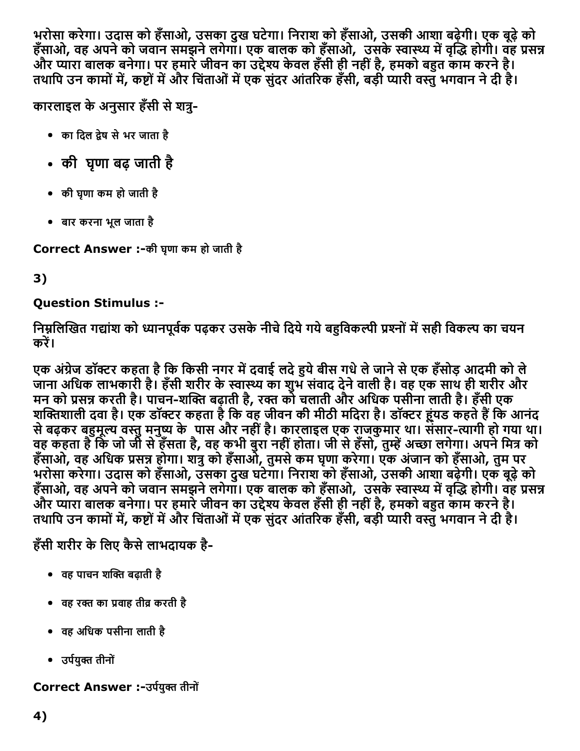भरोसा करेगा। उदास को हँसाओ, उसका दुख घटेगा। निराश को हँसाओ, उसकी आशा बढ़ेगी। एक बूढ़े को हँसाओ, वह अपने को जवान समझने लगेगा। एक बालक को हँसाओ, उसके स्वास्थ्य में वृद्धि होगी। वह प्रसन्न और प्यारा बालक बनेगा। पर हमारे जीवन का उद्देश्य केवल हँसी ही नहीं है, हमको बहुत काम करने है। तथापि उन कामों में, कष्टों में और चिंताओं में एक सुंदर आंतरिक हँसी, बड़ी प्यारी वस्तु भगवान ने दी है।

**कारलाइल के अनुसार हँसी से शत्रु-**

- का दिल द्वेष से भर जाता है
- की घृणा बढ़ जाती है
- की घृणा कम हो जाती है
- बार करना भूल जाता है

**Correct Answer :-**की घृणा कम हो जाती है

**3)**

**Question Stimulus :-**

**निम्नलिखित गद्यांश को ध्यानपूर्वक पढ़कर उसके नीचे दिये गये बहुविकल्पी प्रश्नों में सही विकल्प का चयन करें।**

**एक अंग्रेज डॉक्टर कहता है कि किसी नगर में दवाई लदे हुये बीस गधे ले जाने से एक हँसोड़ आदमी को ले जाना अधिक लाभकारी है। हँसी शरीर के स्वास्थ्य का शुभ संवाद देने वाली है। वह एक साथ ही शरीर और मन को प्रसन्न करती है। पाचन-शक्ति बढ़ाती है, रक्त को चलाती और अधिक पसीना लाती है। हँसी एक शक्तिशाली दवा है। एक डॉक्टर कहता है कि वह जीवन की मीठी मदिरा है। डॉक्टर ह्यूंड कहते हैं कि आनंद से बढ़कर बहुमूल्य वस्तु मनुष्य के पास और नहीं है। कारलाइल एक राजकुमार था। संसार-त्यागी हो गया था। वह कहता है कि जो जी से हँसता है, वह कभी बुरा नहीं होता। जी से हँसो, तुम्हें अच्छा लगेगा। अपने मित्र को हँसाओ, वह अधिक प्रसन्न होगा। शत्रु को हँसाओ, तुमसे कम घृणा करेगा। एक अंजान को हँसाओ, तुम पर भरोसा करेगा। उदास को हँसाओ, उसका दुख घटेगा। निराश को हँसाओ, उसकी आशा बढ़ेगी। एक बूढ़े को हँसाओ, वह अपने को जवान समझने लगेगा। एक बालक को हँसाओ, उसके स्वास्थ्य में वृद्धि होगी। वह प्रसन्न और प्यारा बालक बनेगा। पर हमारे जीवन का उद्देश्य केवल हँसी ही नहीं है, हमको बहुत काम करने है। तथापि उन कामों में, कष्टों में और चिंताओं में एक सुंदर आंतरिक हँसी, बड़ी प्यारी वस्तु भगवान ने दी है।**

**हँसी शरीर के लिए कैसे लाभदायक है-**

- वह पाचन शक्ति बढ़ाती है
- वह रक्त का प्रवाह तीव्र करती है
- वह अधिक पसीना लाती है
- उर्पयुक्त तीनों

**Correct Answer :-**उर्पयुक्त तीनों

**4)**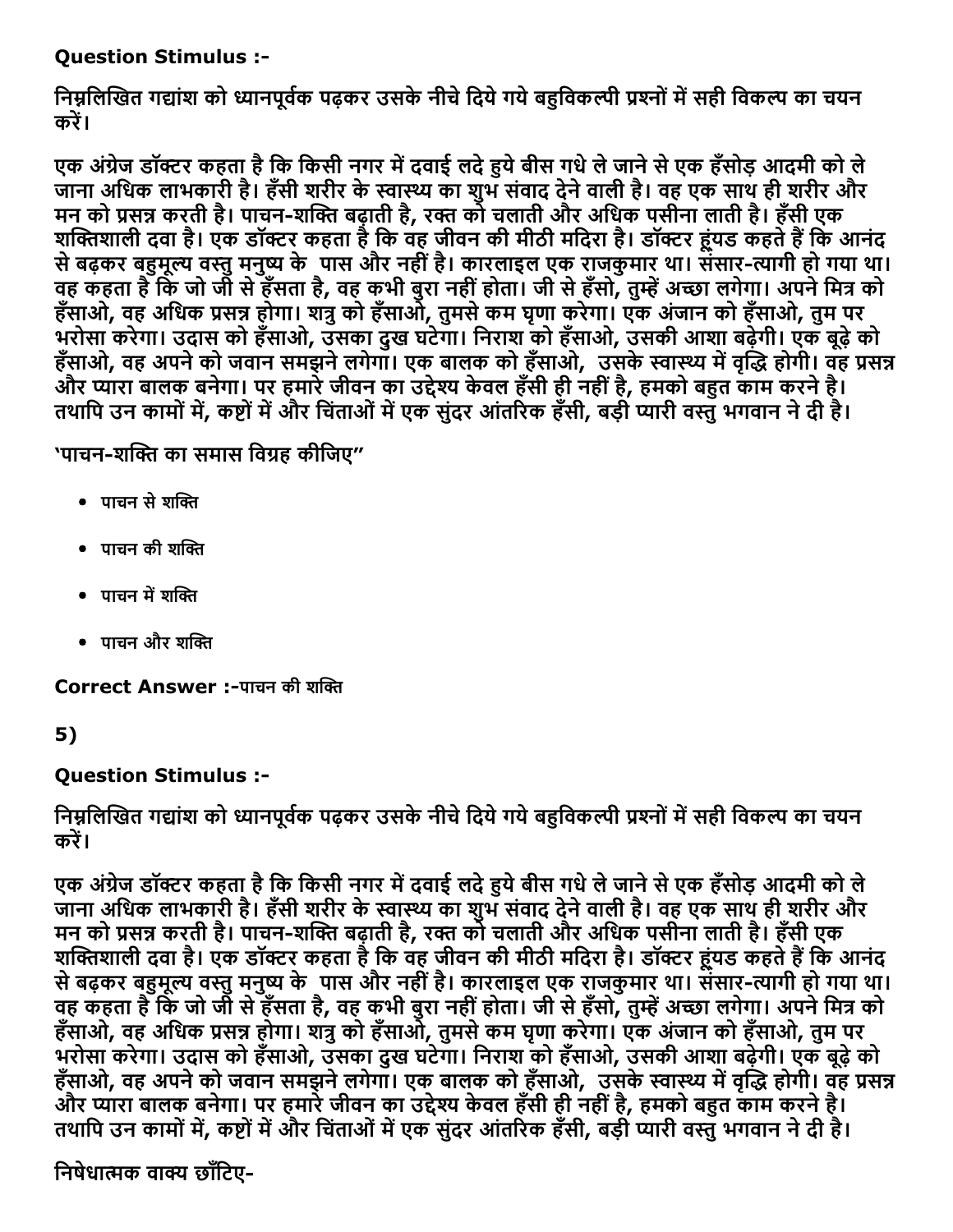**Question Stimulus :-**

निम्नलिखित गद्यांश को ध्यानपूर्वक पढ़कर उसके नीचे दिये गये बहुविकल्पी प्रश्नों में सही विकल्प का चयन करें।

एक अंग्रेज डॉक्टर कहता है कि किसी नगर में दवाई लदे हुये बीस गधे ले जाने से एक हँसोड़ आदमी को ले जाना अधिक लाभकारी है। हँसी शरीर के स्वास्थ्य का शुभ संवाद देने वाली है। वह एक साथ ही शरीर और मन को प्रसन्न करती है। पाचन-शक्ति बढ़ाती है, रक्त को चलाती और अधिक पसीना लाती है। हँसी एक शक्तिशाली दवा है। एक डॉक्टर कहता है कि वह जीवन की मीठी मदिरा है। डॉक्टर ह्यूंड कहते हैं कि आनंद से बढ़कर बहुमूल्य वस्तु मनुष्य के पास और नहीं है। कारलाइल एक राजकुमार था। संसार-त्यागी हो गया था। वह कहता है कि जो जी से हँसता है, वह कभी बुरा नहीं होता। जी से हँसो, तुम्हें अच्छा लगेगा। अपने मित्र को हँसाओ, वह अधिक प्रसन्न होगा। शत्रु को हँसाओ, तुमसे कम घृणा करेगा। एक अंजान को हँसाओ, तुम पर भरोसा करेगा। उदास को हँसाओ, उसका दुख घटेगा। निराश को हँसाओ, उसकी आशा बढ़ेगी। एक बूढ़े को हँसाओ, वह अपने को जवान समझने लगेगा। एक बालक को हँसाओ, उसके स्वास्थ्य में वृद्धि होगी। वह प्रसन्न और प्यारा बालक बनेगा। पर हमारे जीवन का उद्देश्य केवल हँसी ही नहीं है, हमको बहुत काम करने है। तथापि उन कामों में, कष्टों में और चिंताओं में एक सुंदर आंतरिक हँसी, बड़ी प्यारी वस्तु भगवान ने दी है।

'पाचन-शक्ति का समास विग्रह कीजिए"

- पाचन से शक्ति
- पाचन की शक्ति
- पाचन में शक्ति
- पाचन और शक्ति

**Correct Answer :-**पाचन की शक्ति

**5)**

**Question Stimulus :-**

निम्नलिखित गद्यांश को ध्यानपूर्वक पढ़कर उसके नीचे दिये गये बहुविकल्पी प्रश्नों में सही विकल्प का चयन करें।

एक अंग्रेज डॉक्टर कहता है कि किसी नगर में दवाई लदे हुये बीस गधे ले जाने से एक हँसोड़ आदमी को ले जाना अधिक लाभकारी है। हँसी शरीर के स्वास्थ्य का शुभ संवाद देने वाली है। वह एक साथ ही शरीर और मन को प्रसन्न करती है। पाचन-शक्ति बढ़ाती है, रक्त को चलाती और अधिक पसीना लाती है। हँसी एक शक्तिशाली दवा है। एक डॉक्टर कहता है कि वह जीवन की मीठी मदिरा है। डॉक्टर ह्यूंड कहते हैं कि आनंद से बढ़कर बहुमूल्य वस्तु मनुष्य के पास और नहीं है। कारलाइल एक राजकुमार था। संसार-त्यागी हो गया था। वह कहता है कि जो जी से हँसता है, वह कभी बुरा नहीं होता। जी से हँसो, तुम्हें अच्छा लगेगा। अपने मित्र को हँसाओ, वह अधिक प्रसन्न होगा। शत्रु को हँसाओ, तुमसे कम घृणा करेगा। एक अंजान को हँसाओ, तुम पर भरोसा करेगा। उदास को हँसाओ, उसका दुख घटेगा। निराश को हँसाओ, उसकी आशा बढ़ेगी। एक बूढ़े को हँसाओ, वह अपने को जवान समझने लगेगा। एक बालक को हँसाओ, उसके स्वास्थ्य में वृद्धि होगी। वह प्रसन्न और प्यारा बालक बनेगा। पर हमारे जीवन का उद्देश्य केवल हँसी ही नहीं है, हमको बहुत काम करने है। तथापि उन कामों में, कष्टों में और चिंताओं में एक सुंदर आंतरिक हँसी, बड़ी प्यारी वस्तु भगवान ने दी है।

निषेधात्मक वाक्य छाँटिए-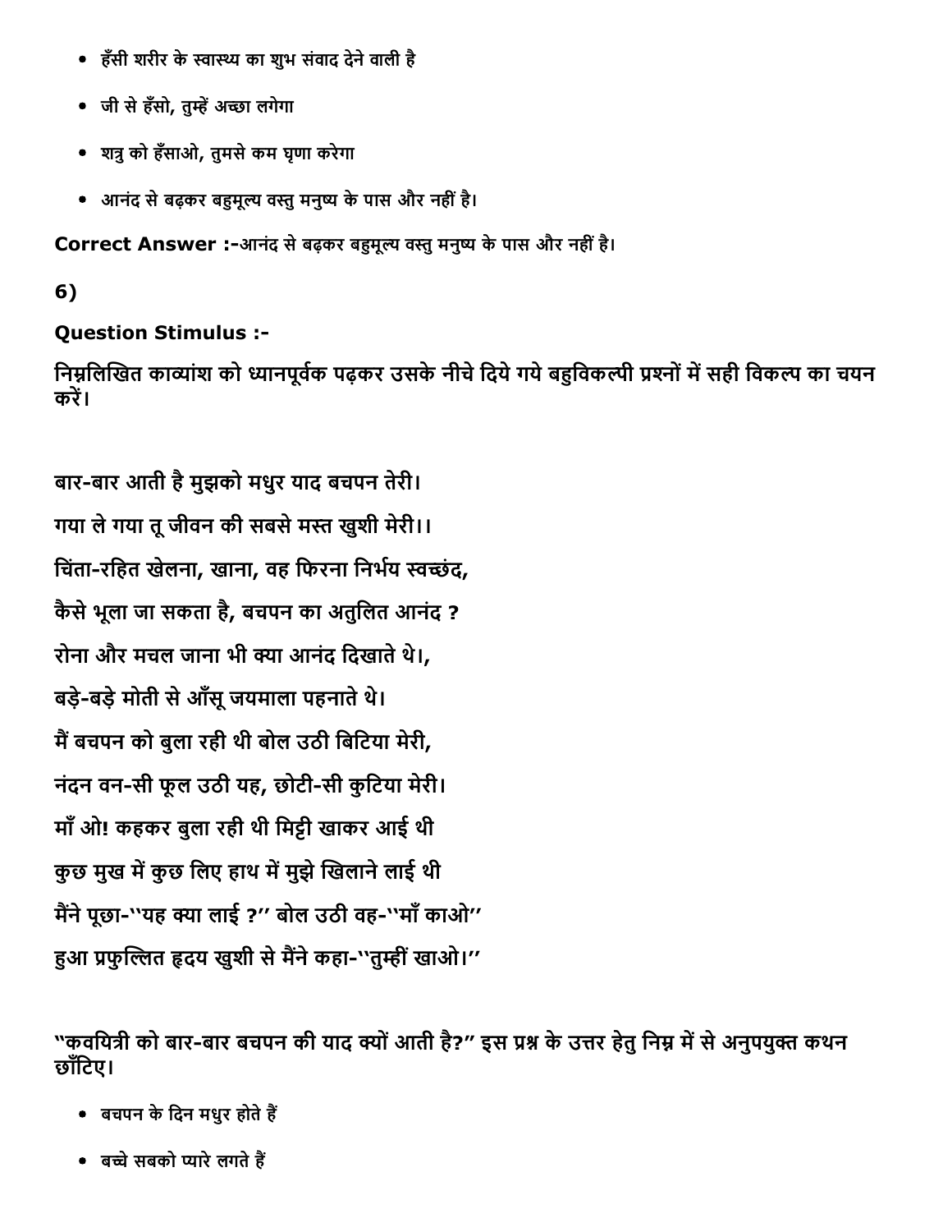- हँसी शरीर के स्वास्थ्य का शुभ संवाद देने वाली है
- जी से हँसो, तुम्हें अच्छा लगेगा
- शत्रु को हँसाओ, तुमसे कम घृणा करेगा
- आनंद से बढ़कर बहुमूल्य वस्तु मनुष्य के पास और नहीं है।

**Correct Answer :-**आनंद से बढ़कर बहुमूल्य वस्तु मनुष्य के पास और नहीं है।

**6)**

**Question Stimulus :-**

निम्नलिखित काव्यांश को ध्यानपूर्वक पढ़कर उसके नीचे दिये गये बहुविकल्पी प्रश्नों में सही विकल्प का चयन करें।

बार-बार आती है मुझको मधुर याद बचपन तेरी।

गया ले गया तू जीवन की सबसे मस्त खुशी मेरी।।

चिंता-रहित खेलना, खाना, वह फिरना निर्भय स्वच्छंद,

कैसे भूला जा सकता है, बचपन का अतुलित आनंद ?

रोना और मचल जाना भी क्या आनंद दिखाते थे।,

बड़े-बड़े मोती से आँसू जयमाला पहनाते थे।

मैं बचपन को बुला रही थी बोल उठी बिटिया मेरी,

नंदन वन-सी फूल उठी यह, छोटी-सी कुटिया मेरी।

माँ ओ! कहकर बुला रही थी मिट्टी खाकर आई थी

कुछ मुख में कुछ लिए हाथ में मुझे खिलाने लाई थी

मैंने पूछा-''यह क्या लाई ?'' बोल उठी वह-''माँ काओ''

हुआ प्रफुल्लित हृदय खुशी से मैंने कहा-''तुम्हीं खाओ।''

"कवयित्री को बार-बार बचपन की याद क्यों आती है?" इस प्रश्न के उत्तर हेतु निम्न में से अनुपयुक्त कथन छाँटिए।

- बचपन के दिन मधुर होते हैं
- बच्चे सबको प्यारे लगते हैं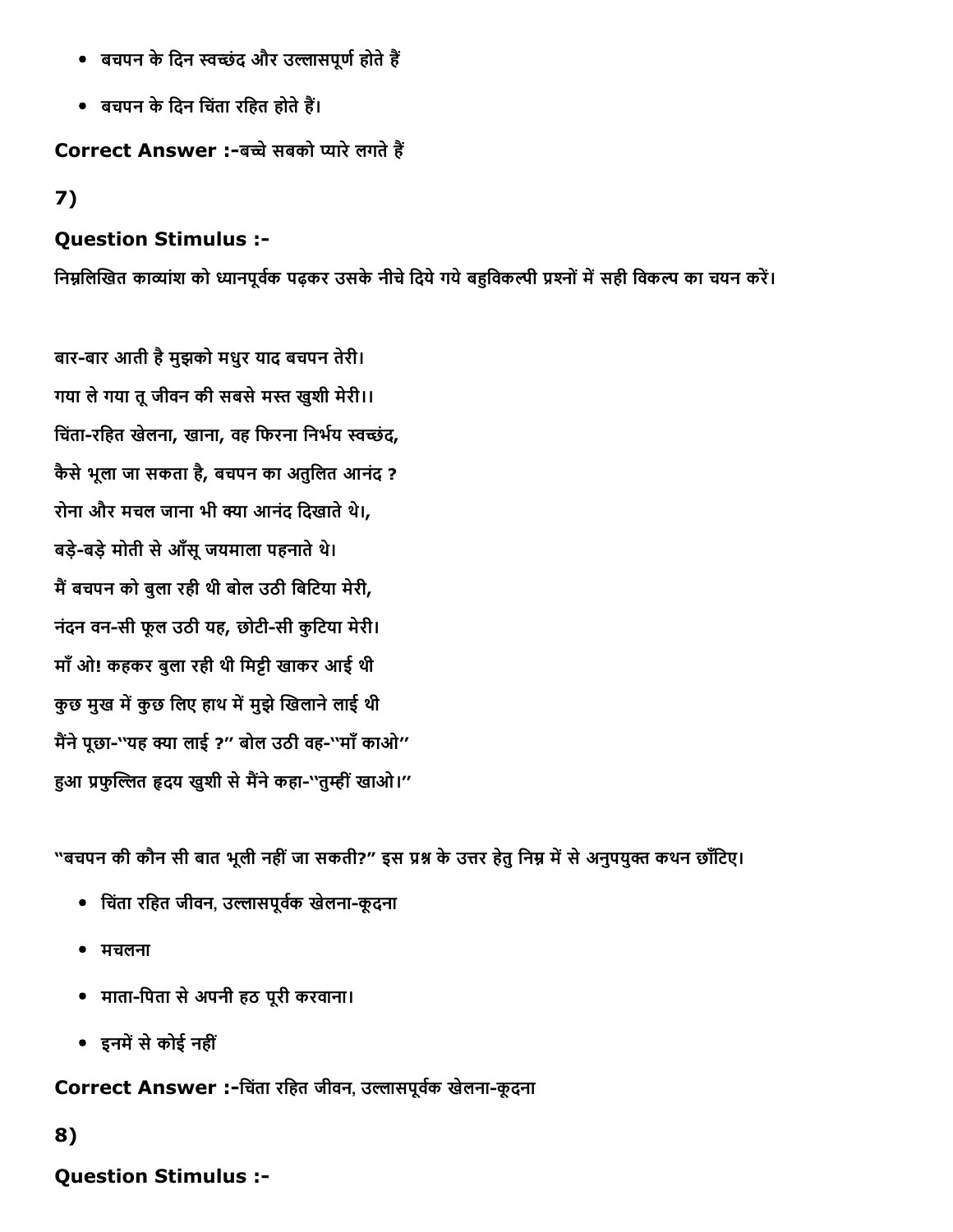- बचपन के दिन स्वच्छंद और उल्लासपूर्ण होते हैं
- बचपन के दिन चिंता रहित होते हैं।

**Correct Answer :-**बच्चे सबको प्यारे लगते हैं

**7)**

**Question Stimulus :-**

निम्नलिखित काव्यांश को ध्यानपूर्वक पढ़कर उसके नीचे दिये गये बहुविकल्पी प्रश्नों में सही विकल्प का चयन करें।

बार-बार आती है मुझको मधुर याद बचपन तेरी।
गया ले गया तू जीवन की सबसे मस्त खुशी मेरी।।
चिंता-रहित खेलना, खाना, वह फिरना निर्भय स्वच्छंद,
कैसे भूला जा सकता है, बचपन का अतुलित आनंद ?
रोना और मचल जाना भी क्या आनंद दिखाते थे।,
बड़े-बड़े मोती से आँसू जयमाला पहनाते थे।
मैं बचपन को बुला रही थी बोल उठी बिटिया मेरी,
नंदन वन-सी फूल उठी यह, छोटी-सी कुटिया मेरी।
माँ ओ! कहकर बुला रही थी मिट्टी खाकर आई थी
कुछ मुख में कुछ लिए हाथ में मुझे खिलाने लाई थी
मैंने पूछा-"यह क्या लाई ?" बोल उठी वह-"माँ काओ"
हुआ प्रफुल्लित हृदय खुशी से मैंने कहा-"तुम्हीं खाओ।"

"बचपन की कौन सी बात भूली नहीं जा सकती?" इस प्रश्न के उत्तर हेतु निम्न में से अनुपयुक्त कथन छाँटिए।

- चिंता रहित जीवन, उल्लासपूर्वक खेलना-कूदना
- मचलना
- माता-पिता से अपनी हठ पूरी करवाना।
- इनमें से कोई नहीं

**Correct Answer :-**चिंता रहित जीवन, उल्लासपूर्वक खेलना-कूदना

**8)**

**Question Stimulus :-**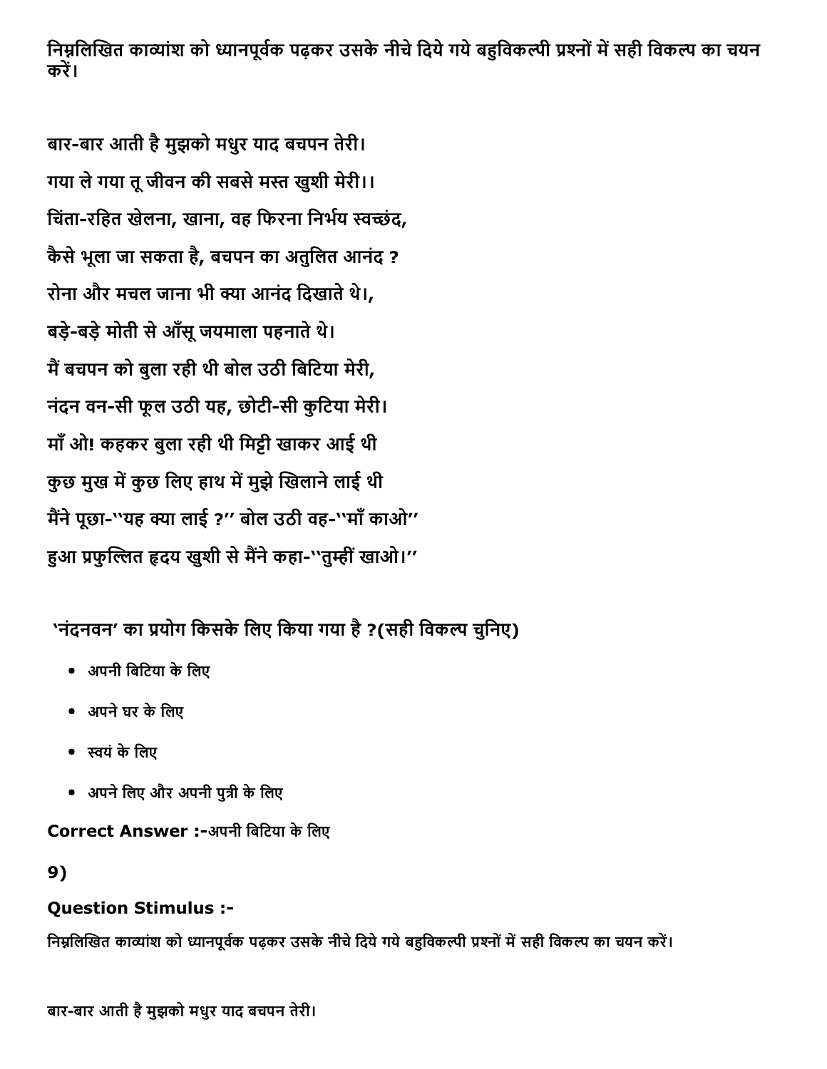निम्नलिखित काव्यांश को ध्यानपूर्वक पढ़कर उसके नीचे दिये गये बहुविकल्पी प्रश्नों में सही विकल्प का चयन करें।

बार-बार आती है मुझको मधुर याद बचपन तेरी।

गया ले गया तू जीवन की सबसे मस्त खुशी मेरी।।

चिंता-रहित खेलना, खाना, वह फिरना निर्भय स्वच्छंद,

कैसे भूला जा सकता है, बचपन का अतुलित आनंद ?

रोना और मचल जाना भी क्या आनंद दिखाते थे।,

बड़े-बड़े मोती से आँसू जयमाला पहनाते थे।

मैं बचपन को बुला रही थी बोल उठी बिटिया मेरी,

नंदन वन-सी फूल उठी यह, छोटी-सी कुटिया मेरी।

माँ ओ! कहकर बुला रही थी मिट्टी खाकर आई थी

कुछ मुख में कुछ लिए हाथ में मुझे खिलाने लाई थी

मैंने पूछा-''यह क्या लाई ?'' बोल उठी वह-''माँ काओ''

हुआ प्रफुल्लित हृदय खुशी से मैंने कहा-''तुम्हीं खाओ।''

'नंदनवन' का प्रयोग किसके लिए किया गया है ?(सही विकल्प चुनिए)

- अपनी बिटिया के लिए
- अपने घर के लिए
- स्वयं के लिए
- अपने लिए और अपनी पुत्री के लिए

**Correct Answer :-**अपनी बिटिया के लिए

**9)**

**Question Stimulus :-**

निम्नलिखित काव्यांश को ध्यानपूर्वक पढ़कर उसके नीचे दिये गये बहुविकल्पी प्रश्नों में सही विकल्प का चयन करें।

बार-बार आती है मुझको मधुर याद बचपन तेरी।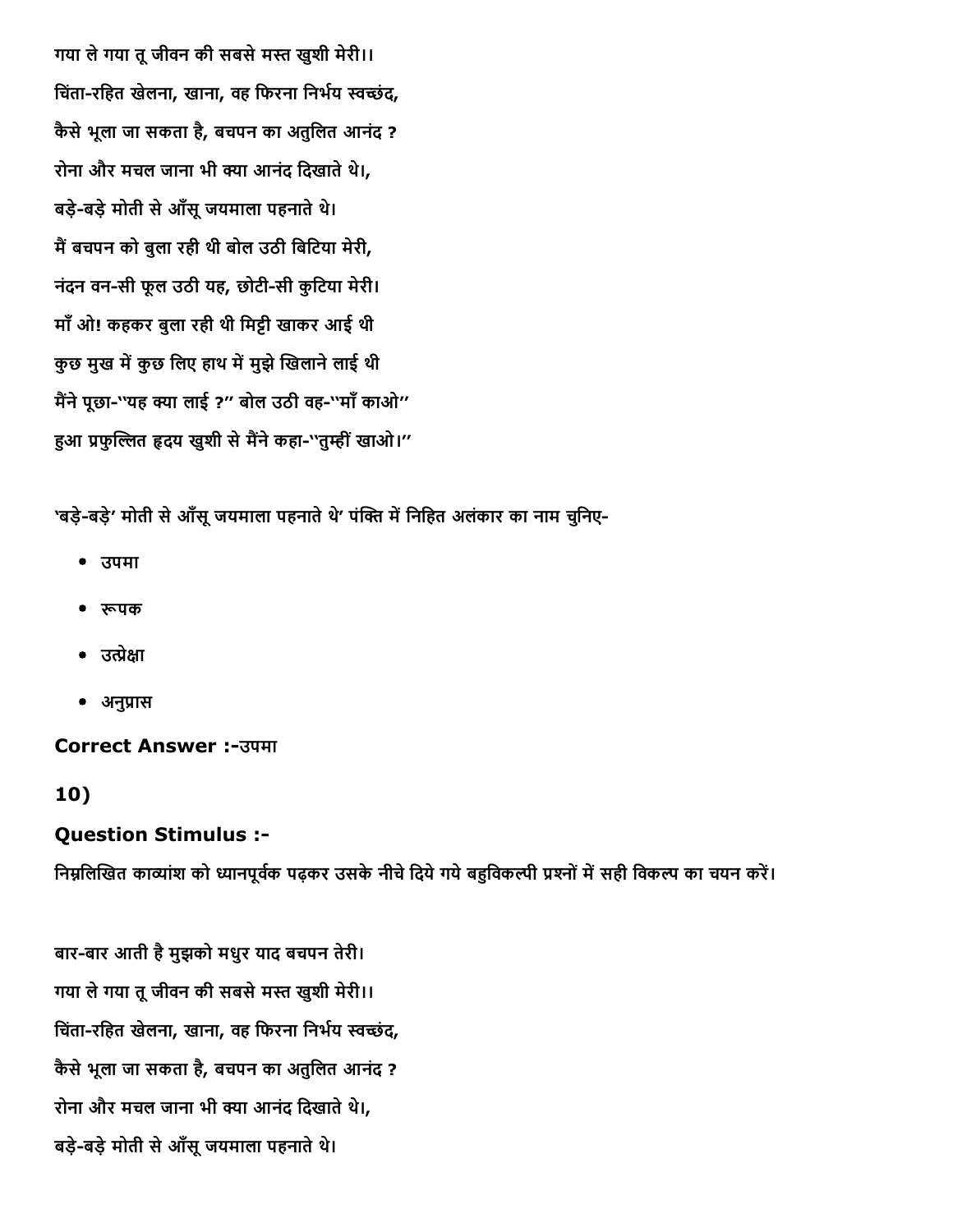गया ले गया तू जीवन की सबसे मस्त खुशी मेरी।।

चिंता-रहित खेलना, खाना, वह फिरना निर्भय स्वच्छंद,

कैसे भूला जा सकता है, बचपन का अतुलित आनंद ?

रोना और मचल जाना भी क्या आनंद दिखाते थे।,

बड़े-बड़े मोती से आँसू जयमाला पहनाते थे।

मैं बचपन को बुला रही थी बोल उठी बिटिया मेरी,

नंदन वन-सी फूल उठी यह, छोटी-सी कुटिया मेरी।

माँ ओ! कहकर बुला रही थी मिट्टी खाकर आई थी

कुछ मुख में कुछ लिए हाथ में मुझे खिलाने लाई थी

मैंने पूछा-"यह क्या लाई ?" बोल उठी वह-"माँ काओ"

हुआ प्रफुल्लित हृदय खुशी से मैंने कहा-"तुम्हीं खाओ।"

'बड़े-बड़े' मोती से आँसू जयमाला पहनाते थे' पंक्ति में निहित अलंकार का नाम चुनिए-

- उपमा
- रूपक
- उत्प्रेक्षा
- अनुप्रास

**Correct Answer :-**उपमा

## 10)

### Question Stimulus :-

निम्नलिखित काव्यांश को ध्यानपूर्वक पढ़कर उसके नीचे दिये गये बहुविकल्पी प्रश्नों में सही विकल्प का चयन करें।

बार-बार आती है मुझको मधुर याद बचपन तेरी।

गया ले गया तू जीवन की सबसे मस्त खुशी मेरी।।

चिंता-रहित खेलना, खाना, वह फिरना निर्भय स्वच्छंद,

कैसे भूला जा सकता है, बचपन का अतुलित आनंद ?

रोना और मचल जाना भी क्या आनंद दिखाते थे।,

बड़े-बड़े मोती से आँसू जयमाला पहनाते थे।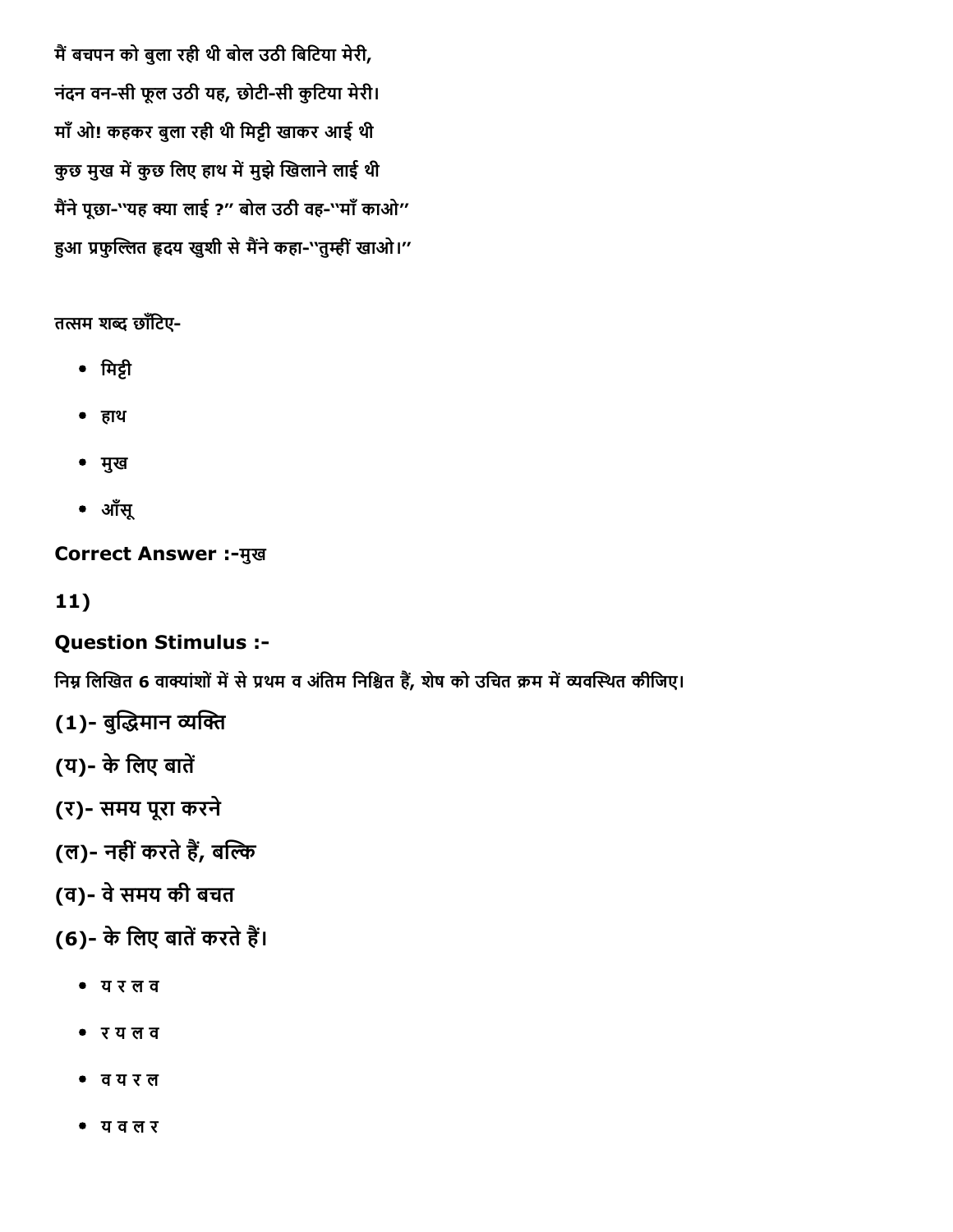मैं बचपन को बुला रही थी बोल उठी बिटिया मेरी,

नंदन वन-सी फूल उठी यह, छोटी-सी कुटिया मेरी।

माँ ओ! कहकर बुला रही थी मिट्टी खाकर आई थी

कुछ मुख में कुछ लिए हाथ में मुझे खिलाने लाई थी

मैंने पूछा-"यह क्या लाई ?" बोल उठी वह-"माँ काओ"

हुआ प्रफुल्लित हृदय खुशी से मैंने कहा-"तुम्हीं खाओ।"

तत्सम शब्द छाँटिए-

- मिट्टी
- हाथ
- मुख
- आँसू

**Correct Answer :-**मुख

**11)**

**Question Stimulus :-**

निम्न लिखित 6 वाक्यांशों में से प्रथम व अंतिम निश्चित हैं, शेष को उचित क्रम में व्यवस्थित कीजिए।

(1)- बुद्धिमान व्यक्ति

(य)- के लिए बातें

(र)- समय पूरा करने

(ल)- नहीं करते हैं, बल्कि

(व)- वे समय की बचत

(6)- के लिए बातें करते हैं।

- य र ल व
- र य ल व
- व य र ल
- य व ल र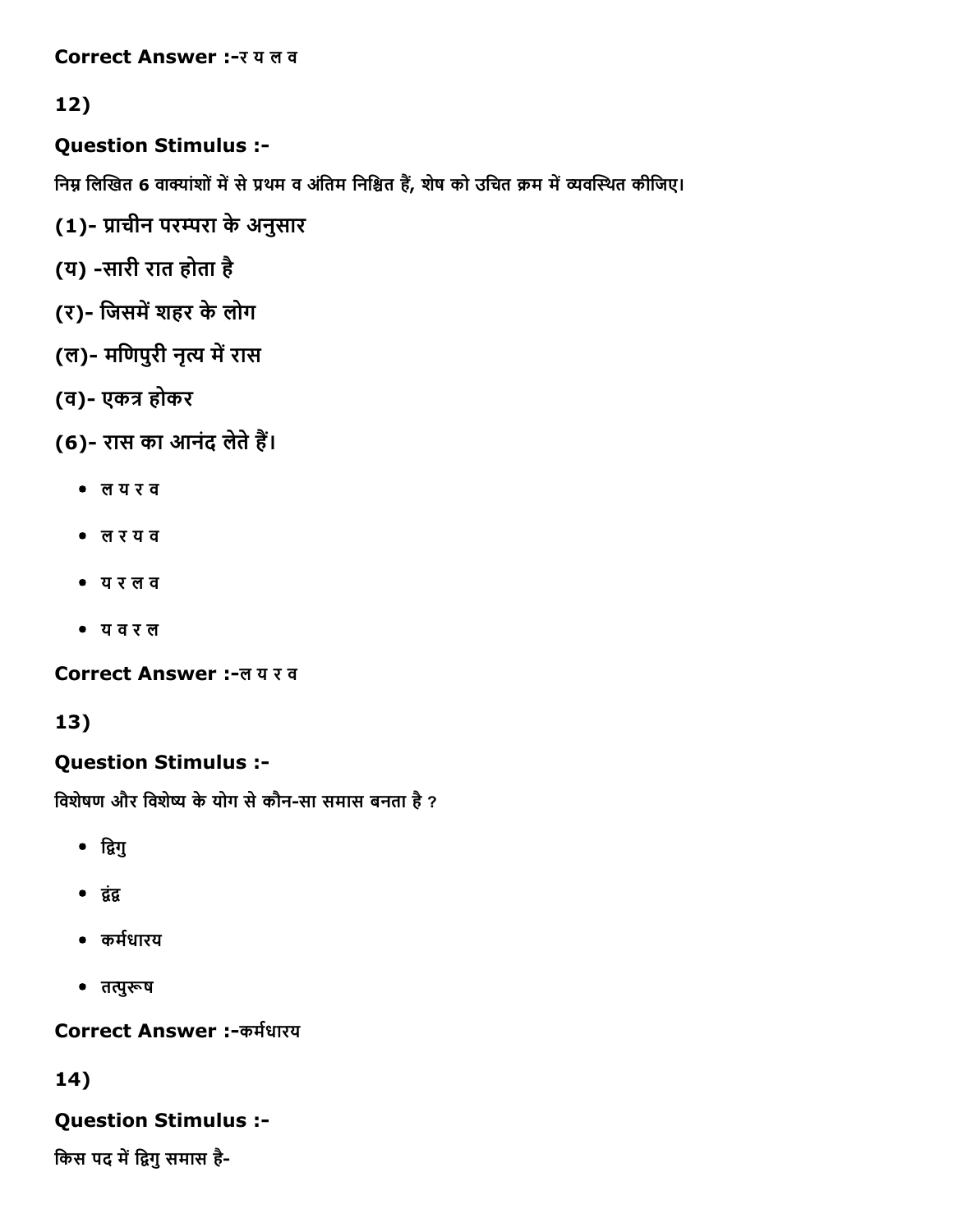**Correct Answer :-**र य ल व

**12)**

**Question Stimulus :-**

निम्न लिखित 6 वाक्यांशों में से प्रथम व अंतिम निश्चित हैं, शेष को उचित क्रम में व्यवस्थित कीजिए।

(1)- प्राचीन परम्परा के अनुसार

(य) -सारी रात होता है

(र)- जिसमें शहर के लोग

(ल)- मणिपुरी नृत्य में रास

(व)- एकत्र होकर

(6)- रास का आनंद लेते हैं।

- ल य र व
- ल र य व
- य र ल व
- य व र ल

**Correct Answer :-**ल य र व

**13)**

**Question Stimulus :-**

विशेषण और विशेष्य के योग से कौन-सा समास बनता है ?

- द्विगु
- द्वंद्व
- कर्मधारय
- तत्पुरूष

**Correct Answer :-**कर्मधारय

**14)**

**Question Stimulus :-**

किस पद में द्विगु समास है-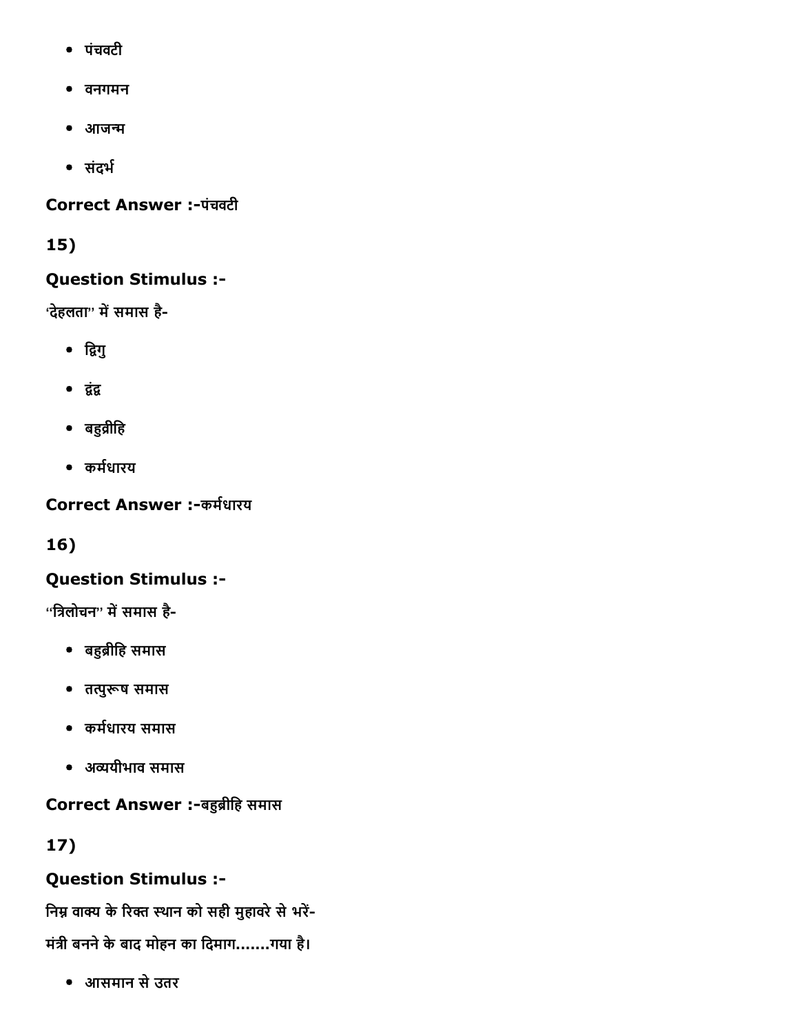- पंचवटी
- वनगमन
- आजन्म
- संदर्भ

**Correct Answer :-**पंचवटी

**15)**

**Question Stimulus :-**

'देहलता'' में समास है-

- द्विगु
- द्वंद्व
- बहुव्रीहि
- कर्मधारय

**Correct Answer :-**कर्मधारय

**16)**

**Question Stimulus :-**

''त्रिलोचन'' में समास है-

- बहुब्रीहि समास
- तत्पुरूष समास
- कर्मधारय समास
- अव्ययीभाव समास

**Correct Answer :-**बहुब्रीहि समास

**17)**

**Question Stimulus :-**

निम्न वाक्य के रिक्त स्थान को सही मुहावरे से भरें-

मंत्री बनने के बाद मोहन का दिमाग.......गया है।

- आसमान से उतर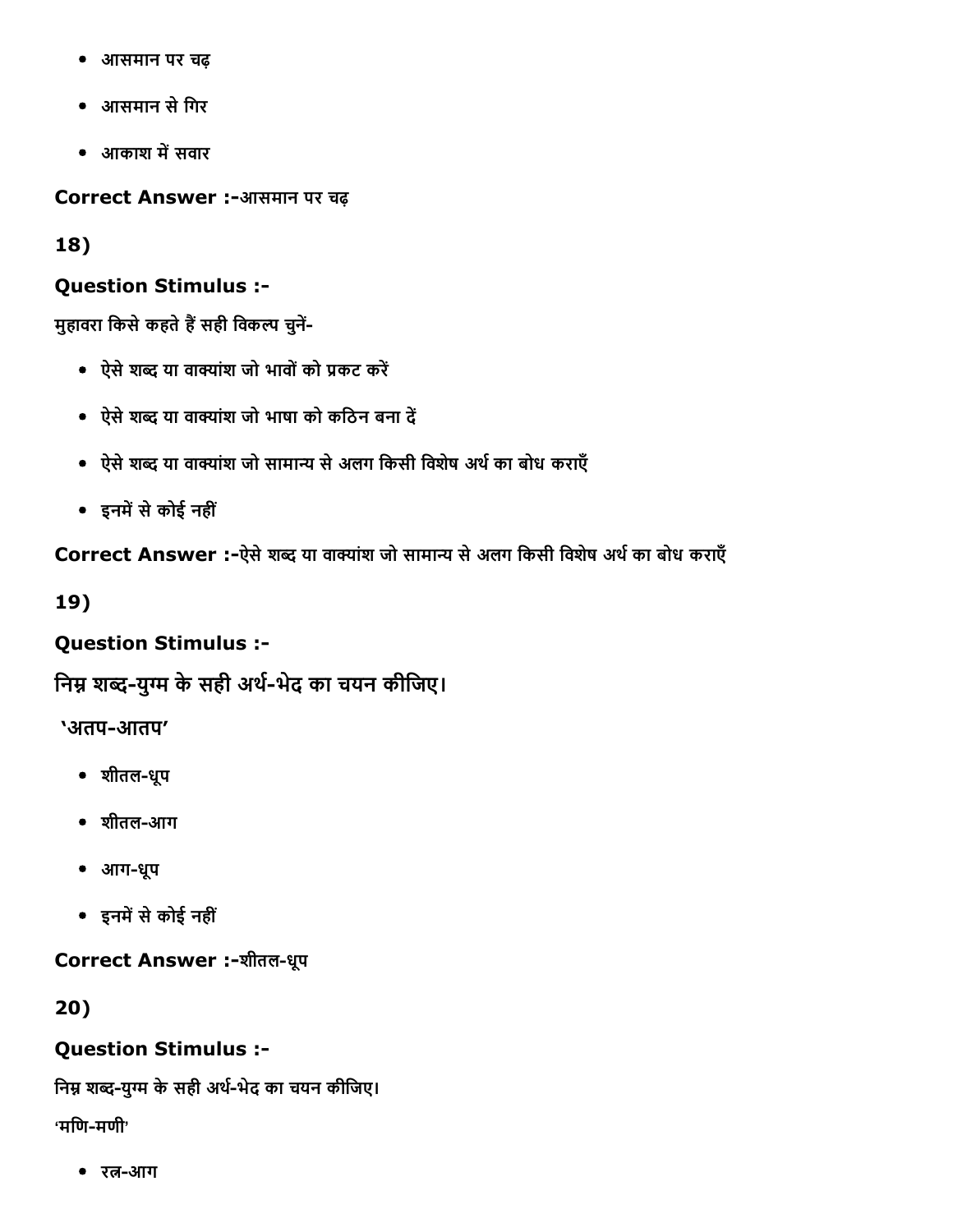- आसमान पर चढ़
- आसमान से गिर
- आकाश में सवार

**Correct Answer :-**आसमान पर चढ़

**18)**

**Question Stimulus :-**

मुहावरा किसे कहते हैं सही विकल्प चुनें-

- ऐसे शब्द या वाक्यांश जो भावों को प्रकट करें
- ऐसे शब्द या वाक्यांश जो भाषा को कठिन बना दें
- ऐसे शब्द या वाक्यांश जो सामान्य से अलग किसी विशेष अर्थ का बोध कराएँ
- इनमें से कोई नहीं

**Correct Answer :-**ऐसे शब्द या वाक्यांश जो सामान्य से अलग किसी विशेष अर्थ का बोध कराएँ

**19)**

**Question Stimulus :-**

निम्न शब्द-युग्म के सही अर्थ-भेद का चयन कीजिए।

'अतप-आतप'

- शीतल-धूप
- शीतल-आग
- आग-धूप
- इनमें से कोई नहीं

**Correct Answer :-**शीतल-धूप

**20)**

**Question Stimulus :-**

निम्न शब्द-युग्म के सही अर्थ-भेद का चयन कीजिए।

'मणि-मणी'

- रत्न-आग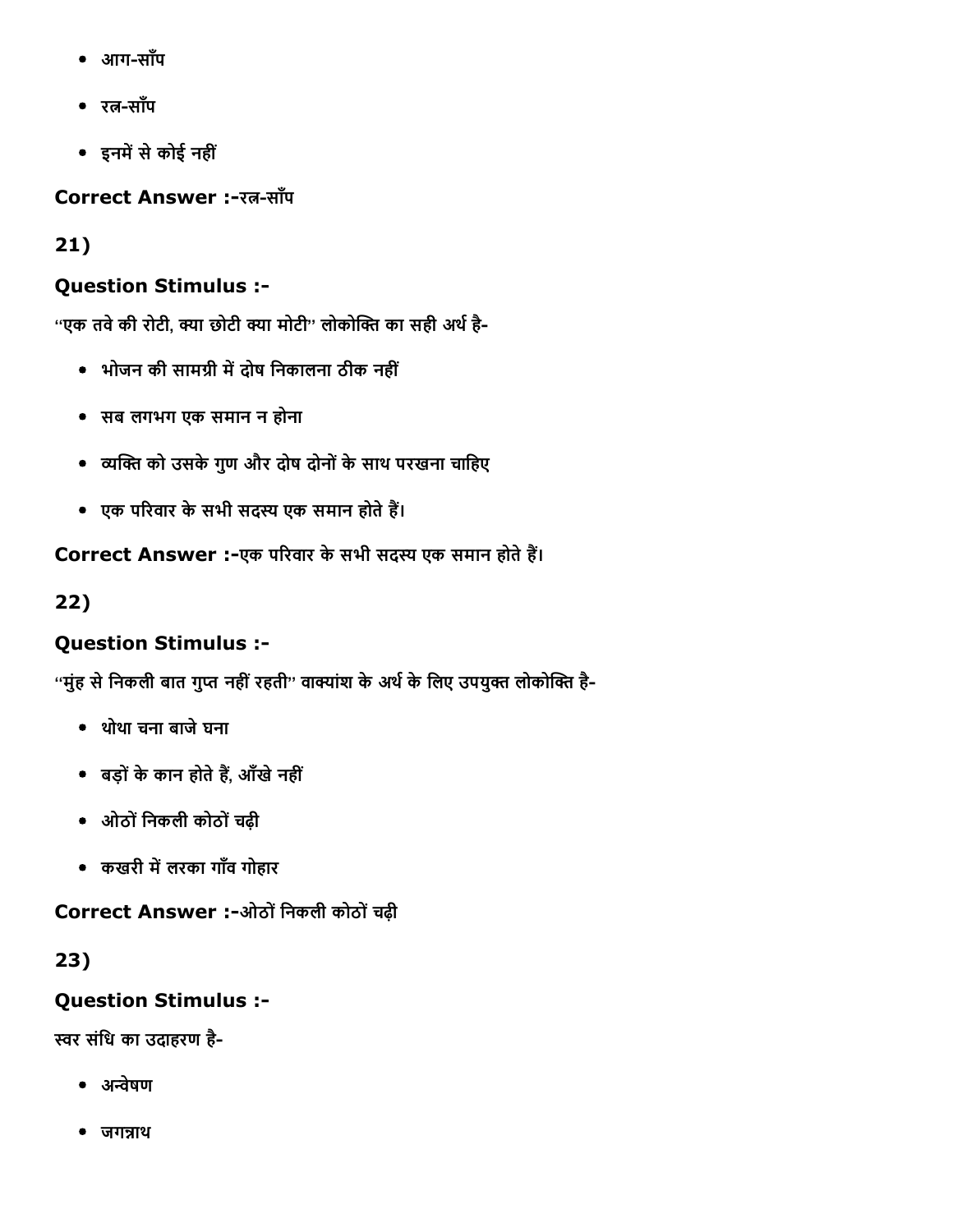- आग-साँप
- रत्न-साँप
- इनमें से कोई नहीं

**Correct Answer :-**रत्न-साँप

**21)**

**Question Stimulus :-**

"एक तवे की रोटी, क्या छोटी क्या मोटी" लोकोक्ति का सही अर्थ है-

- भोजन की सामग्री में दोष निकालना ठीक नहीं
- सब लगभग एक समान न होना
- व्यक्ति को उसके गुण और दोष दोनों के साथ परखना चाहिए
- एक परिवार के सभी सदस्य एक समान होते हैं।

**Correct Answer :-**एक परिवार के सभी सदस्य एक समान होते हैं।

**22)**

**Question Stimulus :-**

"मुंह से निकली बात गुप्त नहीं रहती" वाक्यांश के अर्थ के लिए उपयुक्त लोकोक्ति है-

- थोथा चना बाजे घना
- बड़ों के कान होते हैं, आँखे नहीं
- ओठों निकली कोठों चढ़ी
- कखरी में लरका गाँव गोहार

**Correct Answer :-**ओठों निकली कोठों चढ़ी

**23)**

**Question Stimulus :-**

स्वर संधि का उदाहरण है-

- अन्वेषण
- जगन्नाथ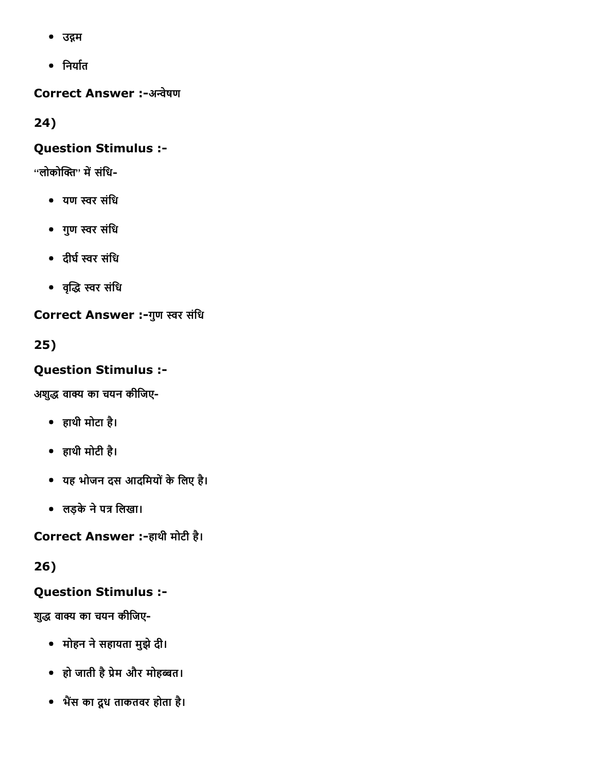- उद्गम
- निर्यात

**Correct Answer :-**अन्वेषण

**24)**

**Question Stimulus :-**

"लोकोक्ति" में संधि-

- यण स्वर संधि
- गुण स्वर संधि
- दीर्घ स्वर संधि
- वृद्धि स्वर संधि

**Correct Answer :-**गुण स्वर संधि

**25)**

**Question Stimulus :-**

अशुद्ध वाक्य का चयन कीजिए-

- हाथी मोटा है।
- हाथी मोटी है।
- यह भोजन दस आदमियों के लिए है।
- लड़के ने पत्र लिखा।

**Correct Answer :-**हाथी मोटी है।

**26)**

**Question Stimulus :-**

शुद्ध वाक्य का चयन कीजिए-

- मोहन ने सहायता मुझे दी।
- हो जाती है प्रेम और मोहब्बत।
- भैंस का दूध ताकतवर होता है।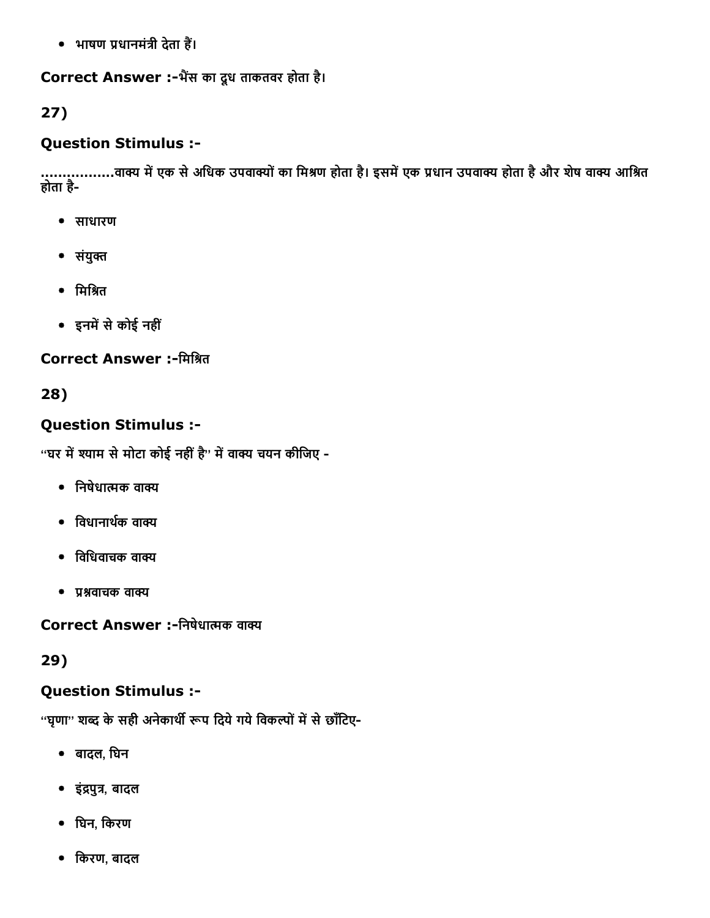- भाषण प्रधानमंत्री देता हैं।

**Correct Answer :-**भैंस का दूध ताकतवर होता है।

**27)**

### Question Stimulus :-

................वाक्य में एक से अधिक उपवाक्यों का मिश्रण होता है। इसमें एक प्रधान उपवाक्य होता है और शेष वाक्य आश्रित होता है-

- साधारण
- संयुक्त
- मिश्रित
- इनमें से कोई नहीं

**Correct Answer :-**मिश्रित

**28)**

### Question Stimulus :-

"घर में श्याम से मोटा कोई नहीं है" में वाक्य चयन कीजिए -

- निषेधात्मक वाक्य
- विधानार्थक वाक्य
- विधिवाचक वाक्य
- प्रश्नवाचक वाक्य

**Correct Answer :-**निषेधात्मक वाक्य

**29)**

### Question Stimulus :-

"घृणा" शब्द के सही अनेकार्थी रूप दिये गये विकल्पों में से छाँटिए-

- बादल, घिन
- इंद्रपुत्र, बादल
- घिन, किरण
- किरण, बादल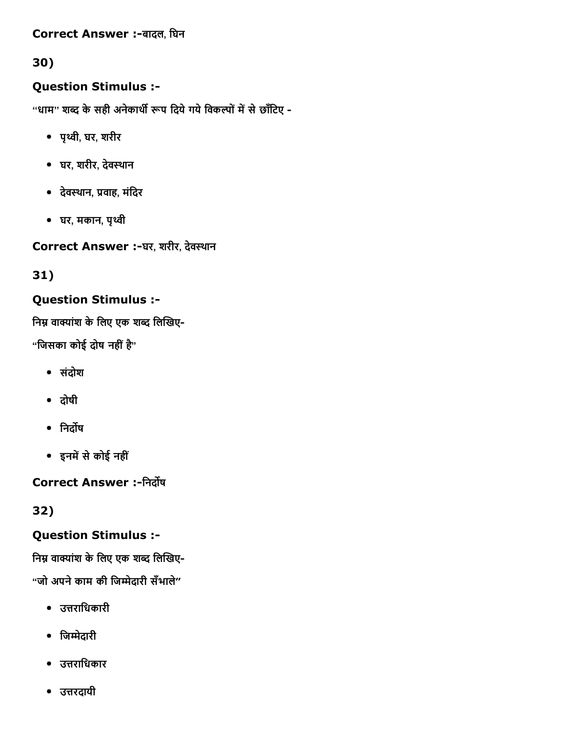**Correct Answer :-**बादल, घिन

**30)**

**Question Stimulus :-**

"धाम" शब्द के सही अनेकार्थी रूप दिये गये विकल्पों में से छाँटिए -

- पृथ्वी, घर, शरीर
- घर, शरीर, देवस्थान
- देवस्थान, प्रवाह, मंदिर
- घर, मकान, पृथ्वी

**Correct Answer :-**घर, शरीर, देवस्थान

**31)**

**Question Stimulus :-**

निम्न वाक्यांश के लिए एक शब्द लिखिए-

"जिसका कोई दोष नहीं है"

- संदोश
- दोषी
- निर्दोष
- इनमें से कोई नहीं

**Correct Answer :-**निर्दोष

**32)**

**Question Stimulus :-**

निम्न वाक्यांश के लिए एक शब्द लिखिए-

"जो अपने काम की जिम्मेदारी सँभाले"

- उत्तराधिकारी
- जिम्मेदारी
- उत्तराधिकार
- उत्तरदायी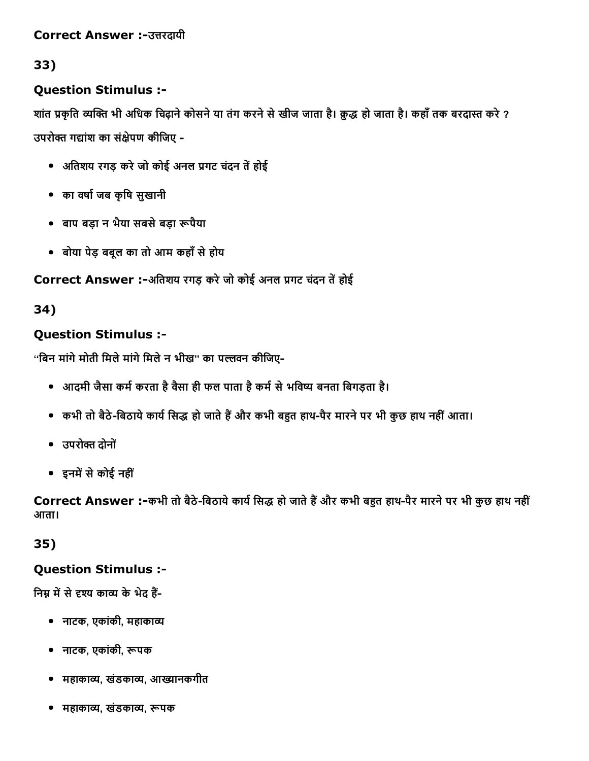**Correct Answer :-**उत्तरदायी

**33)**

**Question Stimulus :-**

शांत प्रकृति व्यक्ति भी अधिक चिढ़ाने कोसने या तंग करने से खीज जाता है। क्रुद्ध हो जाता है। कहाँ तक बरदास्त करे ?

उपरोक्त गद्यांश का संक्षेपण कीजिए -

- अतिशय रगड़ करे जो कोई अनल प्रगट चंदन तें होई
- का वर्षा जब कृषि सुखानी
- बाप बड़ा न भैया सबसे बड़ा रूपैया
- बोया पेड़ बबूल का तो आम कहाँ से होय

**Correct Answer :-**अतिशय रगड़ करे जो कोई अनल प्रगट चंदन तें होई

**34)**

**Question Stimulus :-**

''बिन मांगे मोती मिले मांगे मिले न भीख'' का पल्लवन कीजिए-

- आदमी जैसा कर्म करता है वैसा ही फल पाता है कर्म से भविष्य बनता बिगड़ता है।
- कभी तो बैठे-बिठाये कार्य सिद्ध हो जाते हैं और कभी बहुत हाथ-पैर मारने पर भी कुछ हाथ नहीं आता।
- उपरोक्त दोनों
- इनमें से कोई नहीं

**Correct Answer :-**कभी तो बैठे-बिठाये कार्य सिद्ध हो जाते हैं और कभी बहुत हाथ-पैर मारने पर भी कुछ हाथ नहीं आता।

**35)**

**Question Stimulus :-**

निम्न में से दृश्य काव्य के भेद हैं-

- नाटक, एकांकी, महाकाव्य
- नाटक, एकांकी, रूपक
- महाकाव्य, खंडकाव्य, आख्यानकगीत
- महाकाव्य, खंडकाव्य, रूपक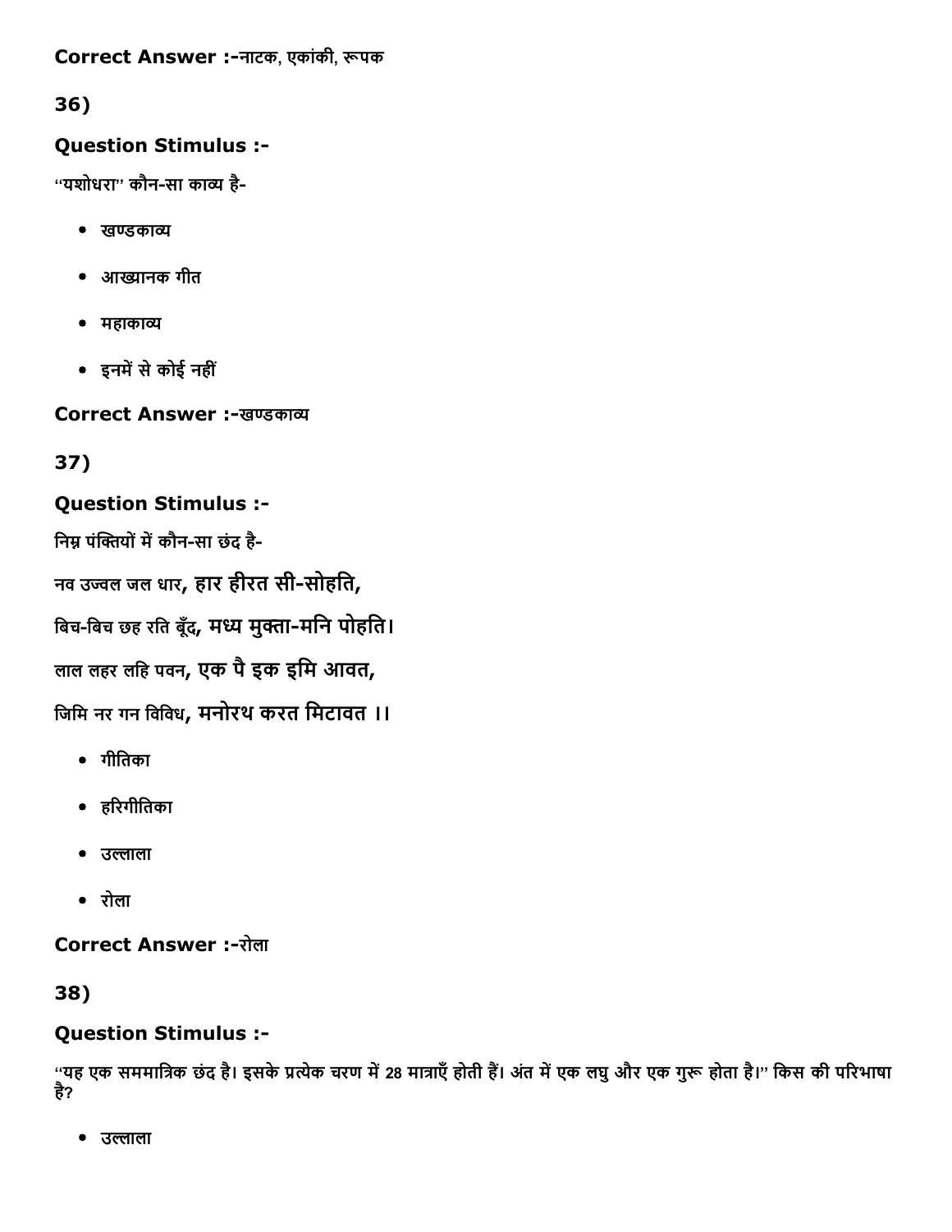**Correct Answer :-**नाटक, एकांकी, रूपक

**36)**

**Question Stimulus :-**

''यशोधरा'' कौन-सा काव्य है-

- खण्डकाव्य
- आख्यानक गीत
- महाकाव्य
- इनमें से कोई नहीं

**Correct Answer :-**खण्डकाव्य

**37)**

**Question Stimulus :-**

निम्न पंक्तियों में कौन-सा छंद है-

नव उज्वल जल धार, हार हीरत सी-सोहति,

बिच-बिच छह रति बूँद, मध्य मुक्ता-मनि पोहति।

लाल लहर लहि पवन, एक पै इक इमि आवत,

जिमि नर गन विविध, मनोरथ करत मिटावत ।।

- गीतिका
- हरिगीतिका
- उल्लाला
- रोला

**Correct Answer :-**रोला

**38)**

**Question Stimulus :-**

''यह एक सममात्रिक छंद है। इसके प्रत्येक चरण में 28 मात्राएँ होती हैं। अंत में एक लघु और एक गुरू होता है।'' किस की परिभाषा है?

- उल्लाला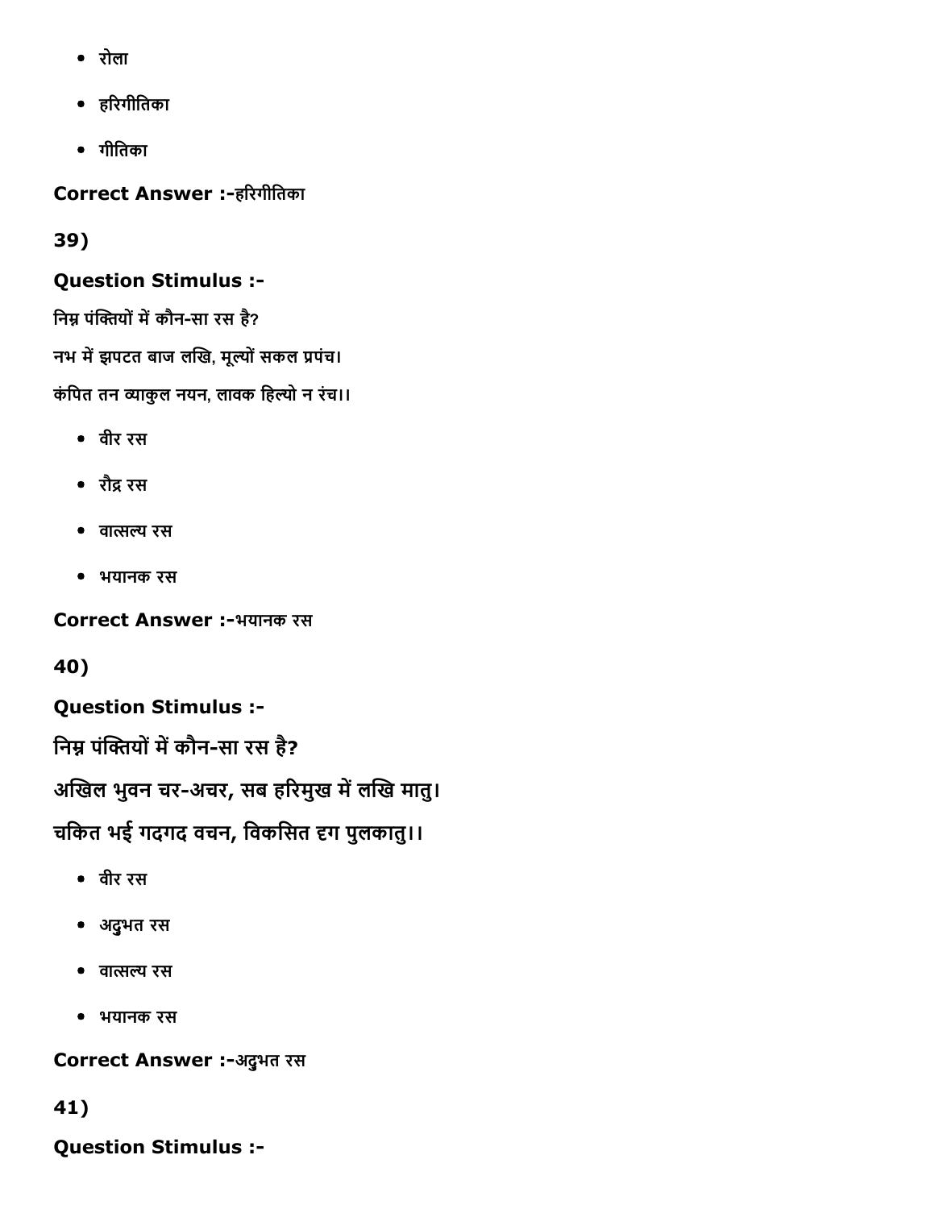- रोला
- हरिगीतिका
- गीतिका

**Correct Answer :-**हरिगीतिका

**39)**

**Question Stimulus :-**

निम्न पंक्तियों में कौन-सा रस है?

नभ में झपटत बाज लखि, मूल्यों सकल प्रपंच।

कंपित तन व्याकुल नयन, लावक हिल्यो न रंच।।

- वीर रस
- रौद्र रस
- वात्सल्य रस
- भयानक रस

**Correct Answer :-**भयानक रस

**40)**

**Question Stimulus :-**

निम्न पंक्तियों में कौन-सा रस है?

अखिल भुवन चर-अचर, सब हरिमुख में लखि मातु।

चकित भई गदगद वचन, विकसित दृग पुलकातु।।

- वीर रस
- अद्‌भुत रस
- वात्सल्य रस
- भयानक रस

**Correct Answer :-**अद्‌भुत रस

**41)**

**Question Stimulus :-**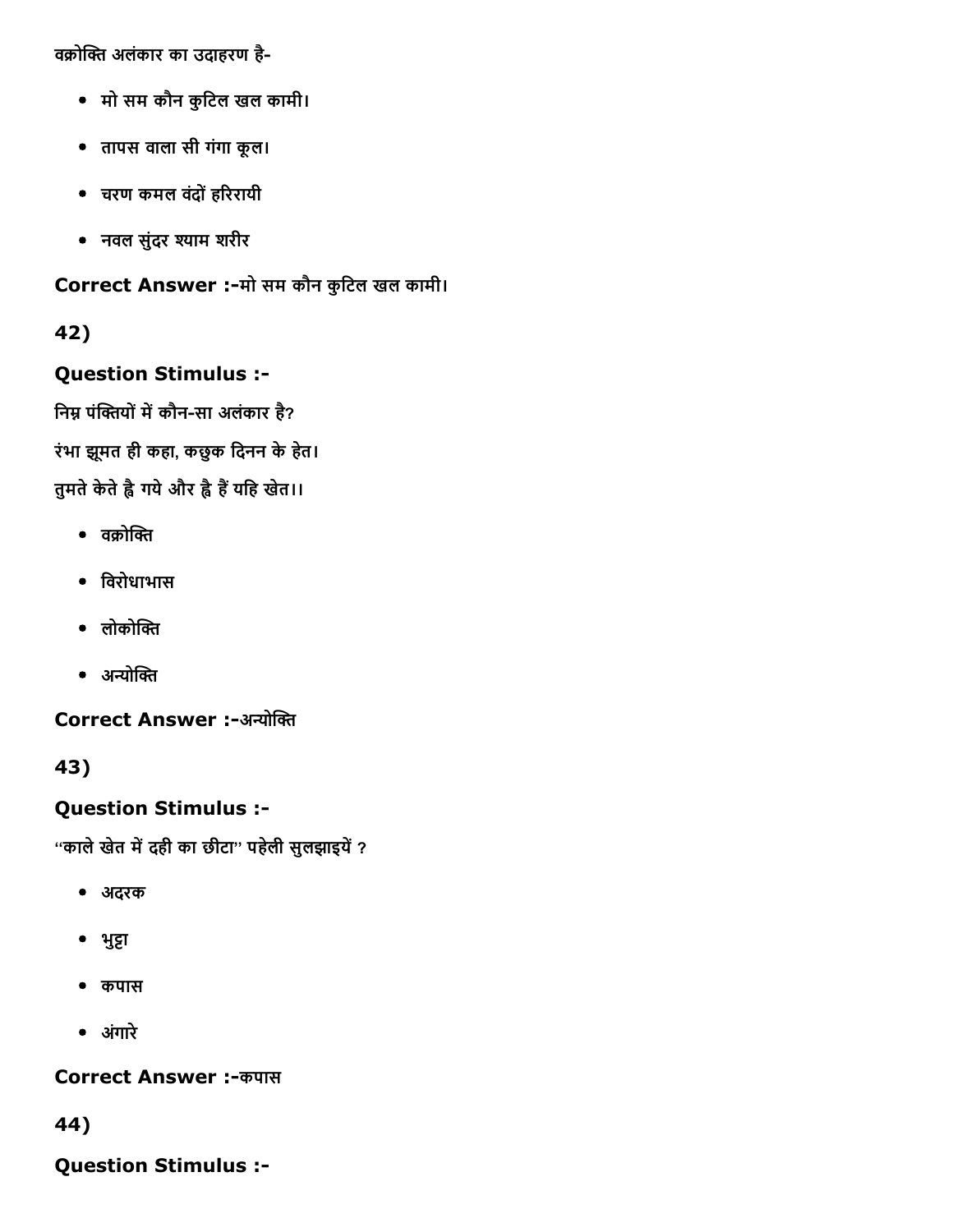वक्रोक्ति अलंकार का उदाहरण है-

- मो सम कौन कुटिल खल कामी।
- तापस वाला सी गंगा कूल।
- चरण कमल वंदों हरिरायी
- नवल सुंदर श्याम शरीर

**Correct Answer :-**मो सम कौन कुटिल खल कामी।

**42)**

**Question Stimulus :-**

निम्न पंक्तियों में कौन-सा अलंकार है?

रंभा झूमत ही कहा, कछुक दिनन के हेत।

तुमते केते ह्वै गये और ह्वै हैं यहि खेत।।

- वक्रोक्ति
- विरोधाभास
- लोकोक्ति
- अन्योक्ति

**Correct Answer :-**अन्योक्ति

**43)**

**Question Stimulus :-**

"काले खेत में दही का छीटा" पहेली सुलझाइयें ?

- अदरक
- भुट्टा
- कपास
- अंगारे

**Correct Answer :-**कपास

**44)**

**Question Stimulus :-**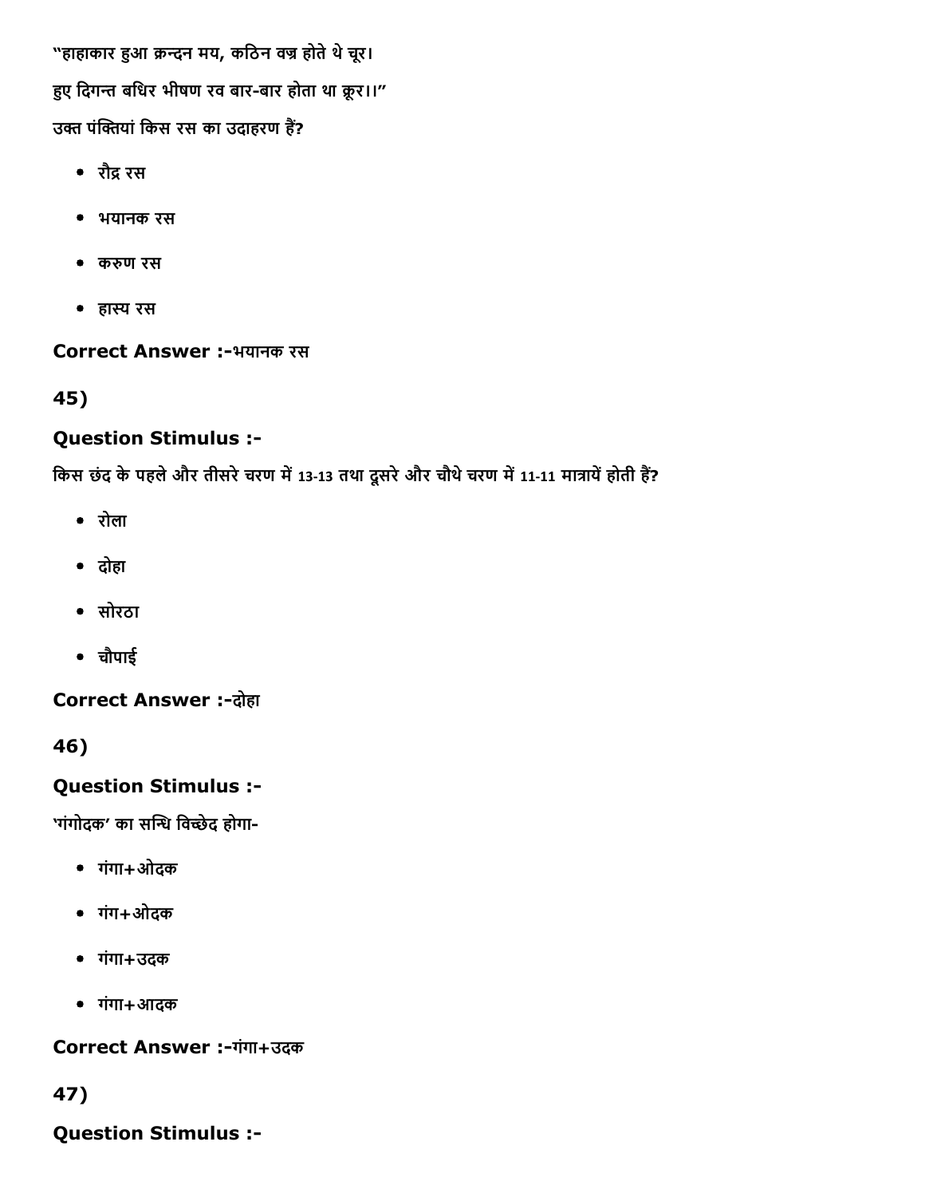"हाहाकार हुआ क्रन्दन मय, कठिन वज्र होते थे चूर।

हुए दिगन्त बधिर भीषण रव बार-बार होता था क्रूर।।"

उक्त पंक्तियां किस रस का उदाहरण हैं?

- रौद्र रस
- भयानक रस
- करुण रस
- हास्य रस

**Correct Answer :-**भयानक रस

**45)**

**Question Stimulus :-**

किस छंद के पहले और तीसरे चरण में 13-13 तथा दूसरे और चौथे चरण में 11-11 मात्रायें होती हैं?

- रोला
- दोहा
- सोरठा
- चौपाई

**Correct Answer :-**दोहा

**46)**

**Question Stimulus :-**

'गंगोदक' का सन्धि विच्छेद होगा-

- गंगा+ओदक
- गंग+ओदक
- गंगा+उदक
- गंगा+आदक

**Correct Answer :-**गंगा+उदक

**47)**

**Question Stimulus :-**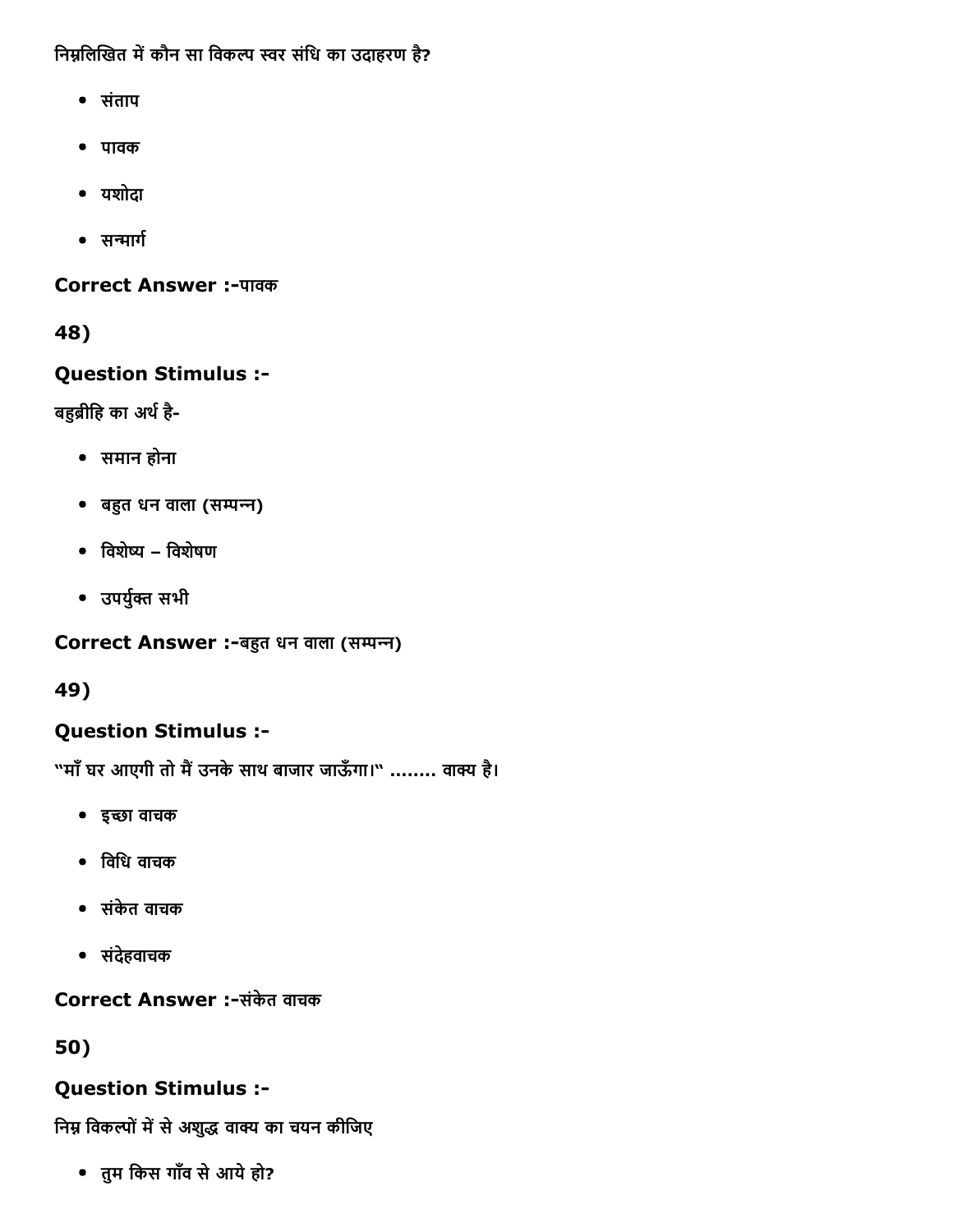निम्नलिखित में कौन सा विकल्प स्वर संधि का उदाहरण है?

- संताप
- पावक
- यशोदा
- सन्मार्ग

**Correct Answer :-**पावक

**48)**

**Question Stimulus :-**

बहुव्रीहि का अर्थ है-

- समान होना
- बहुत धन वाला (सम्पन्न)
- विशेष्य – विशेषण
- उपर्युक्त सभी

**Correct Answer :-**बहुत धन वाला (सम्पन्न)

**49)**

**Question Stimulus :-**

"माँ घर आएगी तो मैं उनके साथ बाजार जाऊँगा।" ........ वाक्य है।

- इच्छा वाचक
- विधि वाचक
- संकेत वाचक
- संदेहवाचक

**Correct Answer :-**संकेत वाचक

**50)**

**Question Stimulus :-**

निम्न विकल्पों में से अशुद्ध वाक्य का चयन कीजिए

- तुम किस गाँव से आये हो?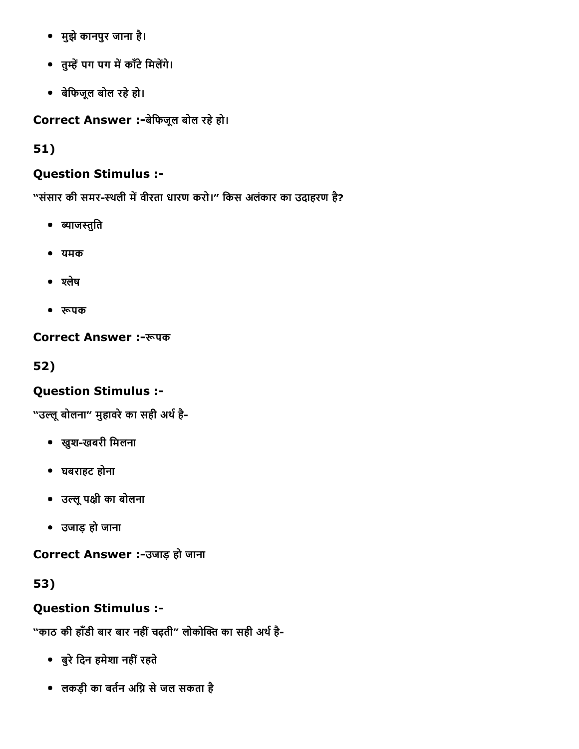- मुझे कानपुर जाना है।
- तुम्हें पग पग में काँटे मिलेंगे।
- बेफिजूल बोल रहे हो।

**Correct Answer :-**बेफिजूल बोल रहे हो।

**51)**

**Question Stimulus :-**

"संसार की समर-स्थली में वीरता धारण करो।" किस अलंकार का उदाहरण है?

- ब्याजस्तुति
- यमक
- श्लेष
- रूपक

**Correct Answer :-**रूपक

**52)**

**Question Stimulus :-**

"उल्लू बोलना" मुहावरे का सही अर्थ है-

- खुश-खबरी मिलना
- घबराहट होना
- उल्लू पक्षी का बोलना
- उजाड़ हो जाना

**Correct Answer :-**उजाड़ हो जाना

**53)**

**Question Stimulus :-**

"काठ की हाँडी बार बार नहीं चढ़ती" लोकोक्ति का सही अर्थ है-

- बुरे दिन हमेशा नहीं रहते
- लकड़ी का बर्तन अग्नि से जल सकता है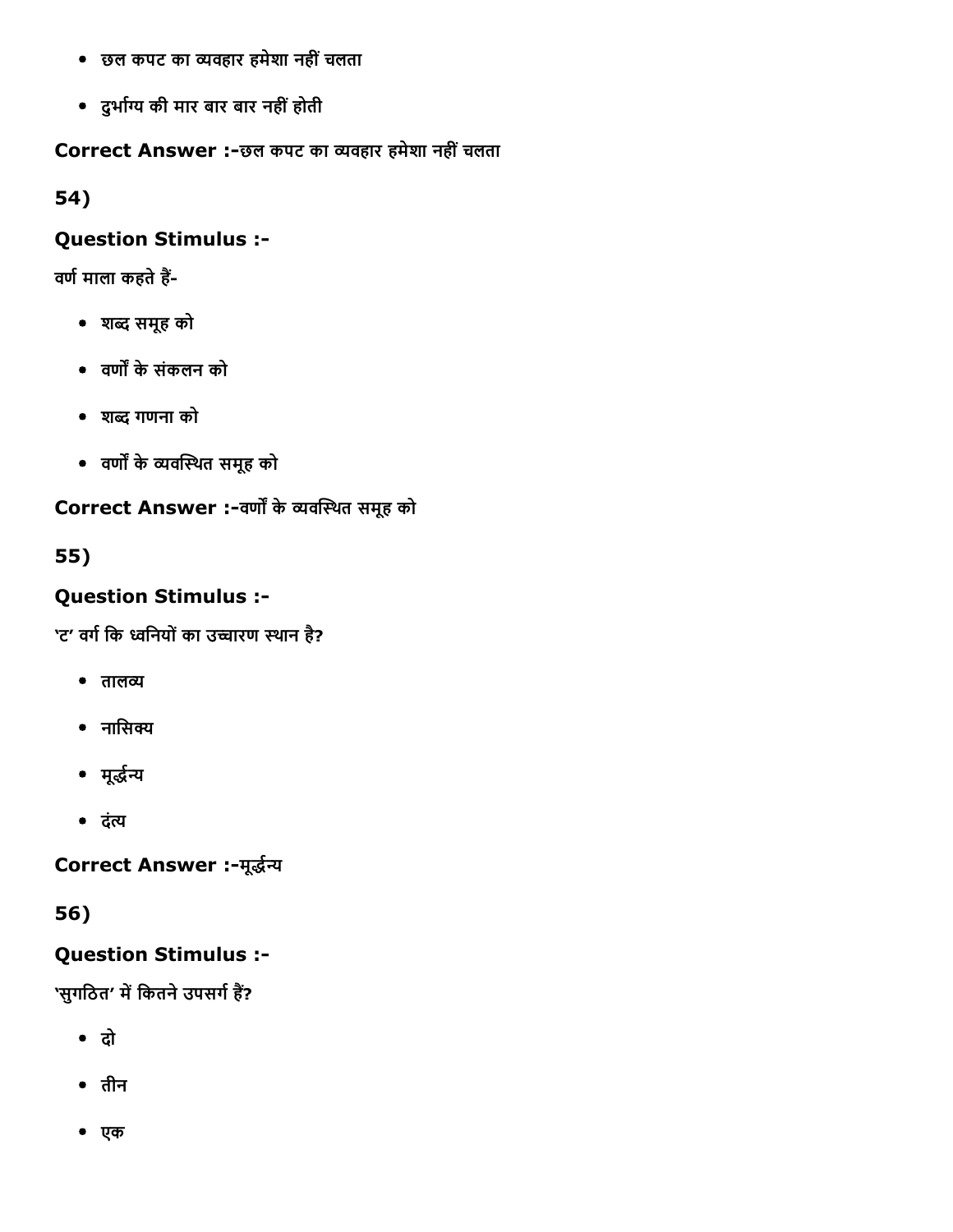- छल कपट का व्यवहार हमेशा नहीं चलता
- दुर्भाग्य की मार बार बार नहीं होती

**Correct Answer :-**छल कपट का व्यवहार हमेशा नहीं चलता

**54)**

**Question Stimulus :-**

वर्ण माला कहते हैं-

- शब्द समूह को
- वर्णों के संकलन को
- शब्द गणना को
- वर्णों के व्यवस्थित समूह को

**Correct Answer :-**वर्णों के व्यवस्थित समूह को

**55)**

**Question Stimulus :-**

'ट' वर्ग कि ध्वनियों का उच्चारण स्थान है?

- तालव्य
- नासिक्य
- मूर्द्धन्य
- दंत्य

**Correct Answer :-**मूर्द्धन्य

**56)**

**Question Stimulus :-**

'सुगठित' में कितने उपसर्ग हैं?

- दो
- तीन
- एक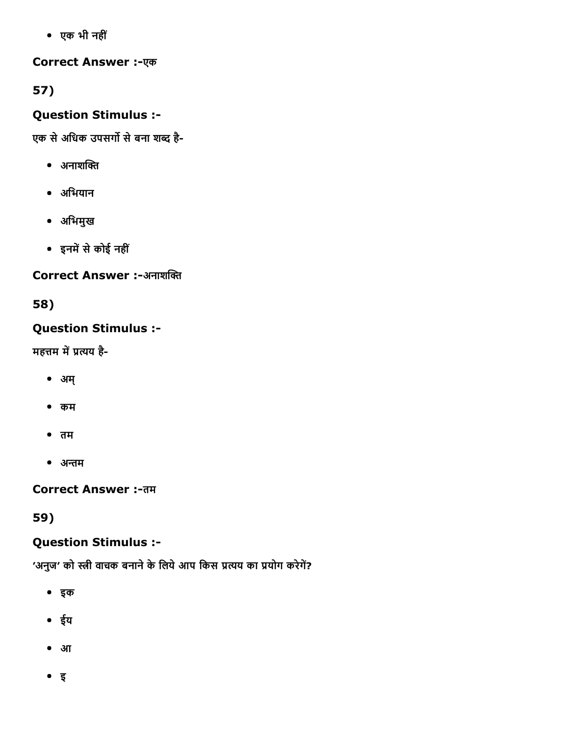- एक भी नहीं

**Correct Answer :-**एक

**57)**

**Question Stimulus :-**

एक से अधिक उपसर्गो से बना शब्द है-

- अनाशक्ति
- अभियान
- अभिमुख
- इनमें से कोई नहीं

**Correct Answer :-**अनाशक्ति

**58)**

**Question Stimulus :-**

महत्तम में प्रत्यय है-

- अम्
- कम
- तम
- अन्तम

**Correct Answer :-**तम

**59)**

**Question Stimulus :-**

'अनुज' को स्त्री वाचक बनाने के लिये आप किस प्रत्यय का प्रयोग करेगें?

- इक
- ईय
- आ
- इ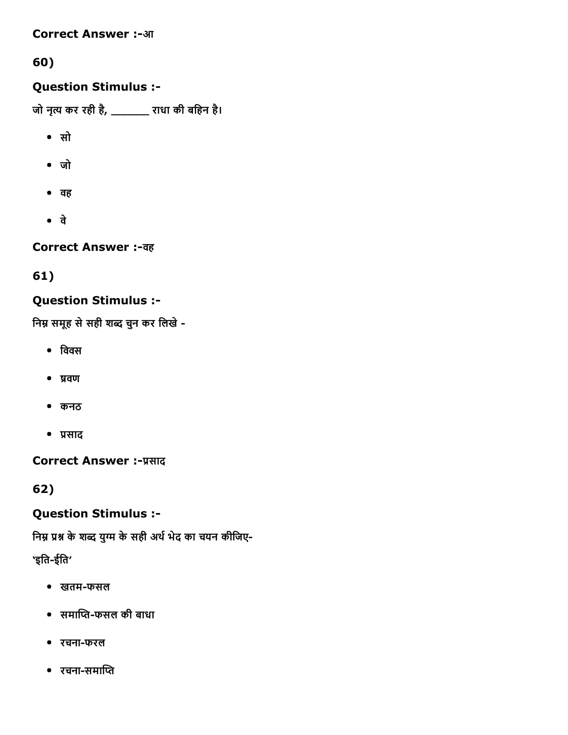**Correct Answer :-**आ

## 60)

### Question Stimulus :-

जो नृत्य कर रही है, _______ राधा की बहिन है।

- सो
- जो
- वह
- वे

**Correct Answer :-**वह

## 61)

### Question Stimulus :-

निम्न समूह से सही शब्द चुन कर लिखे -

- विवस
- प्रवण
- कनठ
- प्रसाद

**Correct Answer :-**प्रसाद

## 62)

### Question Stimulus :-

निम्न प्रश्न के शब्द युग्म के सही अर्थ भेद का चयन कीजिए-

'इति-ईति'

- खतम-फसल
- समाप्ति-फसल की बाधा
- रचना-फरल
- रचना-समाप्ति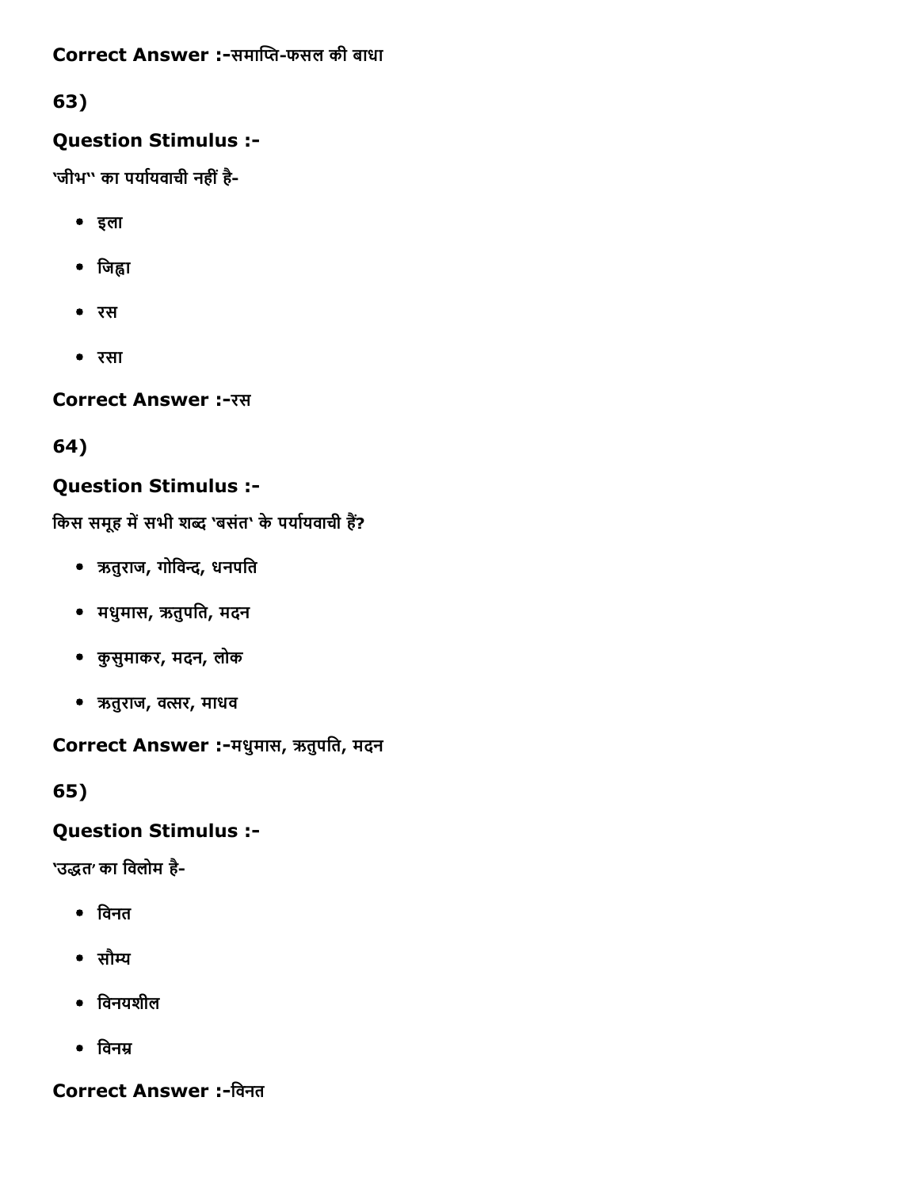**Correct Answer :-**समाप्ति-फसल की बाधा

**63)**

### Question Stimulus :-

'जीभ'' का पर्यायवाची नहीं है-

- इला
- जिह्वा
- रस
- रसा

**Correct Answer :-**रस

**64)**

### Question Stimulus :-

किस समूह में सभी शब्द 'बसंत' के पर्यायवाची हैं?

- ऋतुराज, गोविन्द, धनपति
- मधुमास, ऋतुपति, मदन
- कुसुमाकर, मदन, लोक
- ऋतुराज, वत्सर, माधव

**Correct Answer :-**मधुमास, ऋतुपति, मदन

**65)**

### Question Stimulus :-

'उद्धत' का विलोम है-

- विनत
- सौम्य
- विनयशील
- विनम्र

**Correct Answer :-**विनत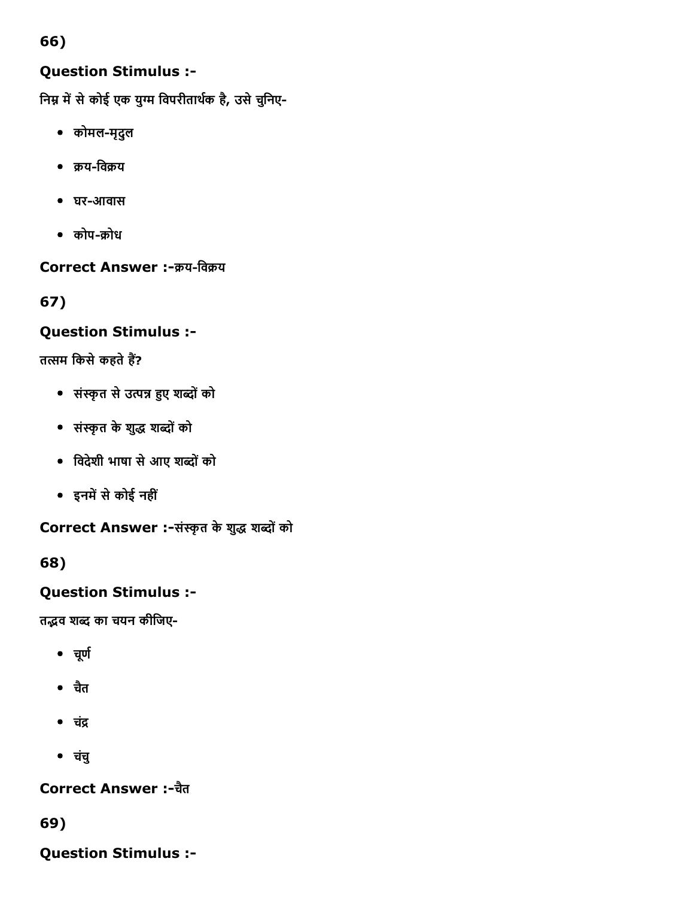66)

**Question Stimulus :-**

निम्न में से कोई एक युग्म विपरीतार्थक है, उसे चुनिए-

- कोमल-मृदुल
- क्रय-विक्रय
- घर-आवास
- कोप-क्रोध

**Correct Answer :-**क्रय-विक्रय

67)

**Question Stimulus :-**

तत्सम किसे कहते हैं?

- संस्कृत से उत्पन्न हुए शब्दों को
- संस्कृत के शुद्ध शब्दों को
- विदेशी भाषा से आए शब्दों को
- इनमें से कोई नहीं

**Correct Answer :-**संस्कृत के शुद्ध शब्दों को

68)

**Question Stimulus :-**

तद्भव शब्द का चयन कीजिए-

- चूर्ण
- चैत
- चंद्र
- चंचु

**Correct Answer :-**चैत

69)

**Question Stimulus :-**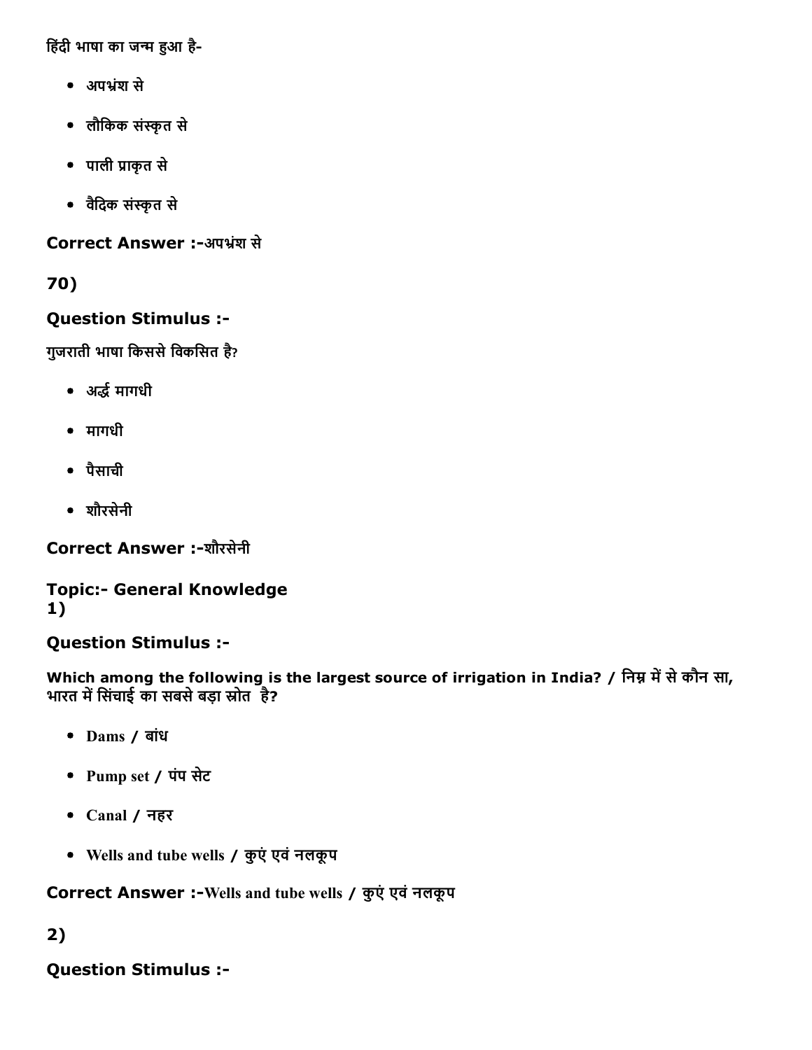हिंदी भाषा का जन्म हुआ है-

- अपभ्रंश से
- लौकिक संस्कृत से
- पाली प्राकृत से
- वैदिक संस्कृत से

**Correct Answer :-**अपभ्रंश से

**70)**

**Question Stimulus :-**

गुजराती भाषा किससे विकसित है?

- अर्द्ध मागधी
- मागधी
- पैसाची
- शौरसेनी

**Correct Answer :-**शौरसेनी

**Topic:- General Knowledge**
**1)**

**Question Stimulus :-**

**Which among the following is the largest source of irrigation in India? / निम्न में से कौन सा, भारत में सिंचाई का सबसे बड़ा स्रोत है?**

- Dams / बांध
- Pump set / पंप सेट
- Canal / नहर
- Wells and tube wells / कुएं एवं नलकूप

**Correct Answer :-**Wells and tube wells / कुएं एवं नलकूप

**2)**

**Question Stimulus :-**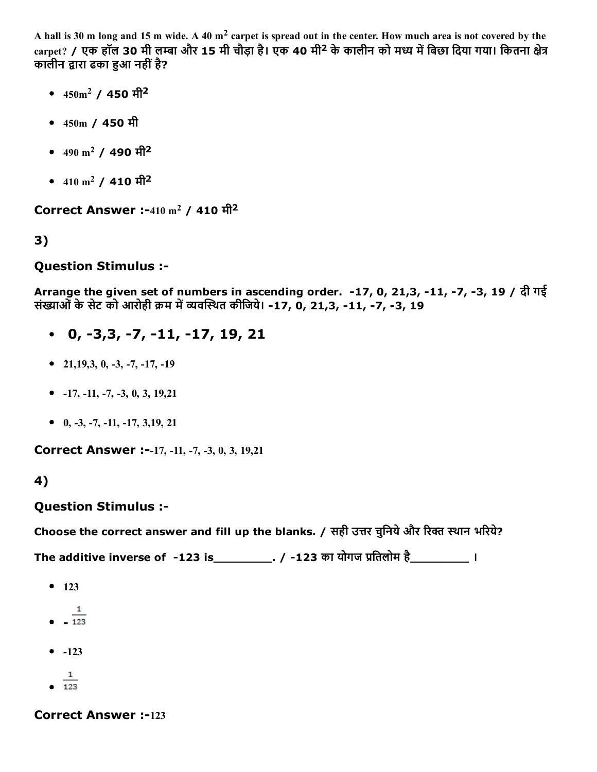A hall is 30 m long and 15 m wide. A 40 $m^2$ carpet is spread out in the center. How much area is not covered by the carpet? / एक हॉल 30 मी लम्बा और 15 मी चौड़ा है। एक 40 मी$^2$ के कालीन को मध्य में बिछा दिया गया। कितना क्षेत्र कालीन द्वारा ढका हुआ नहीं है?

- 450$m^2$ / 450 मी$^2$
- 450m / 450 मी
- 490 $m^2$ / 490 मी$^2$
- 410 $m^2$ / 410 मी$^2$

**Correct Answer :-**410 $m^2$ / 410 मी$^2$

**3)**

**Question Stimulus :-**

**Arrange the given set of numbers in ascending order. -17, 0, 21,3, -11, -7, -3, 19 / दी गई संख्याओं के सेट को आरोही क्रम में व्यवस्थित कीजिये। -17, 0, 21,3, -11, -7, -3, 19**

- **0, -3,3, -7, -11, -17, 19, 21**
- 21,19,3, 0, -3, -7, -17, -19
- -17, -11, -7, -3, 0, 3, 19,21
- 0, -3, -7, -11, -17, 3,19, 21

**Correct Answer :-**-17, -11, -7, -3, 0, 3, 19,21

**4)**

**Question Stimulus :-**

**Choose the correct answer and fill up the blanks. / सही उत्तर चुनिये और रिक्त स्थान भरिये?**

**The additive inverse of -123 is________. / -123 का योगज प्रतिलोम है________ ।**

- 123
- $-\frac{1}{123}$
- -123
- $\frac{1}{123}$

**Correct Answer :-**123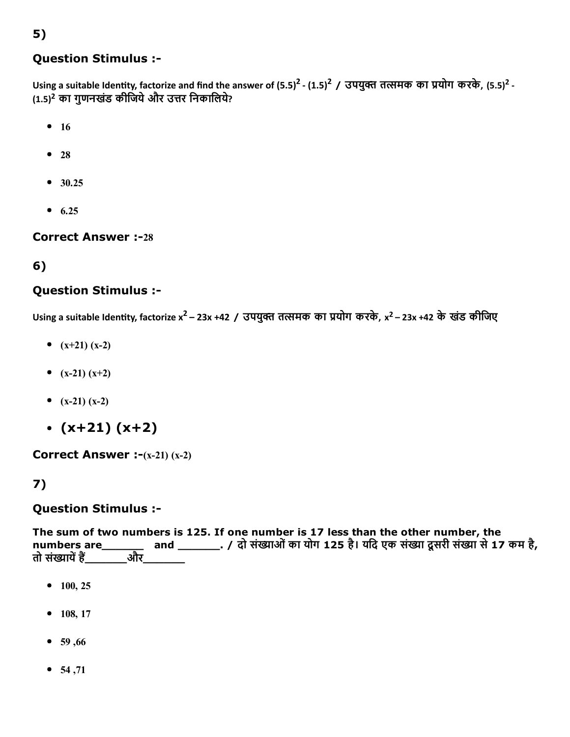## 5)

### Question Stimulus :-

Using a suitable Identity, factorize and find the answer of $(5.5)^2 - (1.5)^2$ / उपयुक्त तत्समक का प्रयोग करके, $(5.5)^2 - (1.5)^2$ का गुणनखंड कीजिये और उत्तर निकालिये?

- 16
- 28
- 30.25
- 6.25

**Correct Answer :-**28

## 6)

### Question Stimulus :-

Using a suitable Identity, factorize $x^2 – 23x + 42$ / उपयुक्त तत्समक का प्रयोग करके, $x^2 – 23x + 42$ के खंड कीजिए

- (x+21) (x-2)
- (x-21) (x+2)
- (x-21) (x-2)
- (x+21) (x+2)

**Correct Answer :-**(x-21) (x-2)

## 7)

### Question Stimulus :-

**The sum of two numbers is 125. If one number is 17 less than the other number, the numbers are_______ and _______. / दो संख्याओं का योग 125 है। यदि एक संख्या दूसरी संख्या से 17 कम है, तो संख्यायें हैं_______और_______**

- 100, 25
- 108, 17
- 59 ,66
- 54 ,71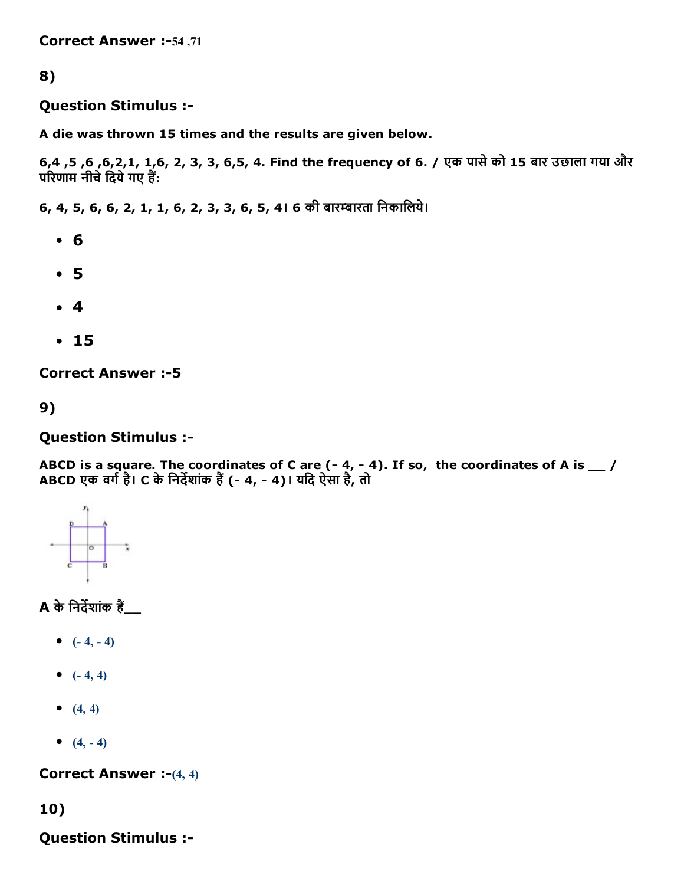Correct Answer :-54 ,71

8)

**Question Stimulus :-**

**A die was thrown 15 times and the results are given below.**

**6,4 ,5 ,6 ,6,2,1, 1,6, 2, 3, 3, 6,5, 4. Find the frequency of 6. / एक पासे को 15 बार उछाला गया और परिणाम नीचे दिये गए हैं:**

**6, 4, 5, 6, 6, 2, 1, 1, 6, 2, 3, 3, 6, 5, 4। 6 की बारम्बारता निकालिये।**

- **6**
- **5**
- **4**
- **15**

**Correct Answer :-5**

9)

**Question Stimulus :-**

**ABCD is a square. The coordinates of C are (- 4, - 4). If so, the coordinates of A is __ / ABCD एक वर्ग है। C के निर्देशांक हैं (- 4, - 4)। यदि ऐसा है, तो**

**A के निर्देशांक हैं__**

- (- 4, - 4)
- (- 4, 4)
- (4, 4)
- (4, - 4)

**Correct Answer :-**(4, 4)

10)

**Question Stimulus :-**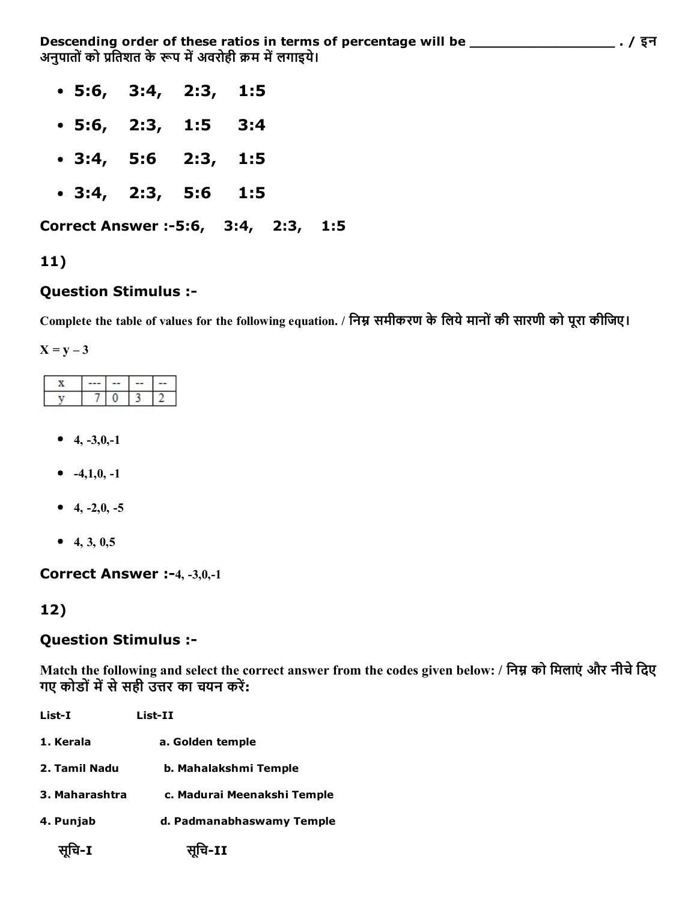Descending order of these ratios in terms of percentage will be _________________ . / इन अनुपातों को प्रतिशत के रूप में अवरोही क्रम में लगाइये।

- **5:6, 3:4, 2:3, 1:5**
- **5:6, 2:3, 1:5 3:4**
- **3:4, 5:6 2:3, 1:5**
- **3:4, 2:3, 5:6 1:5**

**Correct Answer :-5:6, 3:4, 2:3, 1:5**

**11)**

### Question Stimulus :-

Complete the table of values for the following equation. / निम्न समीकरण के लिये मानों की सारणी को पूरा कीजिए।

X = y – 3

| x | --- | -- | -- | -- |
|---|---|---|---|---|
| y | 7 | 0 | 3 | 2 |

- 4, -3,0,-1
- -4,1,0, -1
- 4, -2,0, -5
- 4, 3, 0,5

**Correct Answer :-**4, -3,0,-1

**12)**

### Question Stimulus :-

Match the following and select the correct answer from the codes given below: / निम्न को मिलाएं और नीचे दिए गए कोडों में से सही उत्तर का चयन करें:

| List-I | List-II |
|---|---|
| 1. Kerala | a. Golden temple |
| 2. Tamil Nadu | b. Mahalakshmi Temple |
| 3. Maharashtra | c. Madurai Meenakshi Temple |
| 4. Punjab | d. Padmanabhaswamy Temple |

सूचि-I सूचि-II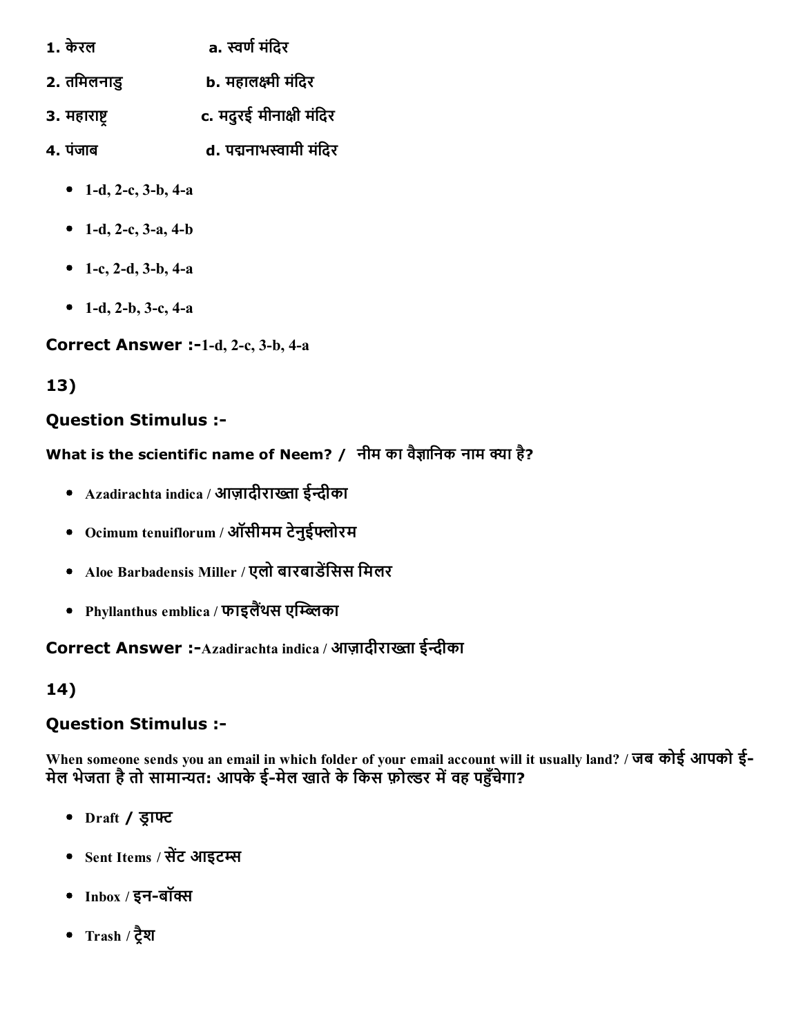1. केरल a. स्वर्ण मंदिर

2. तमिलनाडु b. महालक्ष्मी मंदिर

3. महाराष्ट्र c. मदुरई मीनाक्षी मंदिर

4. पंजाब d. पद्मनाभस्वामी मंदिर

- 1-d, 2-c, 3-b, 4-a
- 1-d, 2-c, 3-a, 4-b
- 1-c, 2-d, 3-b, 4-a
- 1-d, 2-b, 3-c, 4-a

**Correct Answer :-**1-d, 2-c, 3-b, 4-a

## 13)

### Question Stimulus :-

**What is the scientific name of Neem? / नीम का वैज्ञानिक नाम क्या है?**

- Azadirachta indica / आज़ादीराख्ता ईन्दीका
- Ocimum tenuiflorum / ऑसीमम टेनुईफ्लोरम
- Aloe Barbadensis Miller / एलो बारबाडेंसिस मिलर
- Phyllanthus emblica / फाइलैंथस एम्ब्लिका

**Correct Answer :-**Azadirachta indica / आज़ादीराख्ता ईन्दीका

## 14)

### Question Stimulus :-

**When someone sends you an email in which folder of your email account will it usually land? / जब कोई आपको ई-मेल भेजता है तो सामान्यत: आपके ई-मेल खाते के किस फ़ोल्डर में वह पहुँचेगा?**

- Draft / ड्राफ्ट
- Sent Items / सेंट आइटम्स
- Inbox / इन-बॉक्स
- Trash / ट्रैश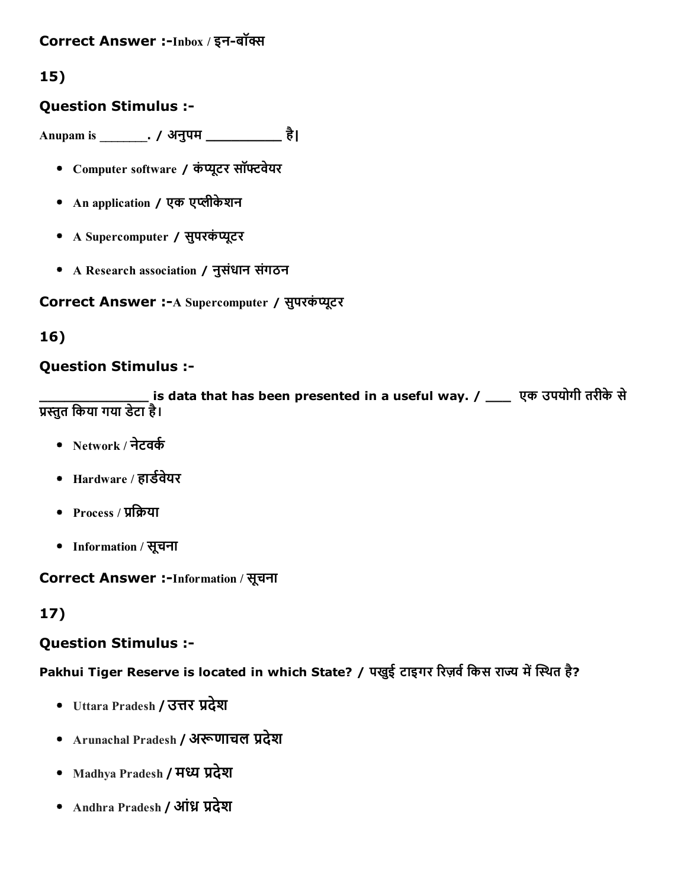**Correct Answer :-**Inbox / इन-बॉक्स

**15)**

**Question Stimulus :-**

Anupam is ________. / अनुपम __________ है|

- Computer software / कंप्यूटर सॉफ्टवेयर
- An application / एक एप्लीकेशन
- A Supercomputer / सुपरकंप्यूटर
- A Research association / नुसंधान संगठन

**Correct Answer :-**A Supercomputer / सुपरकंप्यूटर

**16)**

**Question Stimulus :-**

______________ is data that has been presented in a useful way. / ___ एक उपयोगी तरीके से प्रस्तुत किया गया डेटा है।

- Network / नेटवर्क
- Hardware / हार्डवेयर
- Process / प्रक्रिया
- Information / सूचना

**Correct Answer :-**Information / सूचना

**17)**

**Question Stimulus :-**

**Pakhui Tiger Reserve is located in which State? / पखुई टाइगर रिज़र्व किस राज्य में स्थित है?**

- Uttara Pradesh / उत्तर प्रदेश
- Arunachal Pradesh / अरूणाचल प्रदेश
- Madhya Pradesh / मध्य प्रदेश
- Andhra Pradesh / आंध्र प्रदेश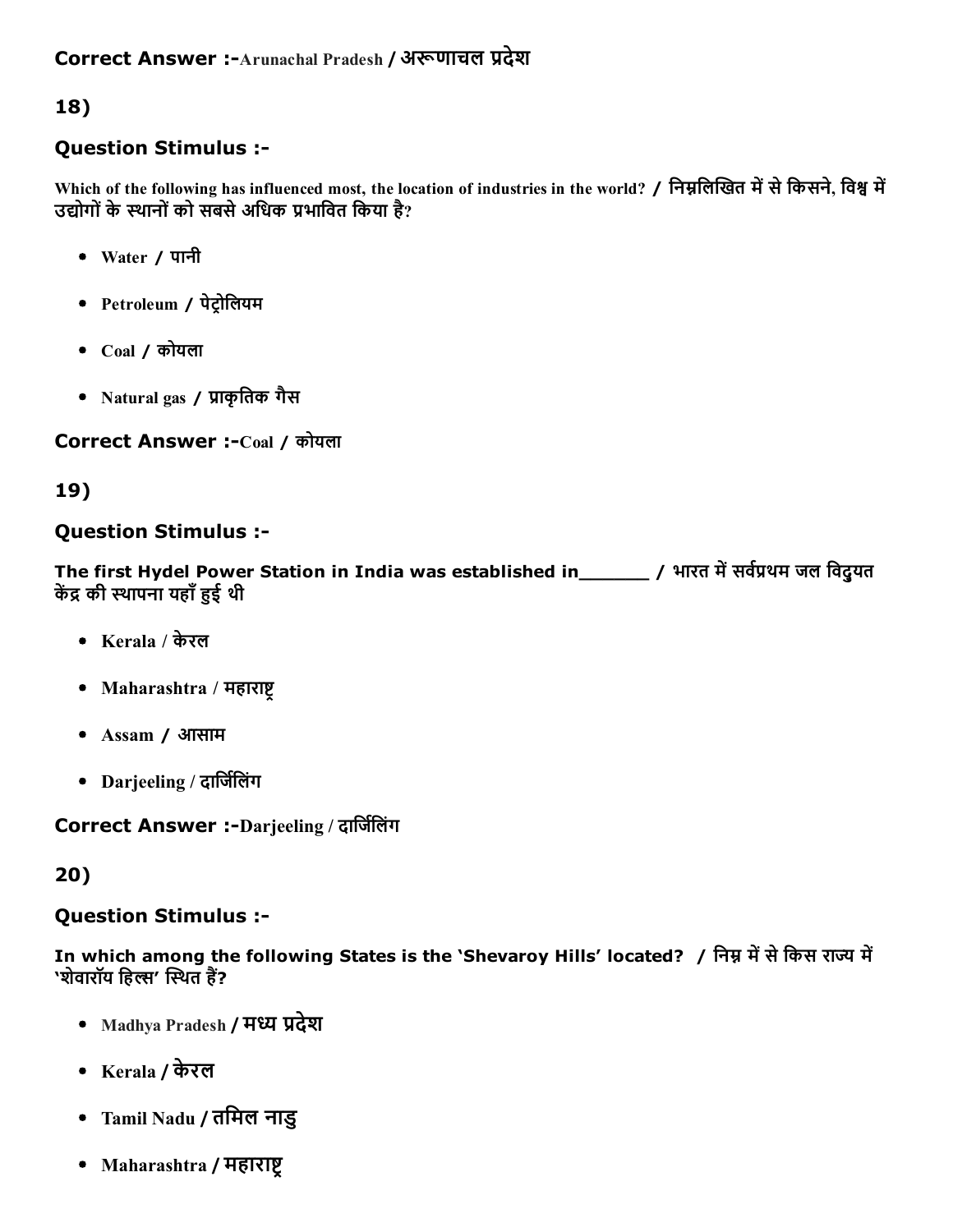**Correct Answer :-**Arunachal Pradesh / अरूणाचल प्रदेश

## 18)

### Question Stimulus :-

Which of the following has influenced most, the location of industries in the world? / निम्नलिखित में से किसने, विश्व में उद्योगों के स्थानों को सबसे अधिक प्रभावित किया है?

- Water / पानी
- Petroleum / पेट्रोलियम
- Coal / कोयला
- Natural gas / प्राकृतिक गैस

**Correct Answer :-**Coal / कोयला

## 19)

### Question Stimulus :-

The first Hydel Power Station in India was established in_______ / भारत में सर्वप्रथम जल विदुयत केंद्र की स्थापना यहाँ हुई थी

- Kerala / केरल
- Maharashtra / महाराष्ट्र
- Assam / आसाम
- Darjeeling / दार्जिलिंग

**Correct Answer :-**Darjeeling / दार्जिलिंग

## 20)

### Question Stimulus :-

In which among the following States is the 'Shevaroy Hills' located? / निम्न में से किस राज्य में 'शेवारॉय हिल्स' स्थित हैं?

- Madhya Pradesh / मध्य प्रदेश
- Kerala / केरल
- Tamil Nadu / तमिल नाडु
- Maharashtra / महाराष्ट्र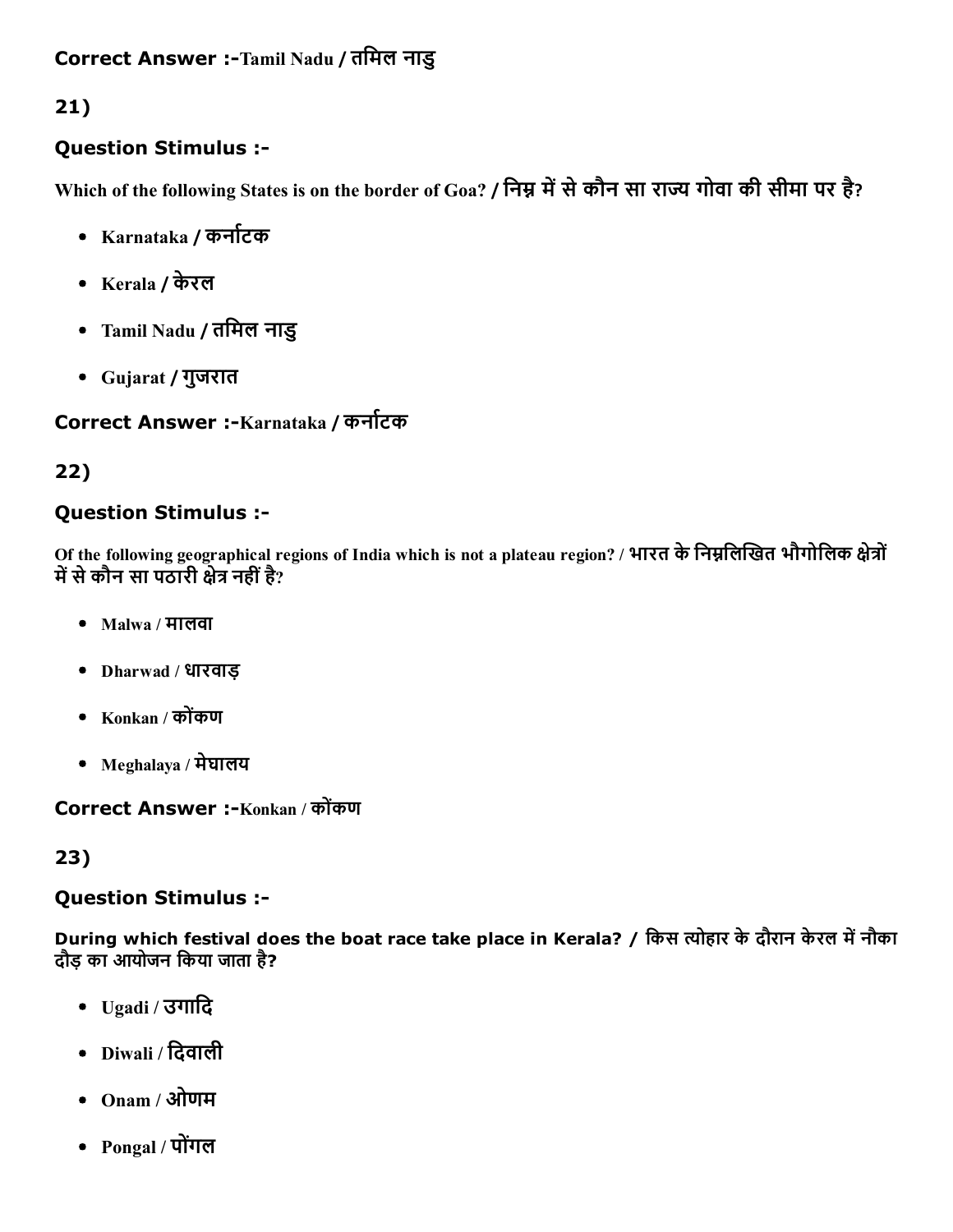**Correct Answer :-**Tamil Nadu / तमिल नाडु

**21)**

### Question Stimulus :-

**Which of the following States is on the border of Goa? / निम्न में से कौन सा राज्य गोवा की सीमा पर है?**

- **Karnataka / कर्नाटक**
- **Kerala / केरल**
- **Tamil Nadu / तमिल नाडु**
- **Gujarat / गुजरात**

**Correct Answer :-**Karnataka / कर्नाटक

**22)**

### Question Stimulus :-

**Of the following geographical regions of India which is not a plateau region? / भारत के निम्नलिखित भौगोलिक क्षेत्रों में से कौन सा पठारी क्षेत्र नहीं है?**

- **Malwa / मालवा**
- **Dharwad / धारवाड़**
- **Konkan / कोंकण**
- **Meghalaya / मेघालय**

**Correct Answer :-**Konkan / कोंकण

**23)**

### Question Stimulus :-

**During which festival does the boat race take place in Kerala? / किस त्योहार के दौरान केरल में नौका दौड़ का आयोजन किया जाता है?**

- **Ugadi / उगादि**
- **Diwali / दिवाली**
- **Onam / ओणम**
- **Pongal / पोंगल**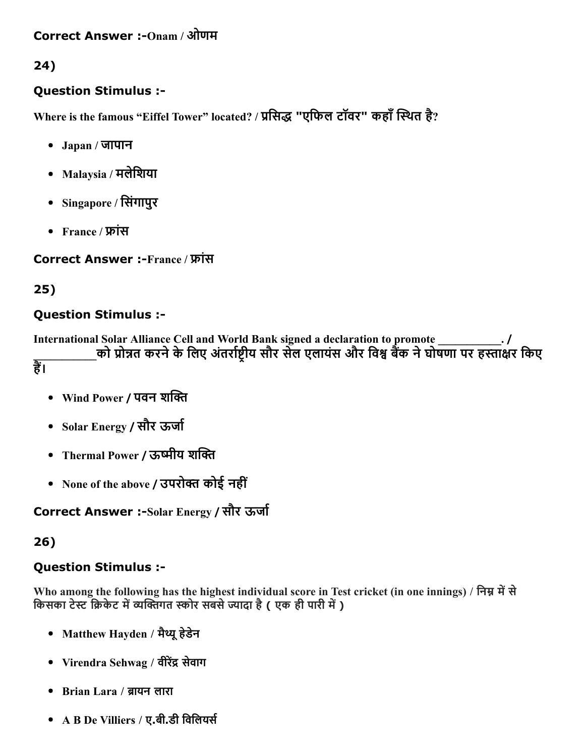**Correct Answer :-**Onam / ओणम

**24)**

**Question Stimulus :-**

Where is the famous “Eiffel Tower” located? / प्रसिद्ध "एफिल टॉवर" कहाँ स्थित है?

- Japan / जापान
- Malaysia / मलेशिया
- Singapore / सिंगापुर
- France / फ्रांस

**Correct Answer :-**France / फ्रांस

**25)**

**Question Stimulus :-**

International Solar Alliance Cell and World Bank signed a declaration to promote __________. / __________को प्रोन्नत करने के लिए अंतर्राष्ट्रीय सौर सेल एलायंस और विश्व बैंक ने घोषणा पर हस्ताक्षर किए हैं।

- Wind Power / पवन शक्ति
- Solar Energy / सौर ऊर्जा
- Thermal Power / ऊष्मीय शक्ति
- None of the above / उपरोक्त कोई नहीं

**Correct Answer :-**Solar Energy / सौर ऊर्जा

**26)**

**Question Stimulus :-**

Who among the following has the highest individual score in Test cricket (in one innings) / निम्न में से किसका टेस्ट क्रिकेट में व्यक्तिगत स्कोर सबसे ज्यादा है ( एक ही पारी में )

- Matthew Hayden / मैथ्यू हेडेन
- Virendra Sehwag / वीरेंद्र सेवाग
- Brian Lara / ब्रायन लारा
- A B De Villiers / ए.बी.डी विलियर्स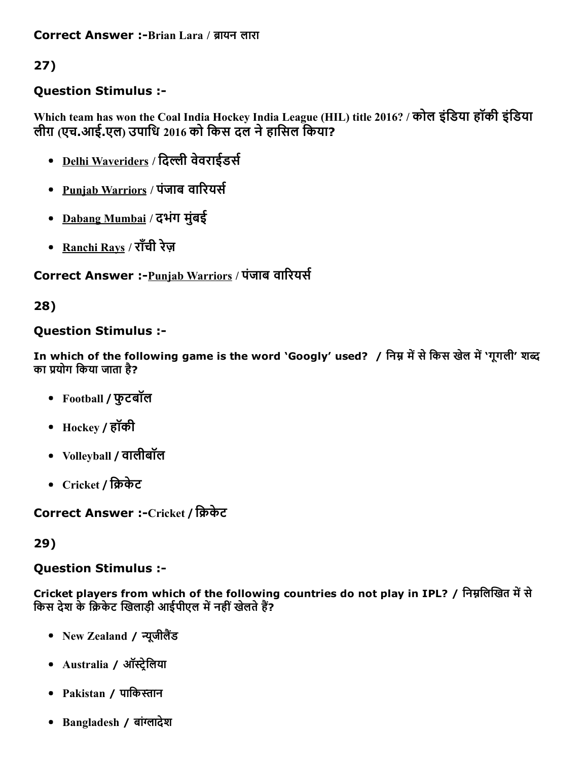**Correct Answer :-**Brian Lara / ब्रायन लारा

27)

**Question Stimulus :-**

**Which team has won the Coal India Hockey India League (HIL) title 2016? / कोल इंडिया हॉकी इंडिया लीग़ (एच.आई.एल) उपाधि 2016 को किस दल ने हासिल किया?**

- Delhi Waveriders / दिल्ली वेवराईडर्स
- Punjab Warriors / पंजाब वारियर्स
- Dabang Mumbai / दभंग मुंबई
- Ranchi Rays / राँची रेज़

**Correct Answer :-**Punjab Warriors / पंजाब वारियर्स

28)

**Question Stimulus :-**

**In which of the following game is the word 'Googly' used? / निम्न में से किस खेल में 'गूगली' शब्द का प्रयोग किया जाता है?**

- Football / फुटबॉल
- Hockey / हॉकी
- Volleyball / वालीबॉल
- Cricket / क्रिकेट

**Correct Answer :-**Cricket / क्रिकेट

29)

**Question Stimulus :-**

**Cricket players from which of the following countries do not play in IPL? / निम्नलिखित में से किस देश के क्रिकेट खिलाड़ी आईपीएल में नहीं खेलते हैं?**

- New Zealand / न्यूजीलैंड
- Australia / ऑस्ट्रेलिया
- Pakistan / पाकिस्तान
- Bangladesh / बांग्लादेश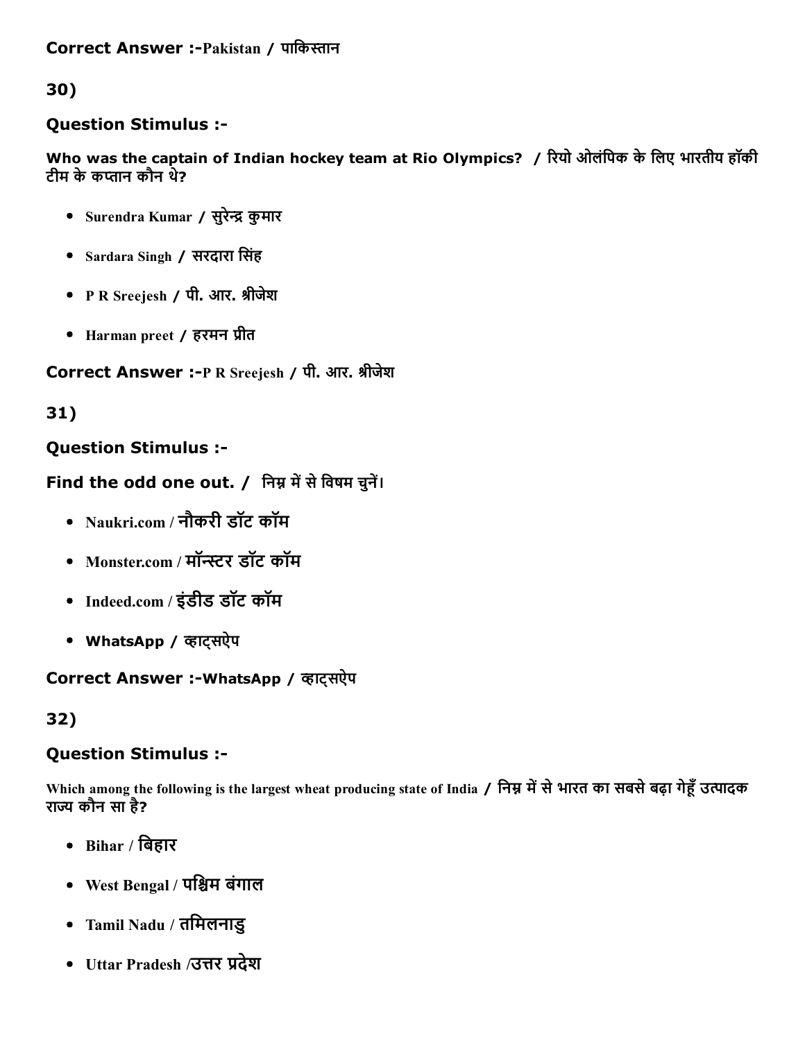**Correct Answer :-Pakistan / पाकिस्तान**

30)

**Question Stimulus :-**

**Who was the captain of Indian hockey team at Rio Olympics? / रियो ओलंपिक के लिए भारतीय हॉकी टीम के कप्तान कौन थे?**

- Surendra Kumar / सुरेन्द्र कुमार
- Sardara Singh / सरदारा सिंह
- P R Sreejesh / पी. आर. श्रीजेश
- Harman preet / हरमन प्रीत

**Correct Answer :-P R Sreejesh / पी. आर. श्रीजेश**

31)

**Question Stimulus :-**

**Find the odd one out. / निम्न में से विषम चुनें।**

- Naukri.com / नौकरी डॉट कॉम
- Monster.com / मॉन्स्टर डॉट कॉम
- Indeed.com / इंडीड डॉट कॉम
- WhatsApp / व्हाट्सऐप

**Correct Answer :-WhatsApp / व्हाट्सऐप**

32)

**Question Stimulus :-**

**Which among the following is the largest wheat producing state of India / निम्न में से भारत का सबसे बढ़ा गेहूँ उत्पादक राज्य कौन सा है?**

- Bihar / बिहार
- West Bengal / पश्चिम बंगाल
- Tamil Nadu / तमिलनाडु
- Uttar Pradesh /उत्तर प्रदेश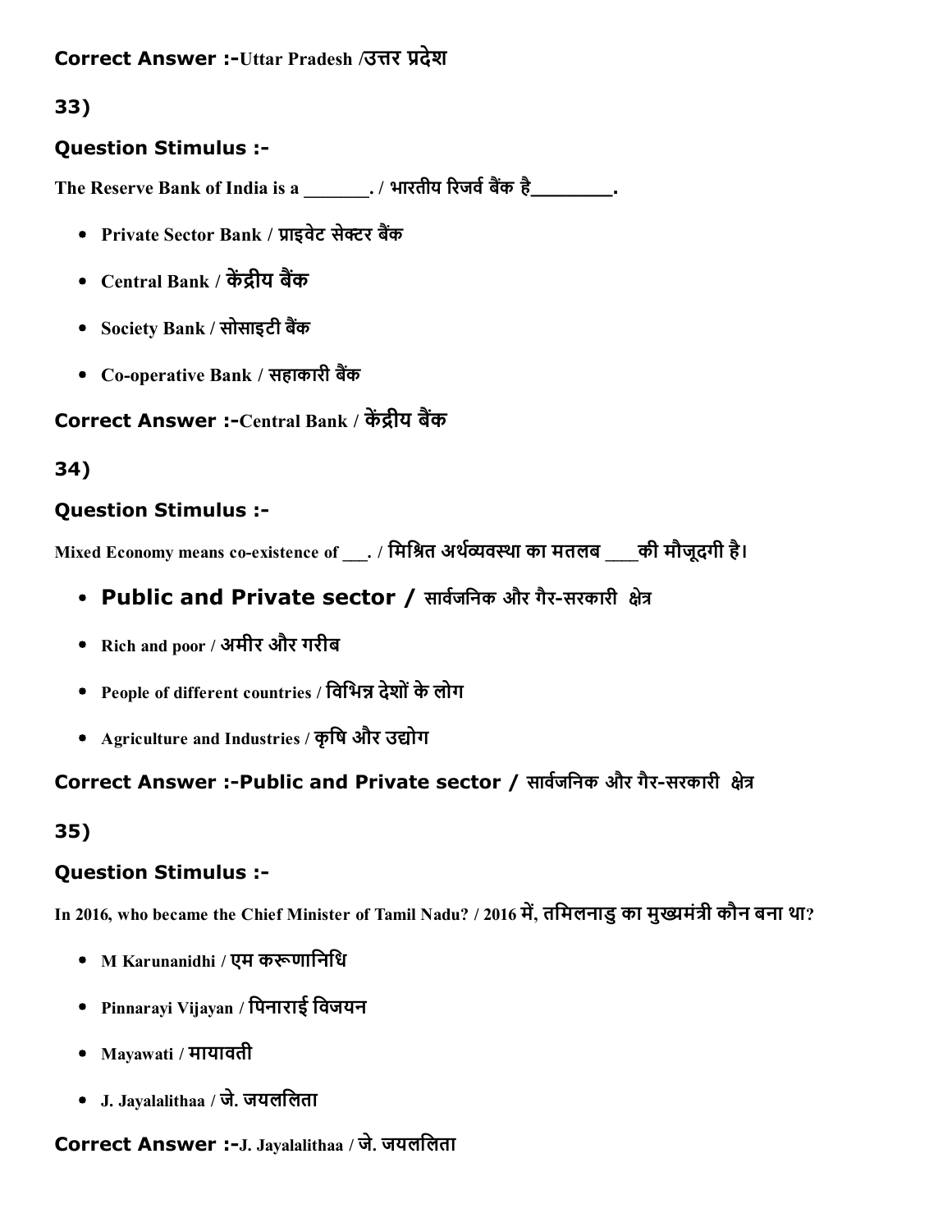**Correct Answer :-**Uttar Pradesh /उत्तर प्रदेश

33)

### Question Stimulus :-

The Reserve Bank of India is a _______. / भारतीय रिजर्व बैंक है________.

- Private Sector Bank / प्राइवेट सेक्टर बैंक
- Central Bank / केंद्रीय बैंक
- Society Bank / सोसाइटी बैंक
- Co-operative Bank / सहाकारी बैंक

**Correct Answer :-**Central Bank / केंद्रीय बैंक

34)

### Question Stimulus :-

Mixed Economy means co-existence of ___. / मिश्रित अर्थव्यवस्था का मतलब ___की मौजूदगी है।

- Public and Private sector / सार्वजनिक और गैर-सरकारी क्षेत्र
- Rich and poor / अमीर और गरीब
- People of different countries / विभिन्न देशों के लोग
- Agriculture and Industries / कृषि और उद्योग

**Correct Answer :-**Public and Private sector / सार्वजनिक और गैर-सरकारी क्षेत्र

35)

### Question Stimulus :-

In 2016, who became the Chief Minister of Tamil Nadu? / 2016 में, तमिलनाडु का मुख्यमंत्री कौन बना था?

- M Karunanidhi / एम करूणानिधि
- Pinnarayi Vijayan / पिनाराई विजयन
- Mayawati / मायावती
- J. Jayalalithaa / जे. जयललिता

**Correct Answer :-**J. Jayalalithaa / जे. जयललिता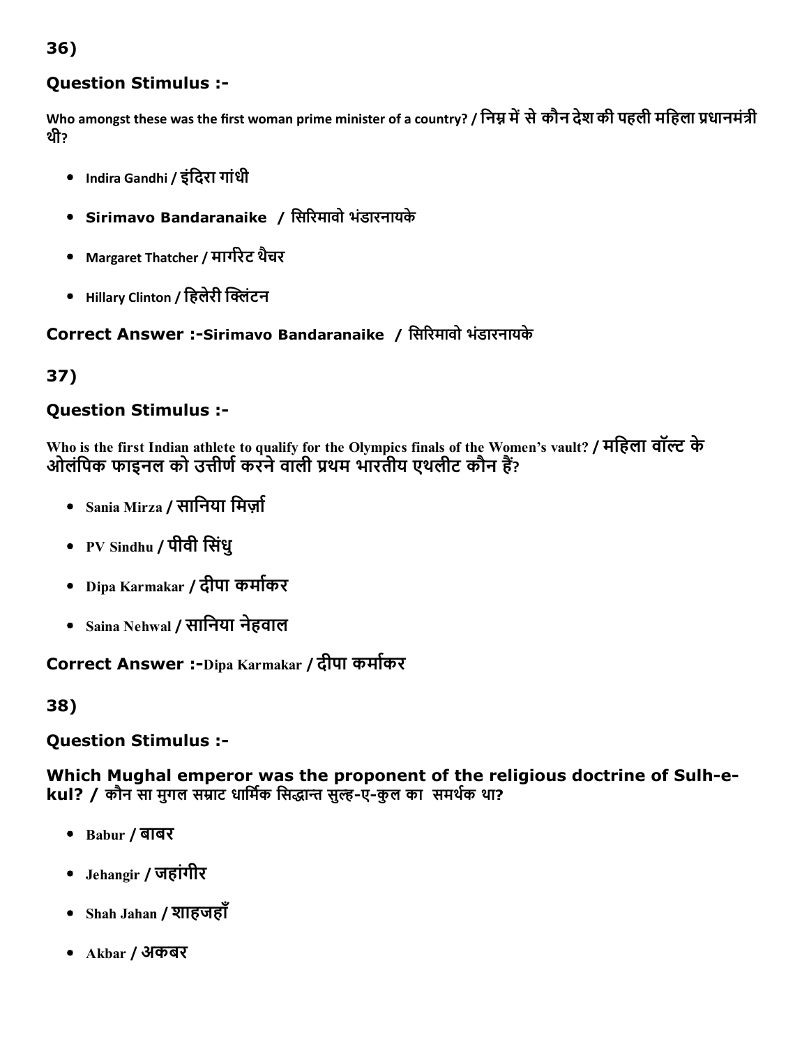36)

### Question Stimulus :-

Who amongst these was the first woman prime minister of a country? / निम्न में से कौन देश की पहली महिला प्रधानमंत्री थी?

- Indira Gandhi / इंदिरा गांधी
- **Sirimavo Bandaranaike** / सिरिमावो भंडारनायके
- Margaret Thatcher / मार्गरेट थैचर
- Hillary Clinton / हिलेरी क्लिंटन

**Correct Answer :-**Sirimavo Bandaranaike / सिरिमावो भंडारनायके

37)

### Question Stimulus :-

Who is the first Indian athlete to qualify for the Olympics finals of the Women's vault? / महिला वॉल्ट के ओलंपिक फाइनल को उत्तीर्ण करने वाली प्रथम भारतीय एथलीट कौन हैं?

- Sania Mirza / सानिया मिर्ज़ा
- PV Sindhu / पीवी सिंधु
- Dipa Karmakar / दीपा कर्माकर
- Saina Nehwal / सानिया नेहवाल

**Correct Answer :-**Dipa Karmakar / दीपा कर्माकर

38)

### Question Stimulus :-

**Which Mughal emperor was the proponent of the religious doctrine of Sulh-e-kul? / कौन सा मुगल सम्राट धार्मिक सिद्धान्त सुल्ह-ए-कुल का समर्थक था?**

- Babur / बाबर
- Jehangir / जहांगीर
- Shah Jahan / शाहजहाँ
- Akbar / अकबर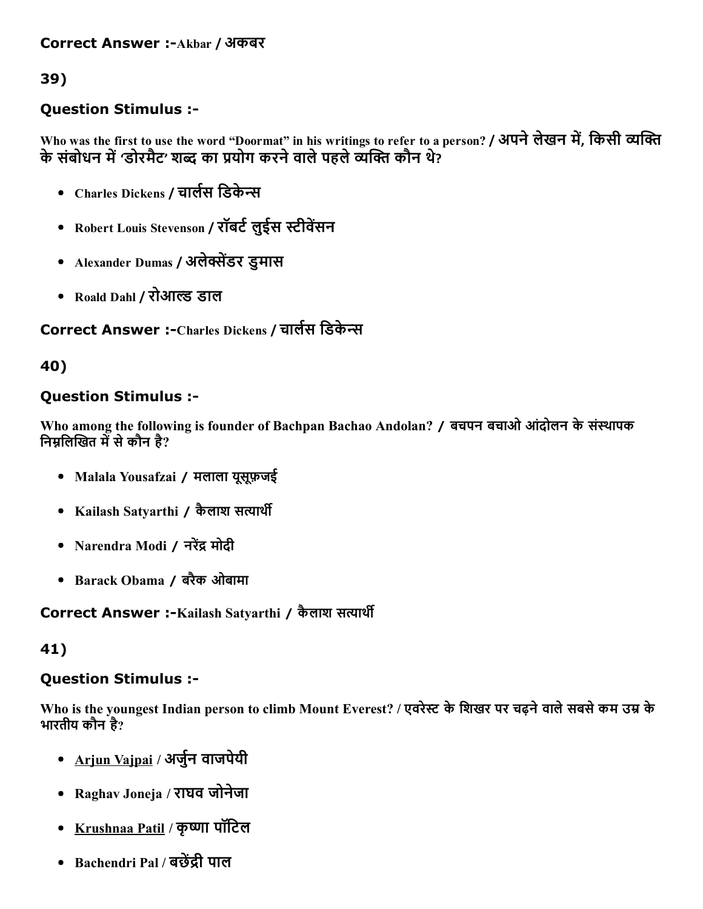**Correct Answer :-**Akbar / अकबर

**39)**

**Question Stimulus :-**

**Who was the first to use the word "Doormat" in his writings to refer to a person? / अपने लेखन में, किसी व्यक्ति के संबोधन में 'डोरमैट' शब्द का प्रयोग करने वाले पहले व्यक्ति कौन थे?**

- **Charles Dickens / चार्लस डिकेन्स**
- **Robert Louis Stevenson / रॉबर्ट लुईस स्टीवेंसन**
- **Alexander Dumas / अलेक्सेंडर डुमास**
- **Roald Dahl / रोआल्ड डाल**

**Correct Answer :-**Charles Dickens / चार्लस डिकेन्स

**40)**

**Question Stimulus :-**

**Who among the following is founder of Bachpan Bachao Andolan? / बचपन बचाओ आंदोलन के संस्थापक निम्नलिखित में से कौन है?**

- **Malala Yousafzai / मलाला यूसुफ़जई**
- **Kailash Satyarthi / कैलाश सत्यार्थी**
- **Narendra Modi / नरेंद्र मोदी**
- **Barack Obama / बैरक ओबामा**

**Correct Answer :-**Kailash Satyarthi / कैलाश सत्यार्थी

**41)**

**Question Stimulus :-**

**Who is the youngest Indian person to climb Mount Everest? / एवरेस्ट के शिखर पर चढ़ने वाले सबसे कम उम्र के भारतीय कौन है?**

- **Arjun Vajpai / अर्जुन वाजपेयी**
- **Raghav Joneja / राघव जोनेजा**
- **Krushnaa Patil / कृष्णा पॉटिल**
- **Bachendri Pal / बछेंद्री पाल**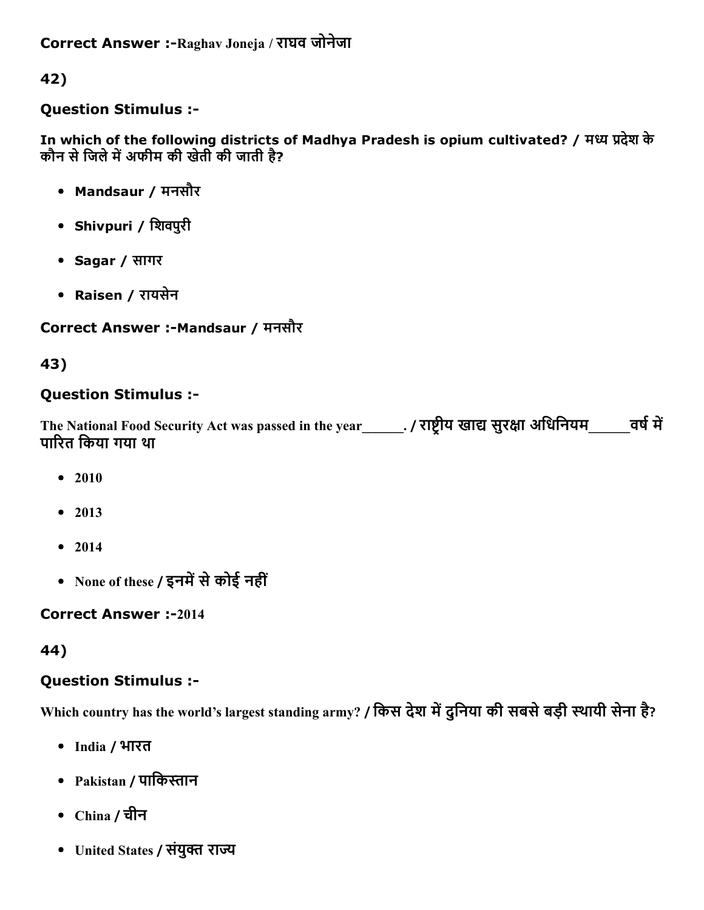**Correct Answer :-**Raghav Joneja / राघव जोनेजा

42)

### Question Stimulus :-

**In which of the following districts of Madhya Pradesh is opium cultivated? / मध्य प्रदेश के कौन से जिले में अफीम की खेती की जाती है?**

- **Mandsaur / मनसौर**
- **Shivpuri / शिवपुरी**
- **Sagar / सागर**
- **Raisen / रायसेन**

**Correct Answer :-Mandsaur / मनसौर**

43)

### Question Stimulus :-

**The National Food Security Act was passed in the year______. / राष्ट्रीय खाद्य सुरक्षा अधिनियम______वर्ष में पारित किया गया था**

- **2010**
- **2013**
- **2014**
- **None of these / इनमें से कोई नहीं**

**Correct Answer :-2014**

44)

### Question Stimulus :-

**Which country has the world's largest standing army? / किस देश में दुनिया की सबसे बड़ी स्थायी सेना है?**

- **India / भारत**
- **Pakistan / पाकिस्तान**
- **China / चीन**
- **United States / संयुक्त राज्य**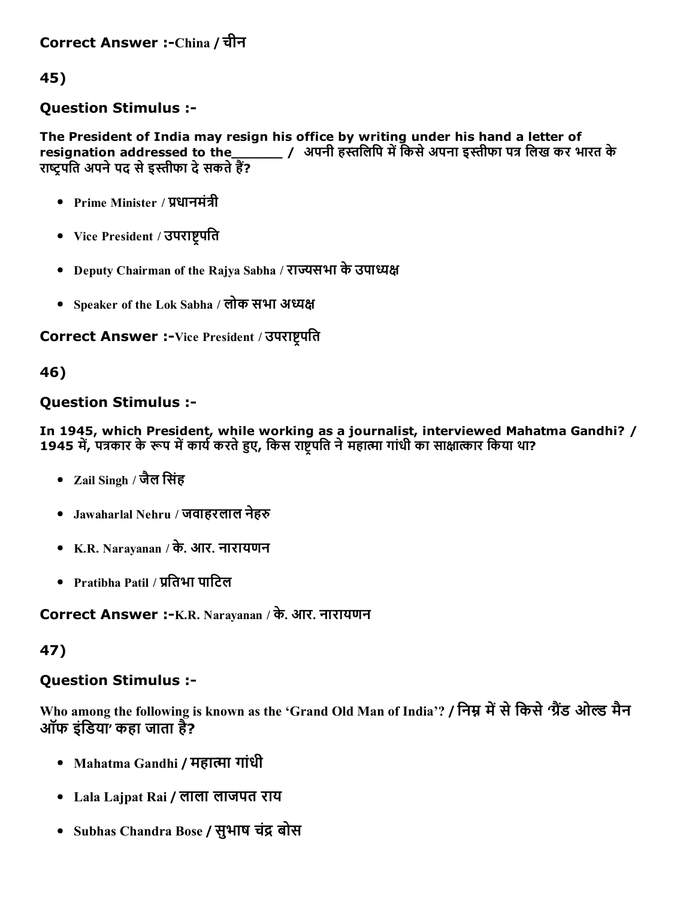**Correct Answer :-**China / चीन

45)

**Question Stimulus :-**

**The President of India may resign his office by writing under his hand a letter of resignation addressed to the______ / अपनी हस्तलिपि में किसे अपना इस्तीफा पत्र लिख कर भारत के राष्ट्रपति अपने पद से इस्तीफा दे सकते हैं?**

- Prime Minister / प्रधानमंत्री
- Vice President / उपराष्ट्रपति
- Deputy Chairman of the Rajya Sabha / राज्यसभा के उपाध्यक्ष
- Speaker of the Lok Sabha / लोक सभा अध्यक्ष

**Correct Answer :-**Vice President / उपराष्ट्रपति

46)

**Question Stimulus :-**

**In 1945, which President, while working as a journalist, interviewed Mahatma Gandhi? / 1945 में, पत्रकार के रूप में कार्य करते हुए, किस राष्ट्रपति ने महात्मा गांधी का साक्षात्कार किया था?**

- Zail Singh / जैल सिंह
- Jawaharlal Nehru / जवाहरलाल नेहरु
- K.R. Narayanan / के. आर. नारायणन
- Pratibha Patil / प्रतिभा पाटिल

**Correct Answer :-**K.R. Narayanan / के. आर. नारायणन

47)

**Question Stimulus :-**

**Who among the following is known as the 'Grand Old Man of India'? / निम्न में से किसे 'ग्रैंड ओल्ड मैन ऑफ इंडिया' कहा जाता है?**

- Mahatma Gandhi / महात्मा गांधी
- Lala Lajpat Rai / लाला लाजपत राय
- Subhas Chandra Bose / सुभाष चंद्र बोस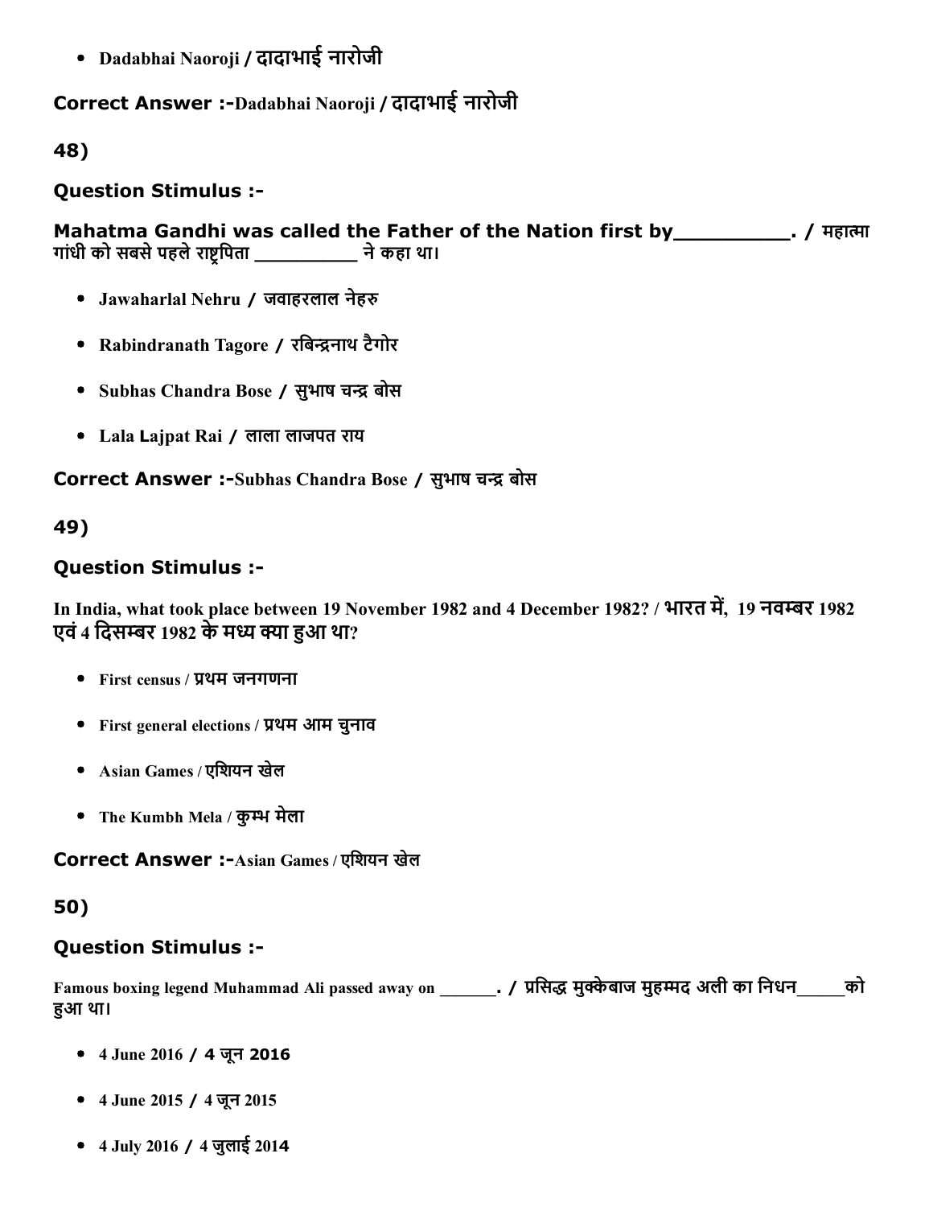- Dadabhai Naoroji / दादाभाई नारोजी

**Correct Answer :-**Dadabhai Naoroji / दादाभाई नारोजी

**48)**

**Question Stimulus :-**

**Mahatma Gandhi was called the Father of the Nation first by__________. / महात्मा गांधी को सबसे पहले राष्ट्रपिता __________ ने कहा था।**

- Jawaharlal Nehru / जवाहरलाल नेहरु
- Rabindranath Tagore / रबिन्द्रनाथ टैगोर
- Subhas Chandra Bose / सुभाष चन्द्र बोस
- Lala Lajpat Rai / लाला लाजपत राय

**Correct Answer :-**Subhas Chandra Bose / सुभाष चन्द्र बोस

**49)**

**Question Stimulus :-**

**In India, what took place between 19 November 1982 and 4 December 1982? / भारत में, 19 नवम्बर 1982 एवं 4 दिसम्बर 1982 के मध्य क्या हुआ था?**

- First census / प्रथम जनगणना
- First general elections / प्रथम आम चुनाव
- Asian Games / एशियन खेल
- The Kumbh Mela / कुम्भ मेला

**Correct Answer :-**Asian Games / एशियन खेल

**50)**

**Question Stimulus :-**

**Famous boxing legend Muhammad Ali passed away on _______. / प्रसिद्ध मुक्केबाज मुहम्मद अली का निधन______को हुआ था।**

- 4 June 2016 / 4 जून 2016
- 4 June 2015 / 4 जून 2015
- 4 July 2016 / 4 जुलाई 2014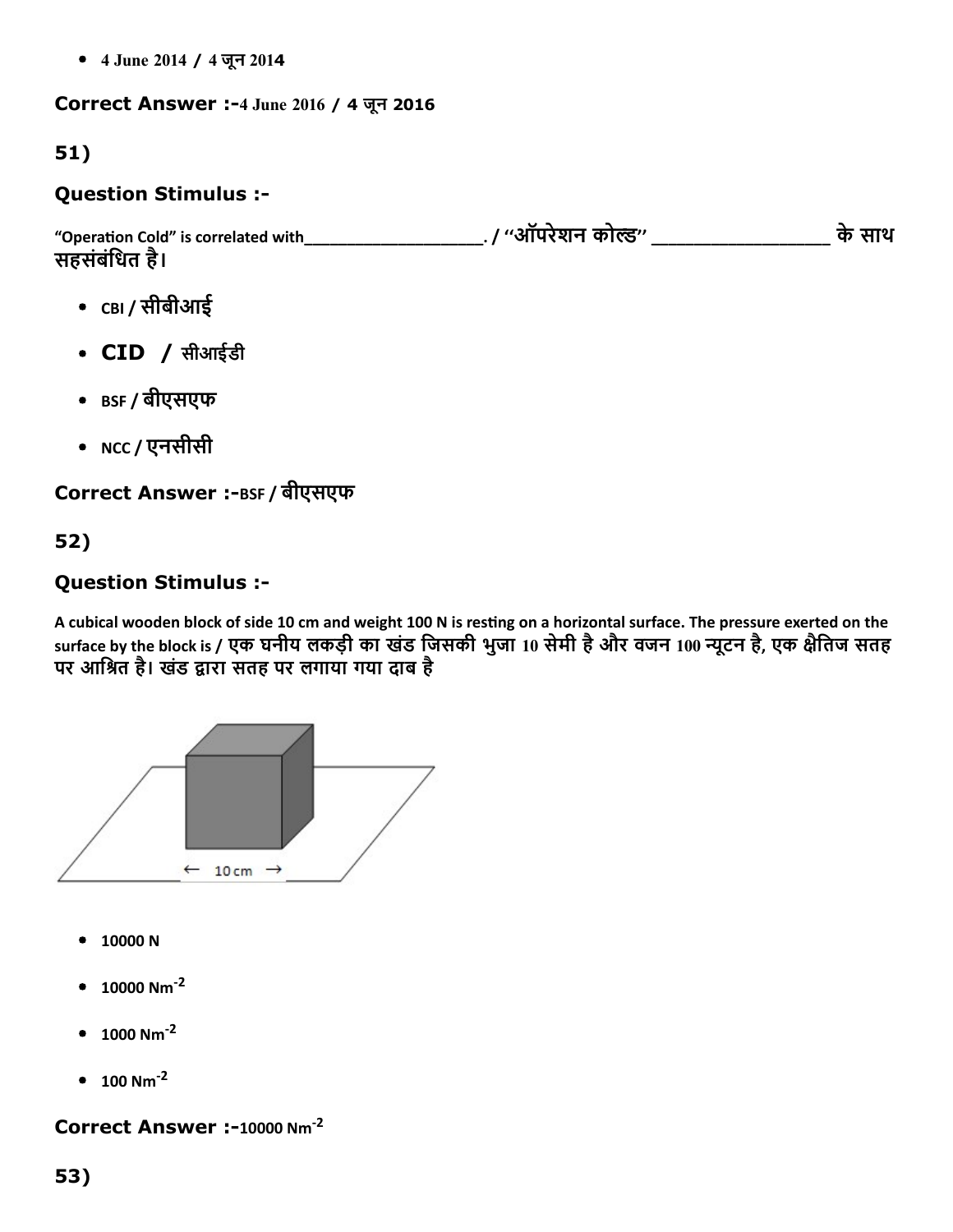- 4 June 2014 / 4 जून 2014

**Correct Answer :-**4 June 2016 / 4 जून 2016

**51)**

### Question Stimulus :-

**"Operation Cold" is correlated with\_\_\_\_\_\_\_\_\_\_\_\_\_\_\_\_\_\_\_\_. / "ऑपरेशन कोल्ड" \_\_\_\_\_\_\_\_\_\_\_\_\_\_\_\_\_\_ के साथ सहसंबंधित है।**

- CBI / सीबीआई
- CID / सीआईडी
- BSF / बीएसएफ
- NCC / एनसीसी

**Correct Answer :-**BSF / बीएसएफ

**52)**

### Question Stimulus :-

**A cubical wooden block of side 10 cm and weight 100 N is resting on a horizontal surface. The pressure exerted on the surface by the block is / एक घनीय लकड़ी का खंड जिसकी भुजा 10 सेमी है और वजन 100 न्यूटन है, एक क्षैतिज सतह पर आश्रित है। खंड द्वारा सतह पर लगाया गया दाब है**

← 10 cm →

- 10000 N
- 10000 $Nm^{-2}$
- 1000 $Nm^{-2}$
- 100 $Nm^{-2}$

**Correct Answer :-**10000 $Nm^{-2}$

**53)**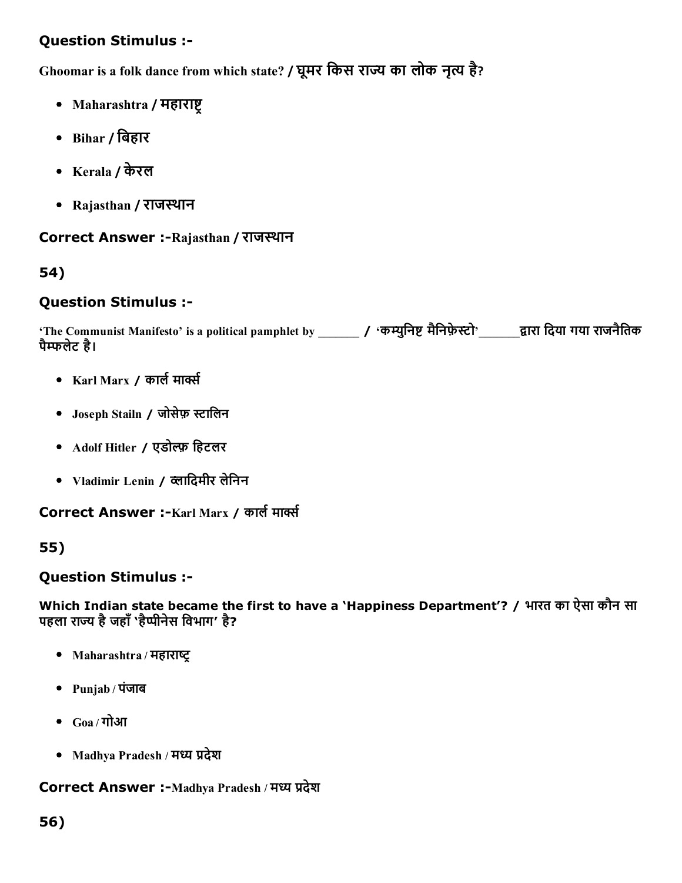### Question Stimulus :-

Ghoomar is a folk dance from which state? / घूमर किस राज्य का लोक नृत्य है?

- Maharashtra / महाराष्ट्र
- Bihar / बिहार
- Kerala / केरल
- Rajasthan / राजस्थान

**Correct Answer :-**Rajasthan / राजस्थान

54)

### Question Stimulus :-

'The Communist Manifesto' is a political pamphlet by ______ / 'कम्युनिष्ट मैनिफ़ेस्टो'______द्वारा दिया गया राजनैतिक पैम्फलेट है।

- Karl Marx / कार्ल मार्क्स
- Joseph Stailn / जोसेफ़ स्टालिन
- Adolf Hitler / एडोल्फ़ हिटलर
- Vladimir Lenin / व्लादिमीर लेनिन

**Correct Answer :-**Karl Marx / कार्ल मार्क्स

55)

### Question Stimulus :-

**Which Indian state became the first to have a 'Happiness Department'? / भारत का ऐसा कौन सा पहला राज्य है जहाँ 'हैप्पीनेस विभाग' है?**

- Maharashtra / महाराष्ट्र
- Punjab / पंजाब
- Goa / गोआ
- Madhya Pradesh / मध्य प्रदेश

**Correct Answer :-**Madhya Pradesh / मध्य प्रदेश

56)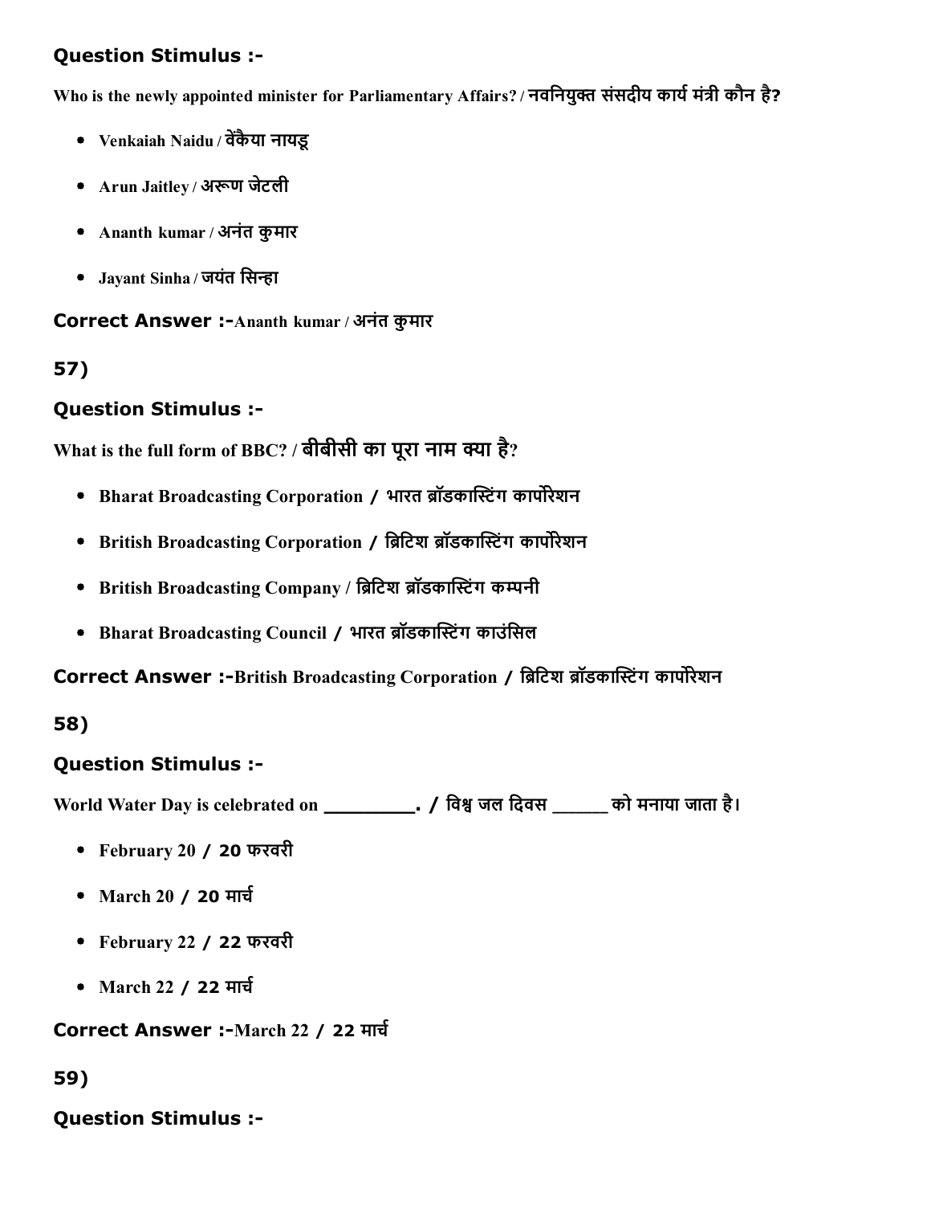### Question Stimulus :-

**Who is the newly appointed minister for Parliamentary Affairs? / नवनियुक्त संसदीय कार्य मंत्री कौन है?**

- **Venkaiah Naidu / वेंकैया नायडू**
- **Arun Jaitley / अरूण जेटली**
- **Ananth kumar / अनंत कुमार**
- **Jayant Sinha / जयंत सिन्हा**

**Correct Answer :-Ananth kumar / अनंत कुमार**

## 57)

### Question Stimulus :-

**What is the full form of BBC? / बीबीसी का पूरा नाम क्या है?**

- **Bharat Broadcasting Corporation / भारत ब्रॉडकास्टिंग कार्पोरेशन**
- **British Broadcasting Corporation / ब्रिटिश ब्रॉडकास्टिंग कार्पोरेशन**
- **British Broadcasting Company / ब्रिटिश ब्रॉडकास्टिंग कम्पनी**
- **Bharat Broadcasting Council / भारत ब्रॉडकास्टिंग काउंसिल**

**Correct Answer :-British Broadcasting Corporation / ब्रिटिश ब्रॉडकास्टिंग कार्पोरेशन**

## 58)

### Question Stimulus :-

**World Water Day is celebrated on _________. / विश्व जल दिवस ______ को मनाया जाता है।**

- **February 20 / 20 फरवरी**
- **March 20 / 20 मार्च**
- **February 22 / 22 फरवरी**
- **March 22 / 22 मार्च**

**Correct Answer :-March 22 / 22 मार्च**

## 59)

### Question Stimulus :-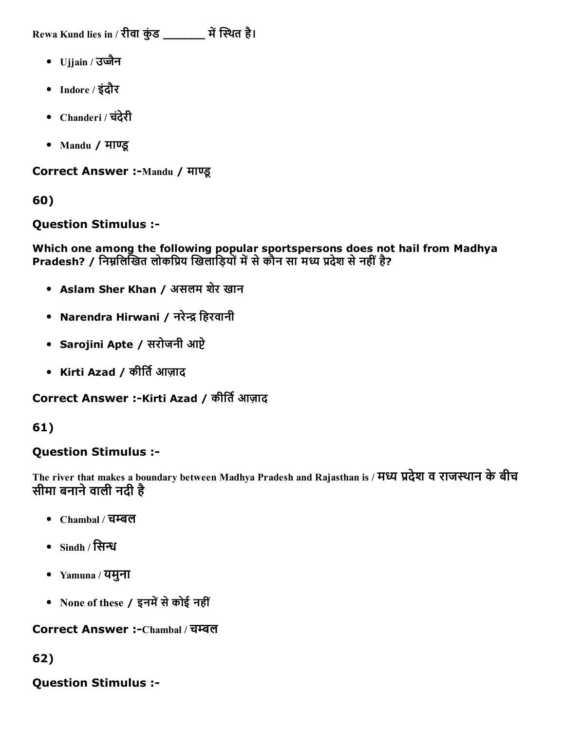Rewa Kund lies in / रीवा कुंड _______ में स्थित है।

- Ujjain / उज्जैन
- Indore / इंदौर
- Chanderi / चंदेरी
- Mandu / माण्डू

**Correct Answer :-**Mandu / माण्डू

**60)**

**Question Stimulus :-**

**Which one among the following popular sportspersons does not hail from Madhya Pradesh? / निम्नलिखित लोकप्रिय खिलाड़ियों में से कौन सा मध्य प्रदेश से नहीं है?**

- **Aslam Sher Khan / असलम शेर खान**
- **Narendra Hirwani / नरेन्द्र हिरवानी**
- **Sarojini Apte / सरोजनी आप्टे**
- **Kirti Azad / कीर्ति आज़ाद**

**Correct Answer :-Kirti Azad / कीर्ति आज़ाद**

**61)**

**Question Stimulus :-**

**The river that makes a boundary between Madhya Pradesh and Rajasthan is / मध्य प्रदेश व राजस्थान के बीच सीमा बनाने वाली नदी है**

- Chambal / चम्बल
- Sindh / सिन्ध
- Yamuna / यमुना
- None of these / इनमें से कोई नहीं

**Correct Answer :-**Chambal / चम्बल

**62)**

**Question Stimulus :-**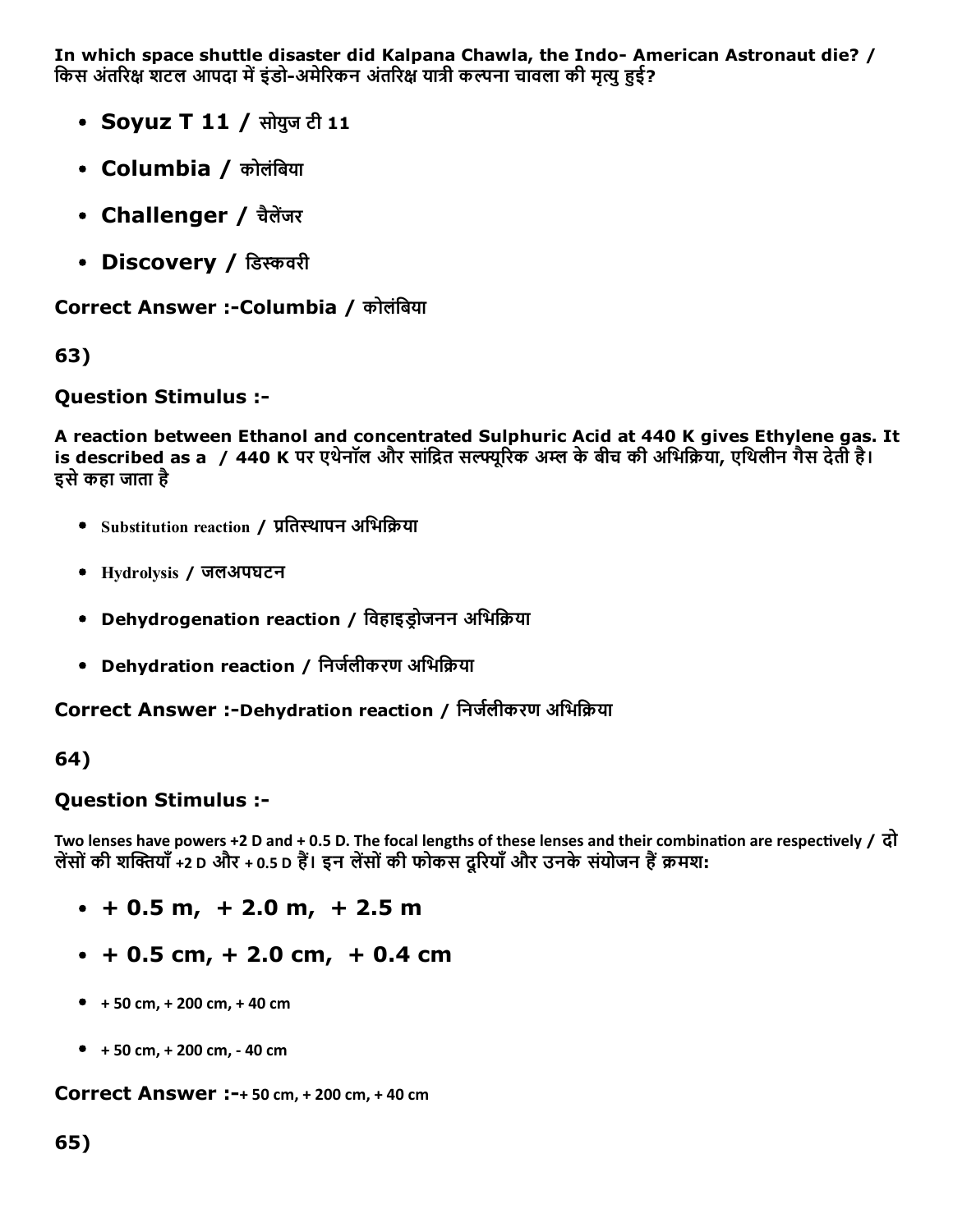**In which space shuttle disaster did Kalpana Chawla, the Indo- American Astronaut die? / किस अंतरिक्ष शटल आपदा में इंडो-अमेरिकन अंतरिक्ष यात्री कल्पना चावला की मृत्यु हुई?**

- **Soyuz T 11 / सोयुज टी 11**
- **Columbia / कोलंबिया**
- **Challenger / चैलेंजर**
- **Discovery / डिस्कवरी**

**Correct Answer :-Columbia / कोलंबिया**

**63)**

**Question Stimulus :-**

**A reaction between Ethanol and concentrated Sulphuric Acid at 440 K gives Ethylene gas. It is described as a / 440 K पर एथेनॉल और सांद्रित सल्फ्यूरिक अम्ल के बीच की अभिक्रिया, एथिलीन गैस देती है। इसे कहा जाता है**

- Substitution reaction / प्रतिस्थापन अभिक्रिया
- Hydrolysis / जलअपघटन
- **Dehydrogenation reaction / विहाइड्रोजनन अभिक्रिया**
- **Dehydration reaction / निर्जलीकरण अभिक्रिया**

**Correct Answer :-Dehydration reaction / निर्जलीकरण अभिक्रिया**

**64)**

**Question Stimulus :-**

**Two lenses have powers +2 D and + 0.5 D. The focal lengths of these lenses and their combination are respectively / दो लेंसों की शक्तियाँ +2 D और + 0.5 D हैं। इन लेंसों की फोकस दूरियाँ और उनके संयोजन हैं क्रमशः**

- **+ 0.5 m, + 2.0 m, + 2.5 m**
- **+ 0.5 cm, + 2.0 cm, + 0.4 cm**
- + 50 cm, + 200 cm, + 40 cm
- + 50 cm, + 200 cm, - 40 cm

**Correct Answer :-+ 50 cm, + 200 cm, + 40 cm**

**65)**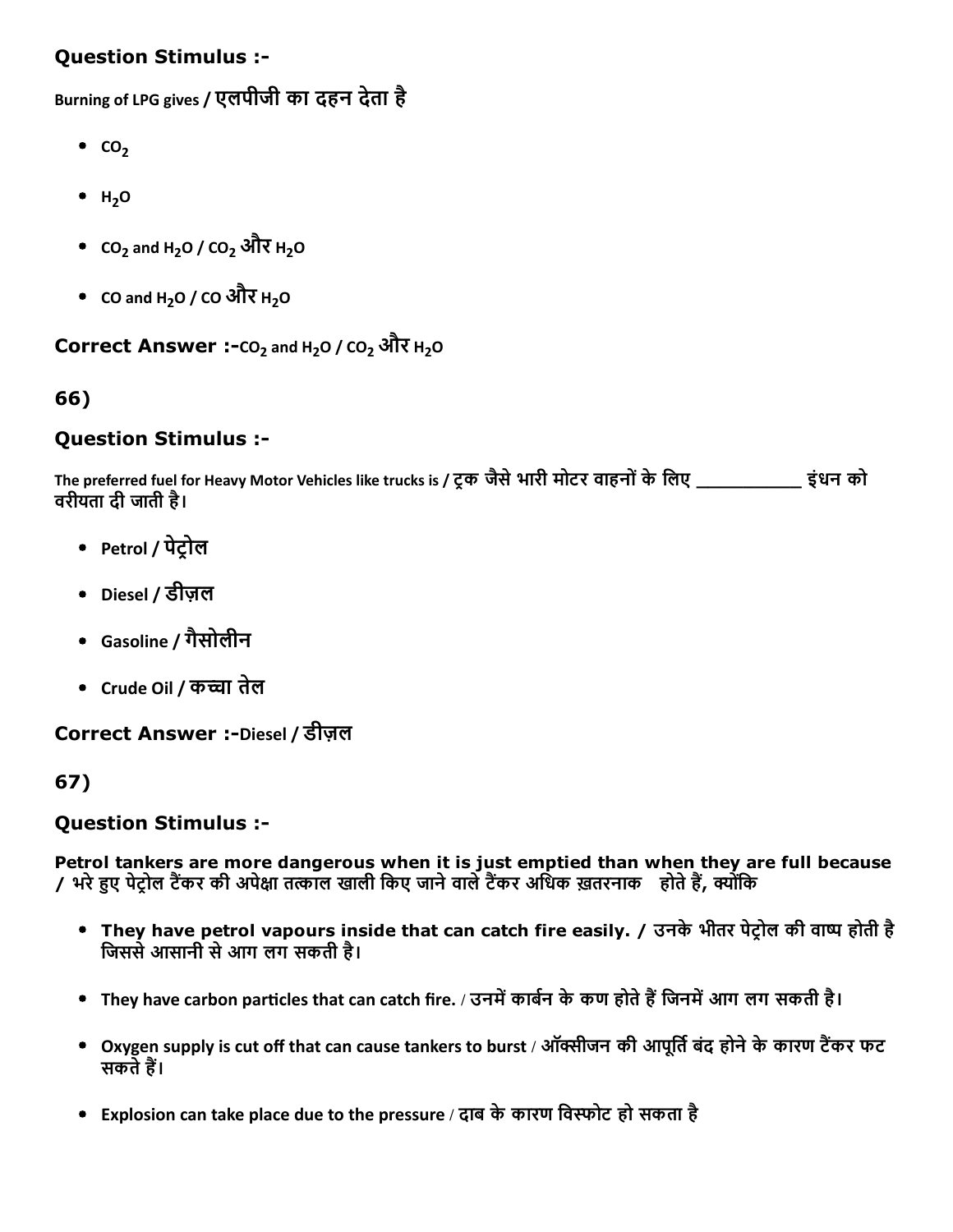### Question Stimulus :-

Burning of LPG gives / एलपीजी का दहन देता है

- $CO_2$
- $H_2O$
- $CO_2$ and $H_2O$ / $CO_2$ और $H_2O$
- CO and $H_2O$ / CO और $H_2O$

**Correct Answer :-**$CO_2$ and $H_2O$ / $CO_2$ और $H_2O$

## 66)

### Question Stimulus :-

The preferred fuel for Heavy Motor Vehicles like trucks is / ट्रक जैसे भारी मोटर वाहनों के लिए __________ इंधन को वरीयता दी जाती है।

- Petrol / पेट्रोल
- Diesel / डीज़ल
- Gasoline / गैसोलीन
- Crude Oil / कच्चा तेल

**Correct Answer :-**Diesel / डीज़ल

## 67)

### Question Stimulus :-

**Petrol tankers are more dangerous when it is just emptied than when they are full because / भरे हुए पेट्रोल टैंकर की अपेक्षा तत्काल खाली किए जाने वाले टैंकर अधिक ख़तरनाक होते हैं, क्योंकि**

- **They have petrol vapours inside that can catch fire easily. / उनके भीतर पेट्रोल की वाष्प होती है जिससे आसानी से आग लग सकती है।**
- They have carbon particles that can catch fire. / उनमें कार्बन के कण होते हैं जिनमें आग लग सकती है।
- Oxygen supply is cut off that can cause tankers to burst / ऑक्सीजन की आपूर्ति बंद होने के कारण टैंकर फट सकते हैं।
- Explosion can take place due to the pressure / दाब के कारण विस्फोट हो सकता है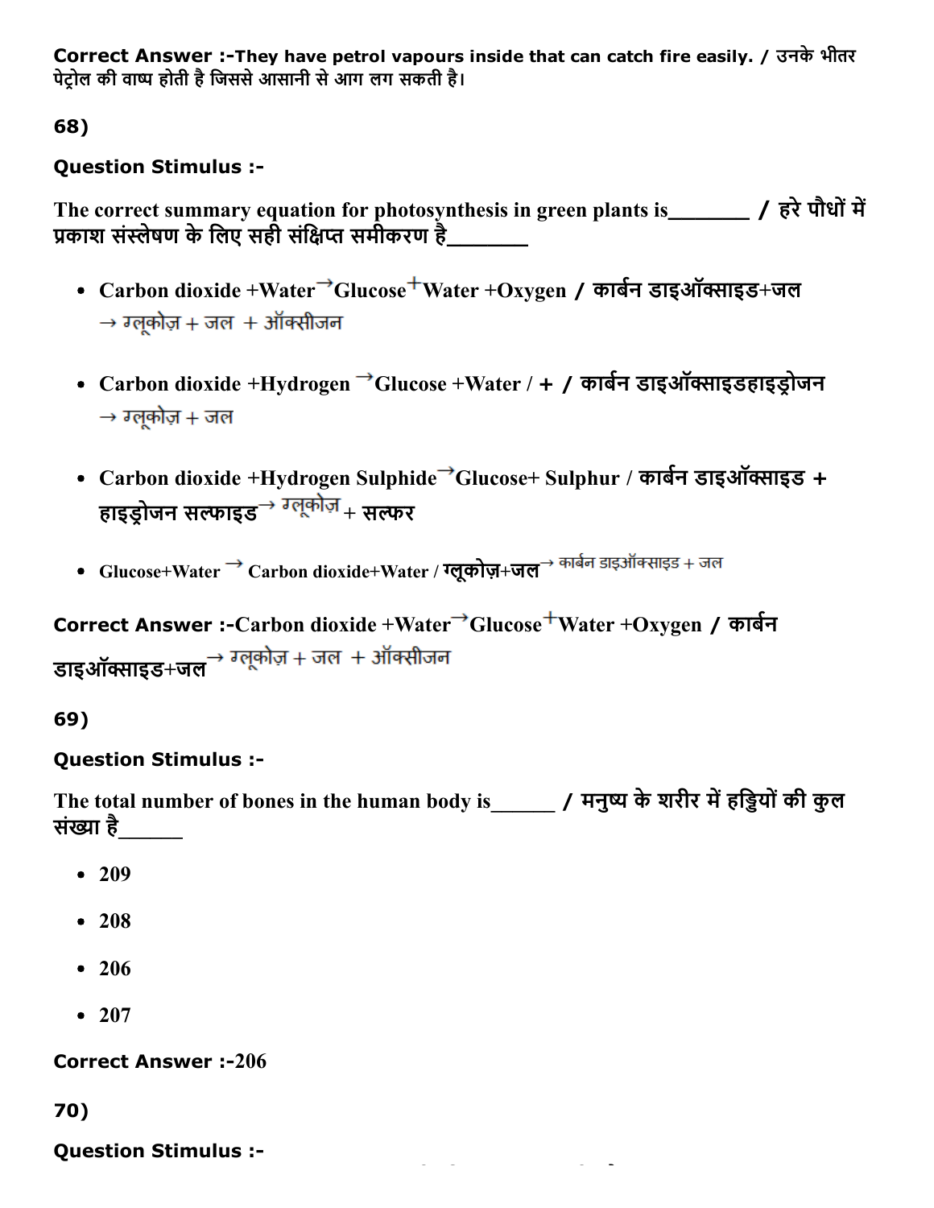**Correct Answer :-**They have petrol vapours inside that can catch fire easily. / उनके भीतर पेट्रोल की वाष्प होती है जिससे आसानी से आग लग सकती है।

**68)**

**Question Stimulus :-**

The correct summary equation for photosynthesis in green plants is________ / हरे पौधों में प्रकाश संस्लेषण के लिए सही संक्षिप्त समीकरण है________

- Carbon dioxide +Water → Glucose + Water +Oxygen / कार्बन डाइऑक्साइड+जल → ग्लूकोज़ + जल + ऑक्सीजन
- Carbon dioxide +Hydrogen → Glucose +Water / + / कार्बन डाइऑक्साइडहाइड्रोजन → ग्लूकोज़ + जल
- Carbon dioxide +Hydrogen Sulphide → Glucose+ Sulphur / कार्बन डाइऑक्साइड + हाइड्रोजन सल्फाइड → ग्लूकोज़ + सल्फर
- Glucose+Water → Carbon dioxide+Water / ग्लूकोज़+जल → कार्बन डाइऑक्साइड + जल

**Correct Answer :-**Carbon dioxide +Water → Glucose + Water +Oxygen / कार्बन डाइऑक्साइड+जल → ग्लूकोज़ + जल + ऑक्सीजन

**69)**

**Question Stimulus :-**

The total number of bones in the human body is______ / मनुष्य के शरीर में हड्डियों की कुल संख्या है______

- 209
- 208
- 206
- 207

**Correct Answer :-**206

**70)**

**Question Stimulus :-**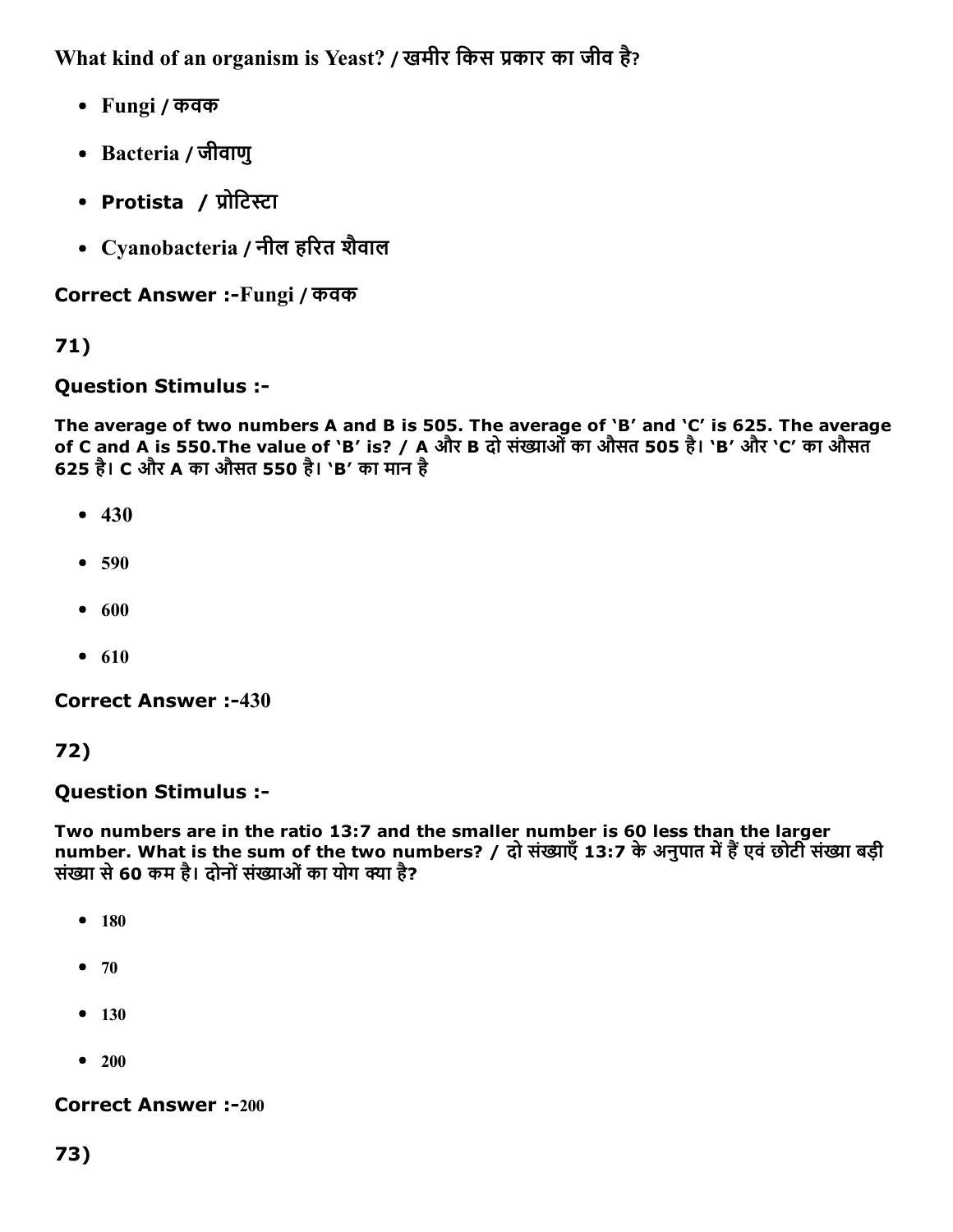**What kind of an organism is Yeast? / खमीर किस प्रकार का जीव है?**

- Fungi / कवक
- Bacteria / जीवाणु
- Protista / प्रोटिस्टा
- Cyanobacteria / नील हरित शैवाल

**Correct Answer :-**Fungi / कवक

**71)**

**Question Stimulus :-**

**The average of two numbers A and B is 505. The average of 'B' and 'C' is 625. The average of C and A is 550.The value of 'B' is? / A और B दो संख्याओं का औसत 505 है। 'B' और 'C' का औसत 625 है। C और A का औसत 550 है। 'B' का मान है**

- 430
- 590
- 600
- 610

**Correct Answer :-**430

**72)**

**Question Stimulus :-**

**Two numbers are in the ratio 13:7 and the smaller number is 60 less than the larger number. What is the sum of the two numbers? / दो संख्याएँ 13:7 के अनुपात में हैं एवं छोटी संख्या बड़ी संख्या से 60 कम है। दोनों संख्याओं का योग क्या है?**

- 180
- 70
- 130
- 200

**Correct Answer :-**200

**73)**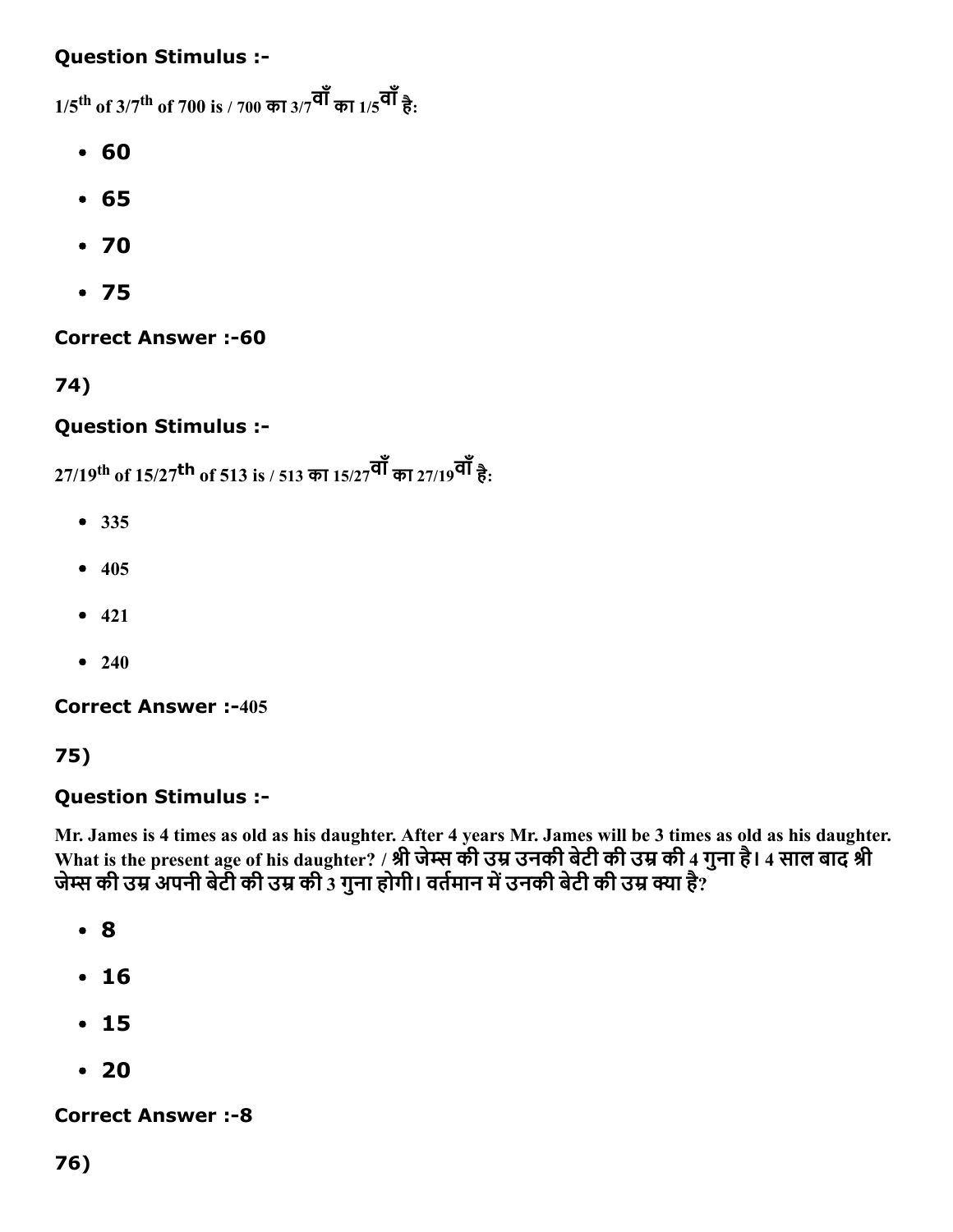### Question Stimulus :-

$1/5^{th}$ of $3/7^{th}$ of 700 is / 700 का 3/7वाँ का 1/5वाँ है:

- 60
- 65
- 70
- 75

**Correct Answer :-60**

74)

### Question Stimulus :-

$27/19^{th}$ of $15/27^{th}$ of 513 is / 513 का 15/27वाँ का 27/19वाँ है:

- 335
- 405
- 421
- 240

**Correct Answer :-405**

75)

### Question Stimulus :-

**Mr. James is 4 times as old as his daughter. After 4 years Mr. James will be 3 times as old as his daughter. What is the present age of his daughter? / श्री जेम्स की उम्र उनकी बेटी की उम्र की 4 गुना है। 4 साल बाद श्री जेम्स की उम्र अपनी बेटी की उम्र की 3 गुना होगी। वर्तमान में उनकी बेटी की उम्र क्या है?**

- 8
- 16
- 15
- 20

**Correct Answer :-8**

76)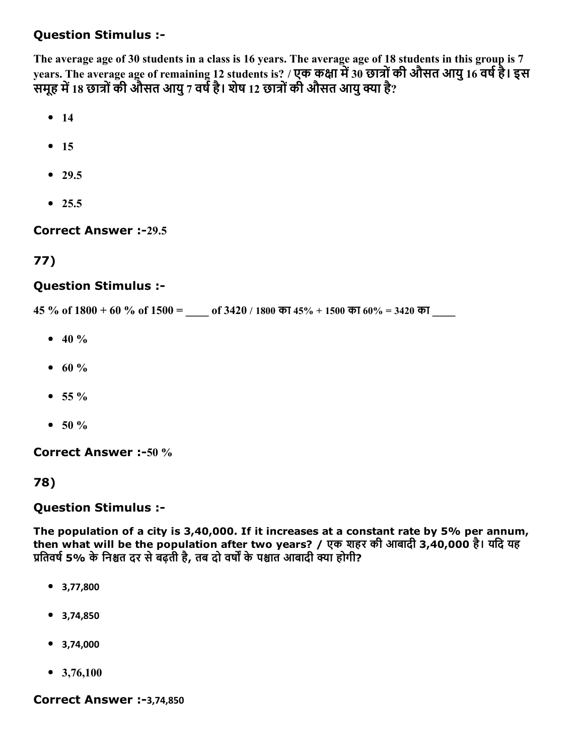### Question Stimulus :-

**The average age of 30 students in a class is 16 years. The average age of 18 students in this group is 7 years. The average age of remaining 12 students is? / एक कक्षा में 30 छात्रों की औसत आयु 16 वर्ष है। इस समूह में 18 छात्रों की औसत आयु 7 वर्ष है। शेष 12 छात्रों की औसत आयु क्या है?**

- 14
- 15
- 29.5
- 25.5

**Correct Answer :-29.5**

## 77)

### Question Stimulus :-

**45 % of 1800 + 60 % of 1500 = \_\_\_\_ of 3420 / 1800 का 45% + 1500 का 60% = 3420 का \_\_\_\_**

- 40 %
- 60 %
- 55 %
- 50 %

**Correct Answer :-50 %**

## 78)

### Question Stimulus :-

**The population of a city is 3,40,000. If it increases at a constant rate by 5% per annum, then what will be the population after two years? / एक शहर की आबादी 3,40,000 है। यदि यह प्रतिवर्ष 5% के निश्चत दर से बढ़ती है, तब दो वर्षों के पश्चात आबादी क्या होगी?**

- 3,77,800
- 3,74,850
- 3,74,000
- 3,76,100

**Correct Answer :-3,74,850**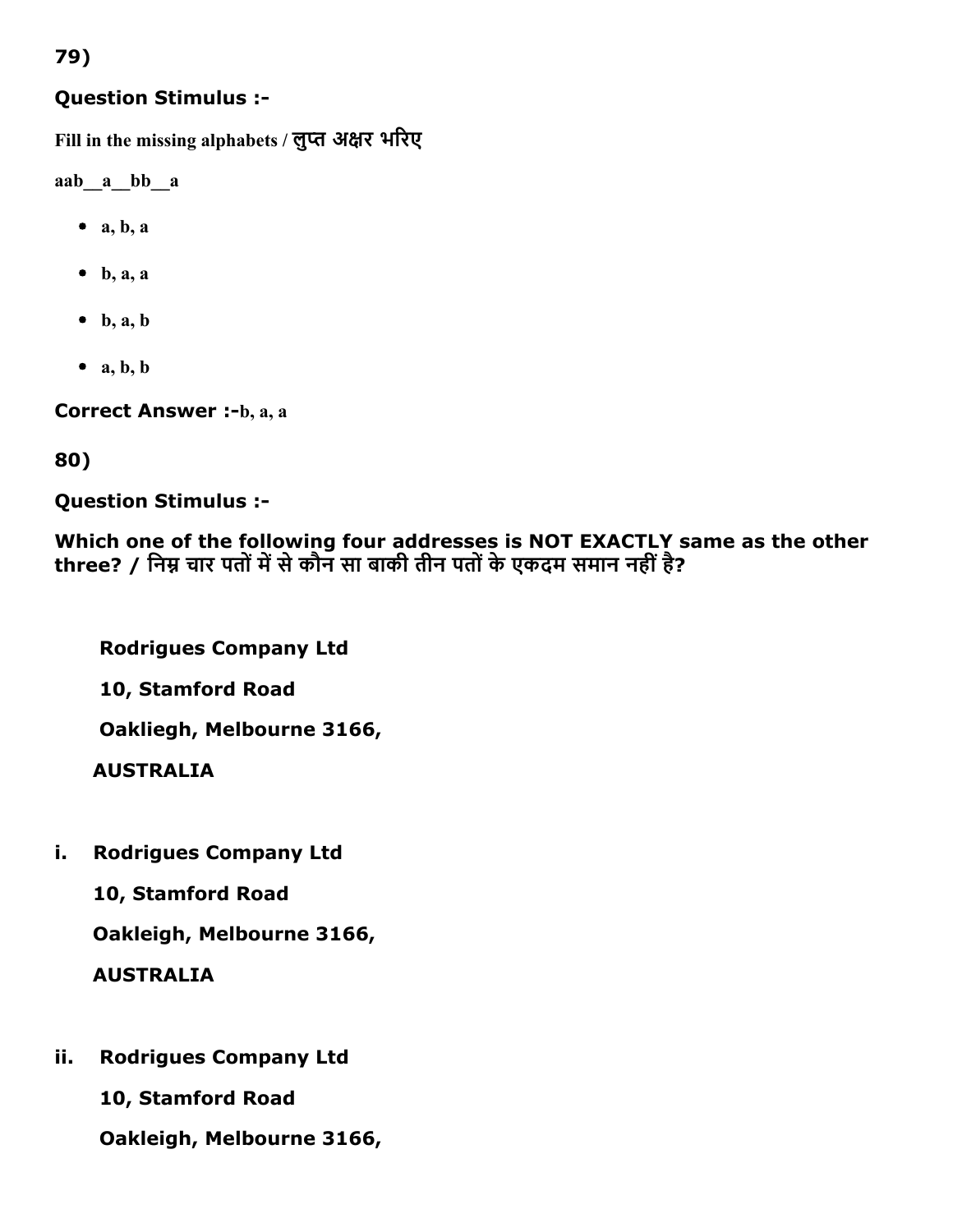79)

**Question Stimulus :-**

Fill in the missing alphabets / **लुप्त अक्षर भरिए**

aab__a__bb__a

- a, b, a
- b, a, a
- b, a, b
- a, b, b

**Correct Answer :-**b, a, a

80)

**Question Stimulus :-**

**Which one of the following four addresses is NOT EXACTLY same as the other three? / निम्न चार पतों में से कौन सा बाकी तीन पतों के एकदम समान नहीं है?**

**Rodrigues Company Ltd**

**10, Stamford Road**

**Oakliegh, Melbourne 3166,**

**AUSTRALIA**

i. **Rodrigues Company Ltd**

**10, Stamford Road**

**Oakleigh, Melbourne 3166,**

**AUSTRALIA**

ii. **Rodrigues Company Ltd**

**10, Stamford Road**

**Oakleigh, Melbourne 3166,**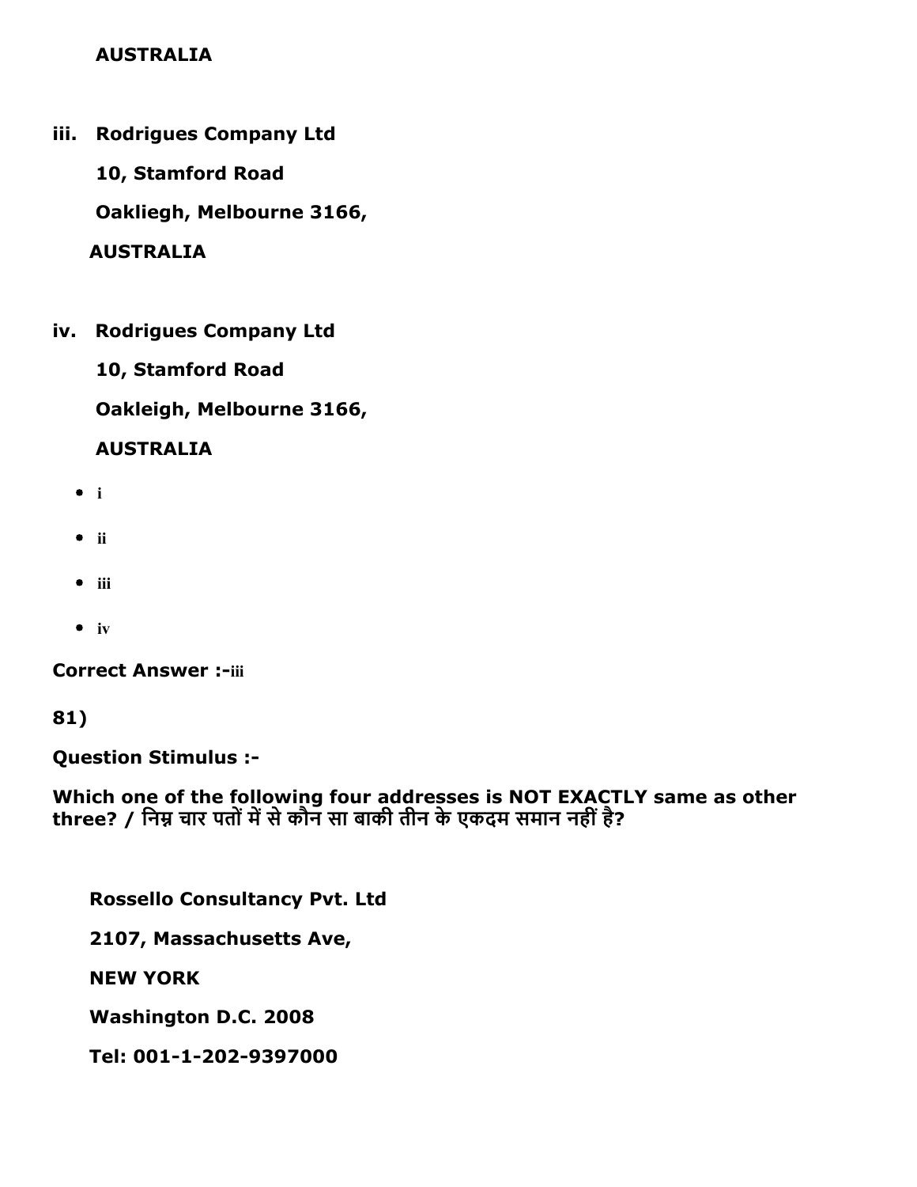**AUSTRALIA**

iii. **Rodrigues Company Ltd**

**10, Stamford Road**

**Oakliegh, Melbourne 3166,**

**AUSTRALIA**

iv. **Rodrigues Company Ltd**

**10, Stamford Road**

**Oakleigh, Melbourne 3166,**

**AUSTRALIA**

- i
- ii
- iii
- iv

**Correct Answer :-**iii

**81)**

**Question Stimulus :-**

**Which one of the following four addresses is NOT EXACTLY same as other three? / निम्न चार पतों में से कौन सा बाकी तीन के एकदम समान नहीं है?**

**Rossello Consultancy Pvt. Ltd**

**2107, Massachusetts Ave,**

**NEW YORK**

**Washington D.C. 2008**

**Tel: 001-1-202-9397000**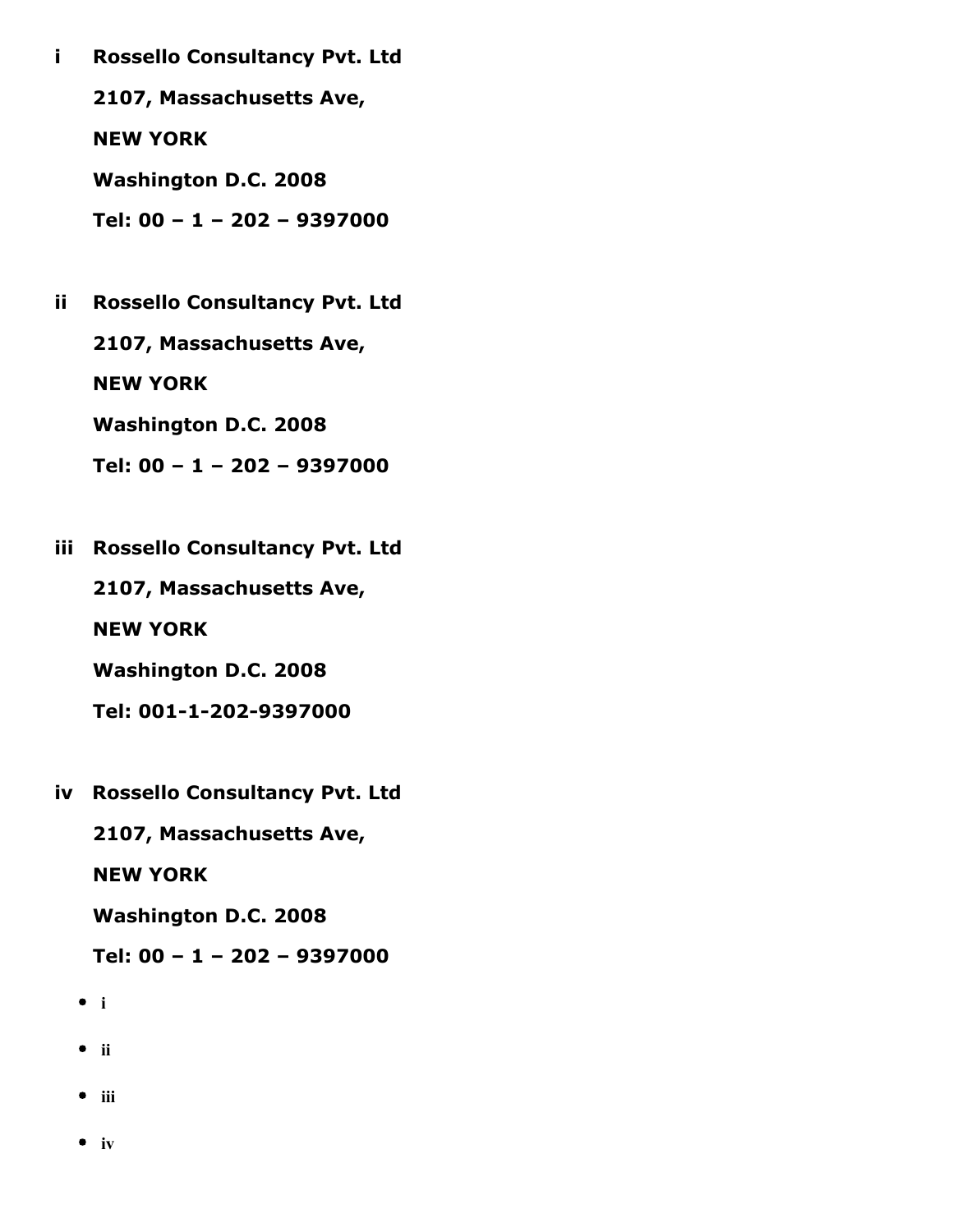**i Rossello Consultancy Pvt. Ltd**

**2107, Massachusetts Ave,**

**NEW YORK**

**Washington D.C. 2008**

**Tel: 00 – 1 – 202 – 9397000**

**ii Rossello Consultancy Pvt. Ltd**

**2107, Massachusetts Ave,**

**NEW YORK**

**Washington D.C. 2008**

**Tel: 00 – 1 – 202 – 9397000**

**iii Rossello Consultancy Pvt. Ltd**

**2107, Massachusetts Ave,**

**NEW YORK**

**Washington D.C. 2008**

**Tel: 001-1-202-9397000**

**iv Rossello Consultancy Pvt. Ltd**

**2107, Massachusetts Ave,**

**NEW YORK**

**Washington D.C. 2008**

**Tel: 00 – 1 – 202 – 9397000**

- **i**
- **ii**
- **iii**
- **iv**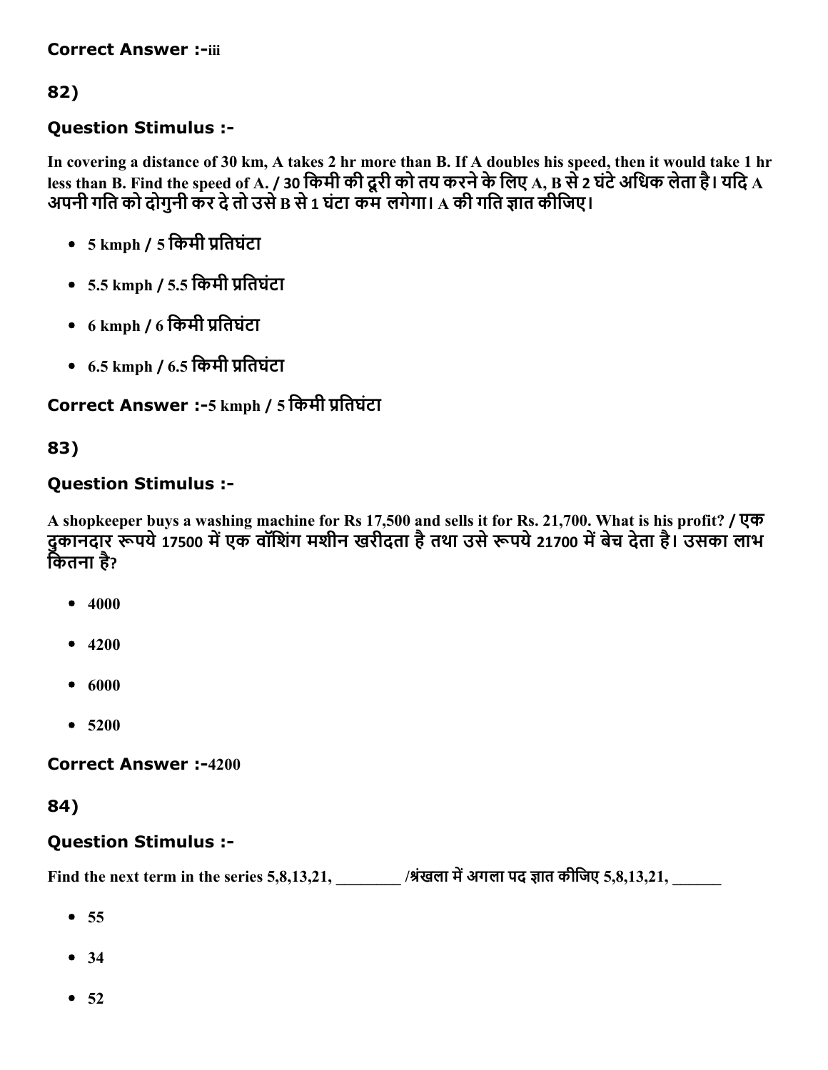**Correct Answer :-**iii

## 82)

### Question Stimulus :-

**In covering a distance of 30 km, A takes 2 hr more than B. If A doubles his speed, then it would take 1 hr less than B. Find the speed of A. / 30 किमी की दूरी को तय करने के लिए A, B से 2 घंटे अधिक लेता है। यदि A अपनी गति को दोगुनी कर दे तो उसे B से 1 घंटा कम लगेगा। A की गति ज्ञात कीजिए।**

- **5 kmph / 5 किमी प्रतिघंटा**
- **5.5 kmph / 5.5 किमी प्रतिघंटा**
- **6 kmph / 6 किमी प्रतिघंटा**
- **6.5 kmph / 6.5 किमी प्रतिघंटा**

**Correct Answer :-**5 kmph / 5 किमी प्रतिघंटा

## 83)

### Question Stimulus :-

**A shopkeeper buys a washing machine for Rs 17,500 and sells it for Rs. 21,700. What is his profit? / एक दुकानदार रूपये 17500 में एक वॉशिंग मशीन खरीदता है तथा उसे रूपये 21700 में बेच देता है। उसका लाभ कितना है?**

- **4000**
- **4200**
- **6000**
- **5200**

**Correct Answer :-**4200

## 84)

### Question Stimulus :-

**Find the next term in the series 5,8,13,21, ________ /श्रंखला में अगला पद ज्ञात कीजिए 5,8,13,21, ______**

- **55**
- **34**
- **52**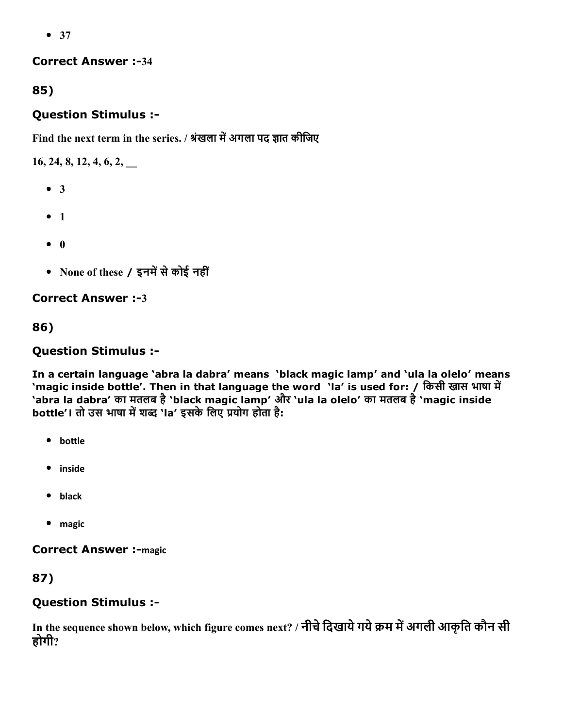- 37

**Correct Answer :-**34

## 85)

### Question Stimulus :-

Find the next term in the series. / श्रंखला में अगला पद ज्ञात कीजिए

16, 24, 8, 12, 4, 6, 2, __

- 3
- 1
- 0
- None of these / इनमें से कोई नहीं

**Correct Answer :-**3

## 86)

### Question Stimulus :-

**In a certain language 'abra la dabra' means 'black magic lamp' and 'ula la olelo' means 'magic inside bottle'. Then in that language the word 'la' is used for: / किसी खास भाषा में 'abra la dabra' का मतलब है 'black magic lamp' और 'ula la olelo' का मतलब है 'magic inside bottle'। तो उस भाषा में शब्द 'la' इसके लिए प्रयोग होता है:**

- bottle
- inside
- black
- magic

**Correct Answer :-**magic

## 87)

### Question Stimulus :-

In the sequence shown below, which figure comes next? / नीचे दिखाये गये क्रम में अगली आकृति कौन सी होगी?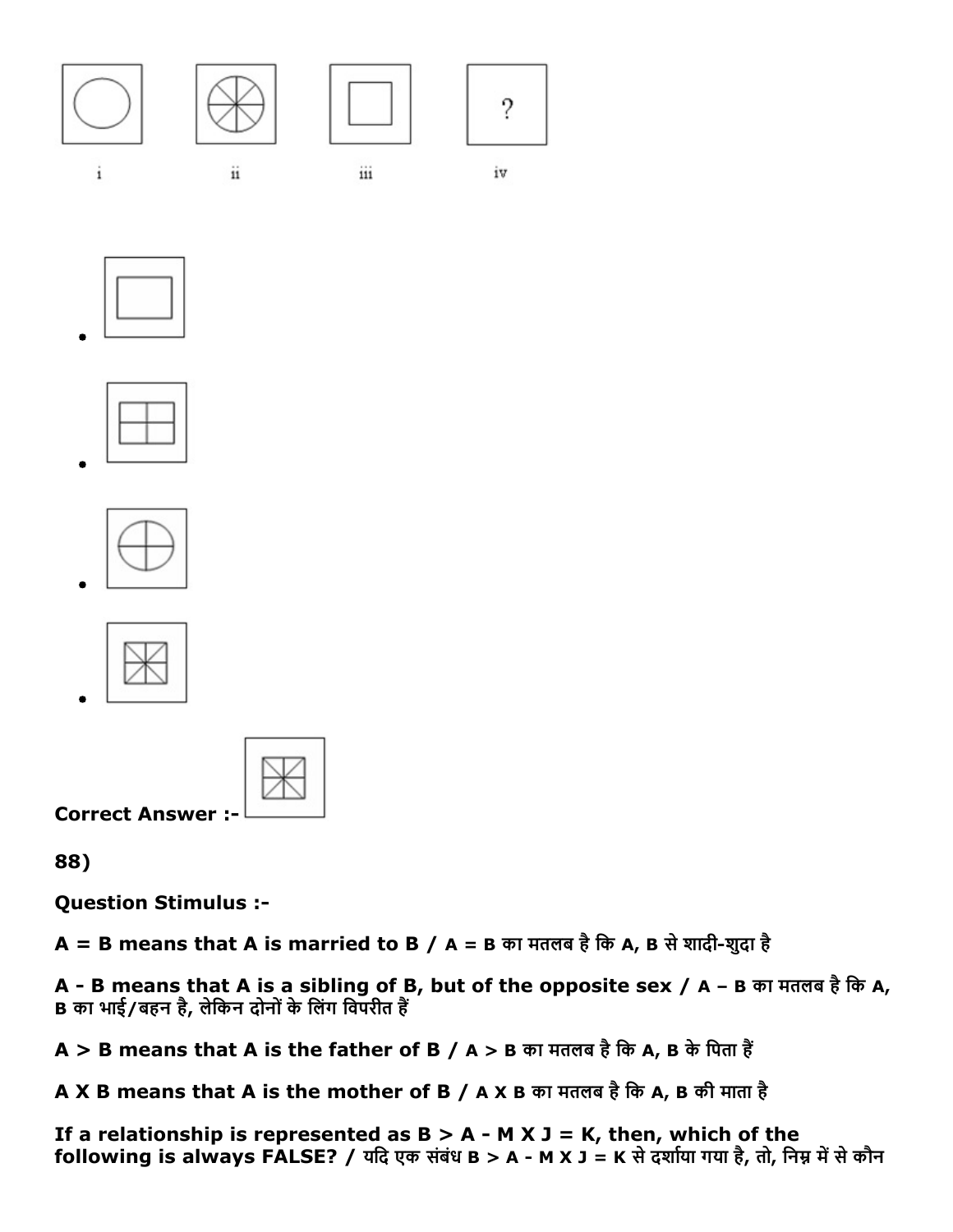i ii iii iv

?

- 
- 
- 
- 

**Correct Answer :-**

**88)**

**Question Stimulus :-**

**A = B means that A is married to B / A = B का मतलब है कि A, B से शादी-शुदा है**

**A - B means that A is a sibling of B, but of the opposite sex / A – B का मतलब है कि A, B का भाई/बहन है, लेकिन दोनों के लिंग विपरीत हैं**

**A > B means that A is the father of B / A > B का मतलब है कि A, B के पिता हैं**

**A X B means that A is the mother of B / A X B का मतलब है कि A, B की माता है**

**If a relationship is represented as B > A - M X J = K, then, which of the following is always FALSE? / यदि एक संबंध B > A - M X J = K से दर्शाया गया है, तो, निम्न में से कौन**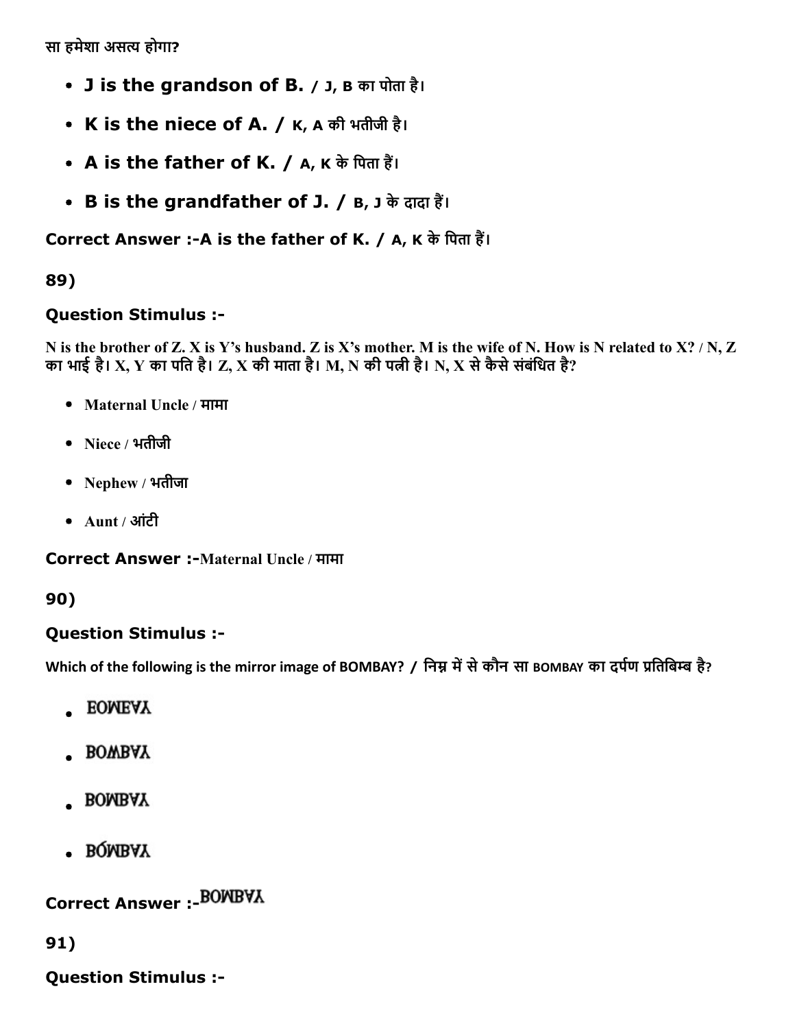सा हमेशा असत्य होगा?

- **J is the grandson of B. / J, B का पोता है।**
- **K is the niece of A. / K, A की भतीजी है।**
- **A is the father of K. / A, K के पिता हैं।**
- **B is the grandfather of J. / B, J के दादा हैं।**

**Correct Answer :-A is the father of K. / A, K के पिता हैं।**

**89)**

**Question Stimulus :-**

**N is the brother of Z. X is Y's husband. Z is X's mother. M is the wife of N. How is N related to X? / N, Z का भाई है। X, Y का पति है। Z, X की माता है। M, N की पत्नी है। N, X से कैसे संबंधित है?**

- **Maternal Uncle / मामा**
- **Niece / भतीजी**
- **Nephew / भतीजा**
- **Aunt / आंटी**

**Correct Answer :-Maternal Uncle / मामा**

**90)**

**Question Stimulus :-**

**Which of the following is the mirror image of BOMBAY? / निम्न में से कौन सा BOMBAY का दर्पण प्रतिबिम्ब है?**

- EOMEAY
- BOWBAY
- BOMBAY
- BÓMBAY

**Correct Answer :-**BOMBAY

**91)**

**Question Stimulus :-**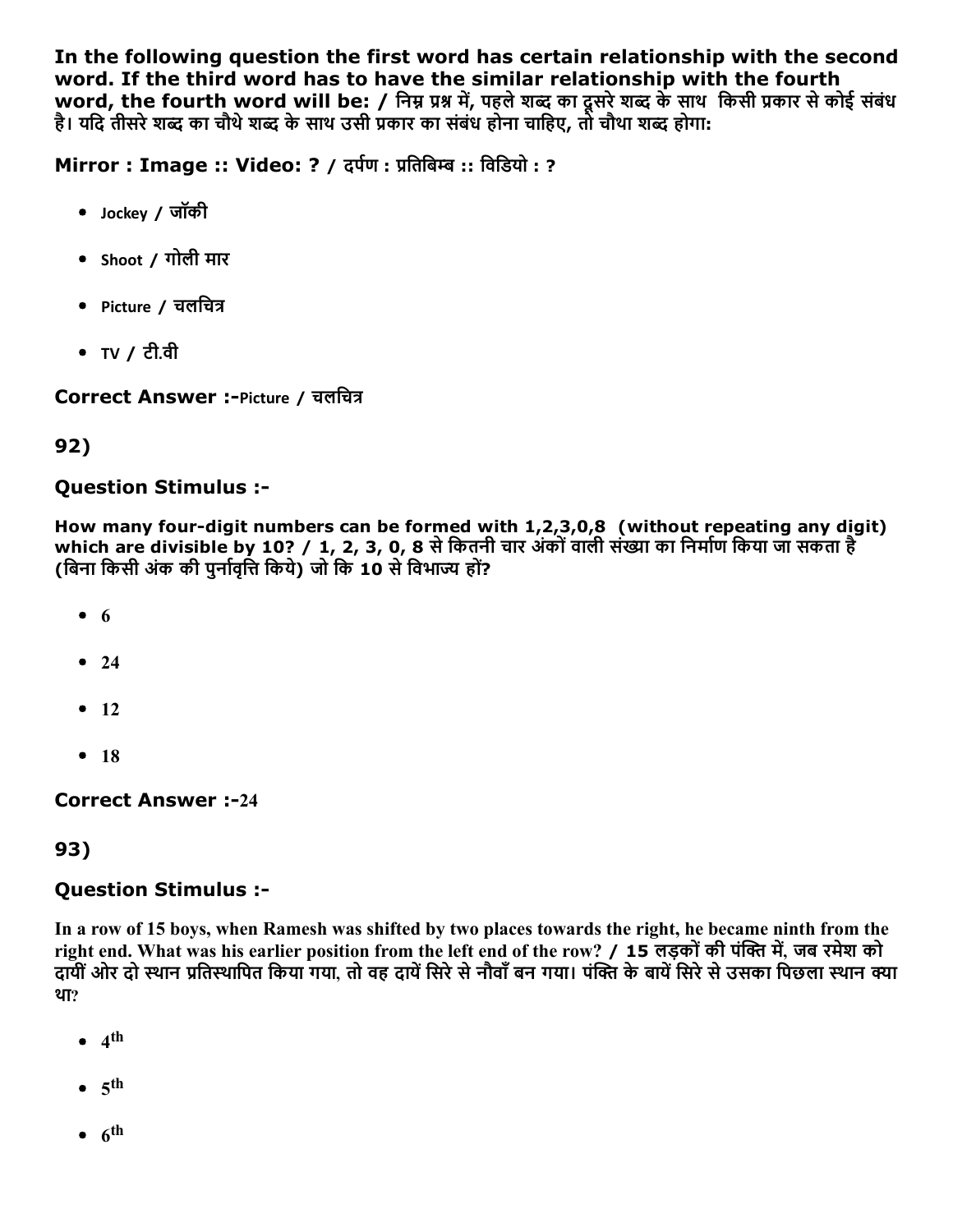**In the following question the first word has certain relationship with the second word. If the third word has to have the similar relationship with the fourth word, the fourth word will be: / निम्न प्रश्न में, पहले शब्द का दूसरे शब्द के साथ किसी प्रकार से कोई संबंध है। यदि तीसरे शब्द का चौथे शब्द के साथ उसी प्रकार का संबंध होना चाहिए, तो चौथा शब्द होगा:**

**Mirror : Image :: Video: ? / दर्पण : प्रतिबिम्ब :: विडियो : ?**

- Jockey / जॉकी
- Shoot / गोली मार
- Picture / चलचित्र
- TV / टी.वी

**Correct Answer :-**Picture / चलचित्र

## 92)

### Question Stimulus :-

**How many four-digit numbers can be formed with 1,2,3,0,8 (without repeating any digit) which are divisible by 10? / 1, 2, 3, 0, 8 से कितनी चार अंकों वाली संख्या का निर्माण किया जा सकता है (बिना किसी अंक की पुर्नावृत्ति किये) जो कि 10 से विभाज्य हों?**

- 6
- 24
- 12
- 18

**Correct Answer :-**24

## 93)

### Question Stimulus :-

**In a row of 15 boys, when Ramesh was shifted by two places towards the right, he became ninth from the right end. What was his earlier position from the left end of the row? / 15 लड़कों की पंक्ति में, जब रमेश को दायीं ओर दो स्थान प्रतिस्थापित किया गया, तो वह दायें सिरे से नौवाँ बन गया। पंक्ति के बायें सिरे से उसका पिछला स्थान क्या था?**

- 4th
- 5th
- 6th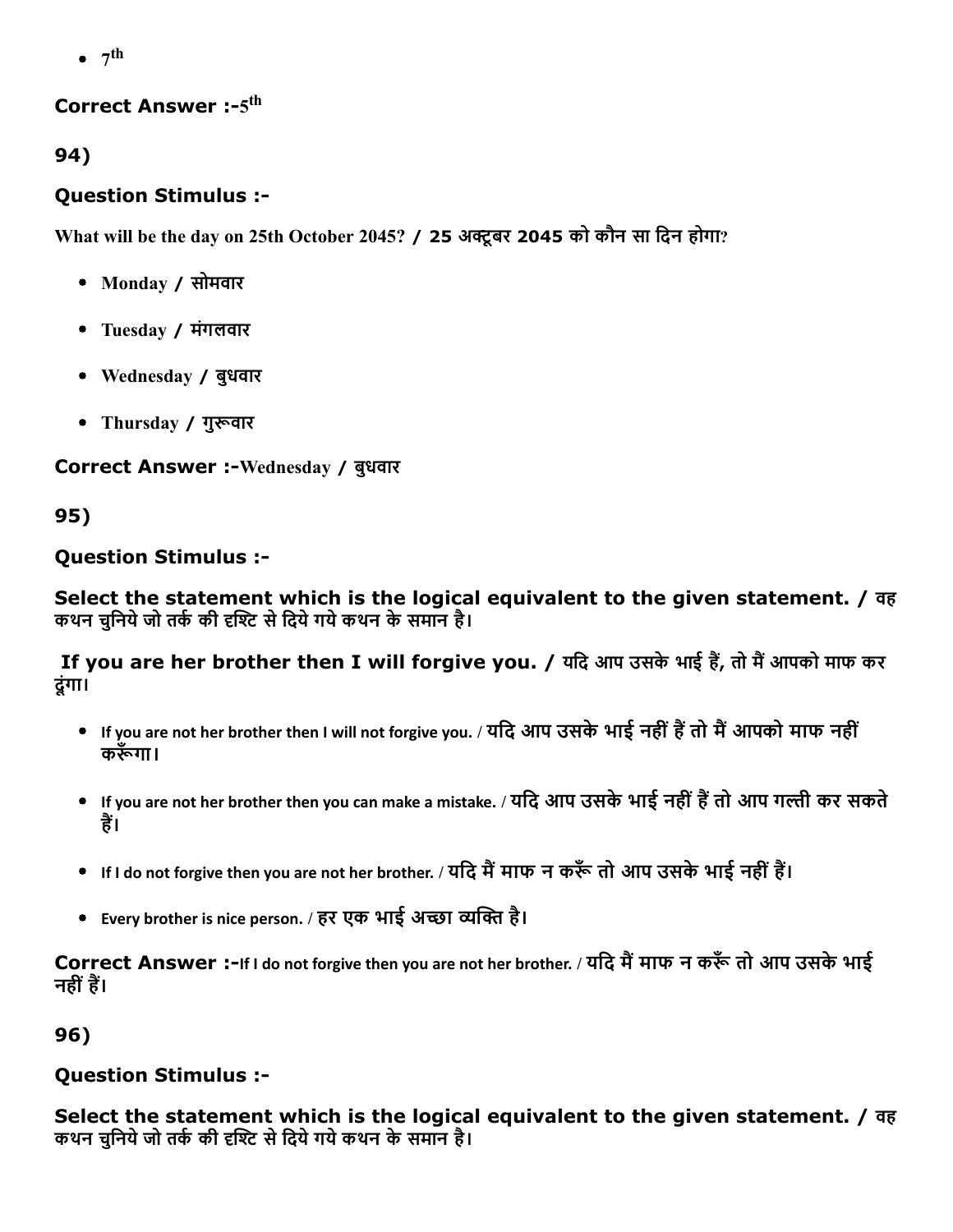- $7^{th}$

**Correct Answer :-** $5^{th}$

94)

**Question Stimulus :-**

What will be the day on 25th October 2045? / 25 अक्टूबर 2045 को कौन सा दिन होगा?

- Monday / सोमवार
- Tuesday / मंगलवार
- Wednesday / बुधवार
- Thursday / गुरूवार

**Correct Answer :-** Wednesday / बुधवार

95)

**Question Stimulus :-**

**Select the statement which is the logical equivalent to the given statement. / वह कथन चुनिये जो तर्क की दृश्टि से दिये गये कथन के समान है।**

**If you are her brother then I will forgive you. / यदि आप उसके भाई हैं, तो मैं आपको माफ कर दूंगा।**

- If you are not her brother then I will not forgive you. / यदि आप उसके भाई नहीं हैं तो मैं आपको माफ नहीं करूँगा।
- If you are not her brother then you can make a mistake. / यदि आप उसके भाई नहीं हैं तो आप गल्ती कर सकते हैं।
- If I do not forgive then you are not her brother. / यदि मैं माफ न करूँ तो आप उसके भाई नहीं हैं।
- Every brother is nice person. / हर एक भाई अच्छा व्यक्ति है।

**Correct Answer :-** If I do not forgive then you are not her brother. / यदि मैं माफ न करूँ तो आप उसके भाई नहीं हैं।

96)

**Question Stimulus :-**

**Select the statement which is the logical equivalent to the given statement. / वह कथन चुनिये जो तर्क की दृश्टि से दिये गये कथन के समान है।**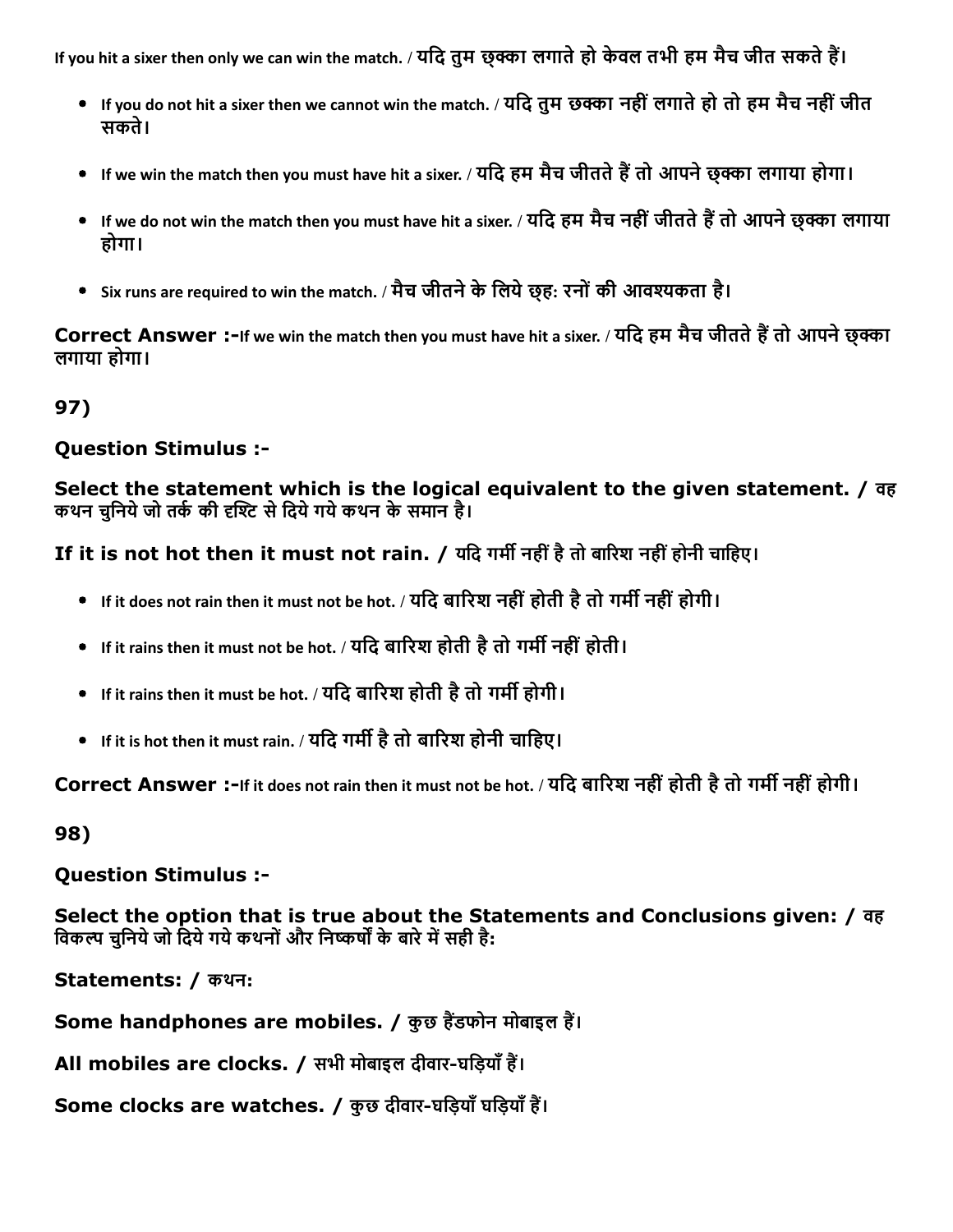If you hit a sixer then only we can win the match. / यदि तुम छक्का लगाते हो केवल तभी हम मैच जीत सकते हैं।

- If you do not hit a sixer then we cannot win the match. / यदि तुम छक्का नहीं लगाते हो तो हम मैच नहीं जीत सकते।
- If we win the match then you must have hit a sixer. / यदि हम मैच जीतते हैं तो आपने छ्क्का लगाया होगा।
- If we do not win the match then you must have hit a sixer. / यदि हम मैच नहीं जीतते हैं तो आपने छ्क्का लगाया होगा।
- Six runs are required to win the match. / मैच जीतने के लिये छ्ह: रनों की आवश्यकता है।

**Correct Answer :-**If we win the match then you must have hit a sixer. / यदि हम मैच जीतते हैं तो आपने छ्क्का लगाया होगा।

## 97)

**Question Stimulus :-**

**Select the statement which is the logical equivalent to the given statement. / वह कथन चुनिये जो तर्क की दृश्टि से दिये गये कथन के समान है।**

**If it is not hot then it must not rain. / यदि गर्मी नहीं है तो बारिश नहीं होनी चाहिए।**

- If it does not rain then it must not be hot. / यदि बारिश नहीं होती है तो गर्मी नहीं होगी।
- If it rains then it must not be hot. / यदि बारिश होती है तो गर्मी नहीं होती।
- If it rains then it must be hot. / यदि बारिश होती है तो गर्मी होगी।
- If it is hot then it must rain. / यदि गर्मी है तो बारिश होनी चाहिए।

**Correct Answer :-**If it does not rain then it must not be hot. / यदि बारिश नहीं होती है तो गर्मी नहीं होगी।

## 98)

**Question Stimulus :-**

**Select the option that is true about the Statements and Conclusions given: / वह विकल्प चुनिये जो दिये गये कथनों और निष्कर्षों के बारे में सही है:**

**Statements: / कथन:**

**Some handphones are mobiles. / कुछ हैंडफोन मोबाइल हैं।**

**All mobiles are clocks. / सभी मोबाइल दीवार-घड़ियाँ हैं।**

**Some clocks are watches. / कुछ दीवार-घड़ियाँ घड़ियाँ हैं।**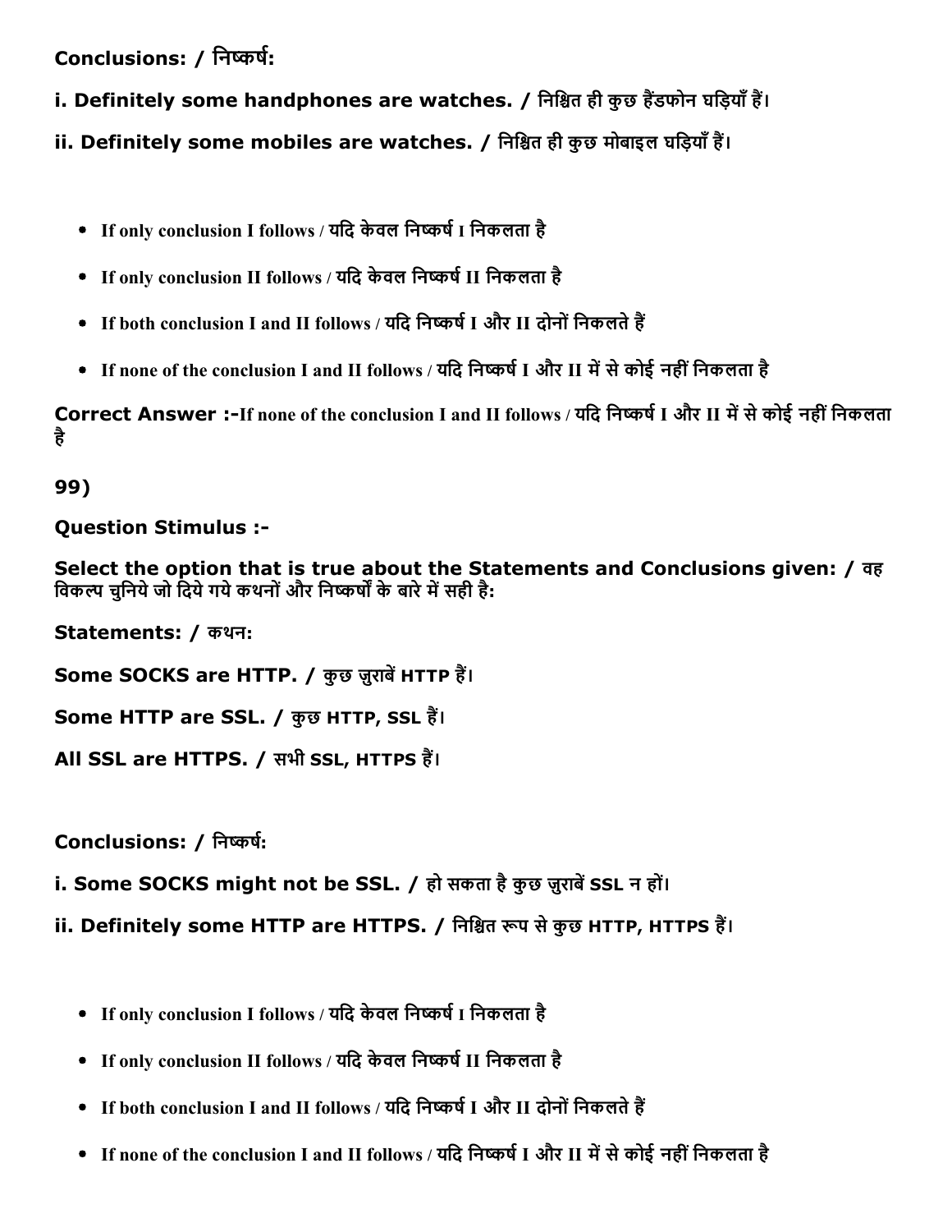**Conclusions: / निष्कर्ष:**

**i. Definitely some handphones are watches. / निश्चित ही कुछ हैंडफोन घड़ियाँ हैं।**

**ii. Definitely some mobiles are watches. / निश्चित ही कुछ मोबाइल घड़ियाँ हैं।**

- If only conclusion I follows / यदि केवल निष्कर्ष I निकलता है
- If only conclusion II follows / यदि केवल निष्कर्ष II निकलता है
- If both conclusion I and II follows / यदि निष्कर्ष I और II दोनों निकलते हैं
- If none of the conclusion I and II follows / यदि निष्कर्ष I और II में से कोई नहीं निकलता है

**Correct Answer :-**If none of the conclusion I and II follows / यदि निष्कर्ष I और II में से कोई नहीं निकलता है

**99)**

**Question Stimulus :-**

**Select the option that is true about the Statements and Conclusions given: / वह विकल्प चुनिये जो दिये गये कथनों और निष्कर्षों के बारे में सही है:**

**Statements: / कथन:**

**Some SOCKS are HTTP. / कुछ जुराबें HTTP हैं।**

**Some HTTP are SSL. / कुछ HTTP, SSL हैं।**

**All SSL are HTTPS. / सभी SSL, HTTPS हैं।**

**Conclusions: / निष्कर्ष:**

**i. Some SOCKS might not be SSL. / हो सकता है कुछ जुराबें SSL न हों।**

**ii. Definitely some HTTP are HTTPS. / निश्चित रूप से कुछ HTTP, HTTPS हैं।**

- If only conclusion I follows / यदि केवल निष्कर्ष I निकलता है
- If only conclusion II follows / यदि केवल निष्कर्ष II निकलता है
- If both conclusion I and II follows / यदि निष्कर्ष I और II दोनों निकलते हैं
- If none of the conclusion I and II follows / यदि निष्कर्ष I और II में से कोई नहीं निकलता है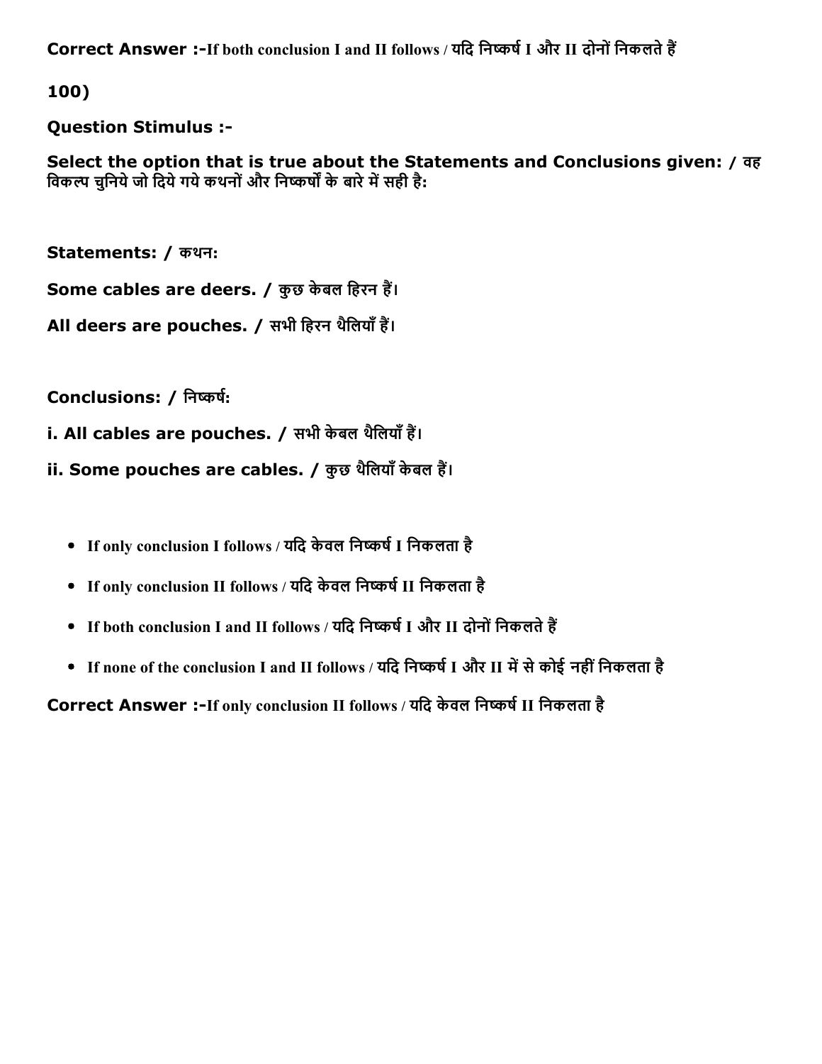**Correct Answer :-**If both conclusion I and II follows / यदि निष्कर्ष I और II दोनों निकलते हैं

**100)**

**Question Stimulus :-**

**Select the option that is true about the Statements and Conclusions given: / वह विकल्प चुनिये जो दिये गये कथनों और निष्कर्षों के बारे में सही है:**

**Statements: / कथन:**

**Some cables are deers. / कुछ केबल हिरन हैं।**

**All deers are pouches. / सभी हिरन थैलियाँ हैं।**

**Conclusions: / निष्कर्ष:**

**i. All cables are pouches. / सभी केबल थैलियाँ हैं।**

**ii. Some pouches are cables. / कुछ थैलियाँ केबल हैं।**

- If only conclusion I follows / यदि केवल निष्कर्ष I निकलता है
- If only conclusion II follows / यदि केवल निष्कर्ष II निकलता है
- If both conclusion I and II follows / यदि निष्कर्ष I और II दोनों निकलते हैं
- If none of the conclusion I and II follows / यदि निष्कर्ष I और II में से कोई नहीं निकलता है

**Correct Answer :-**If only conclusion II follows / यदि केवल निष्कर्ष II निकलता है